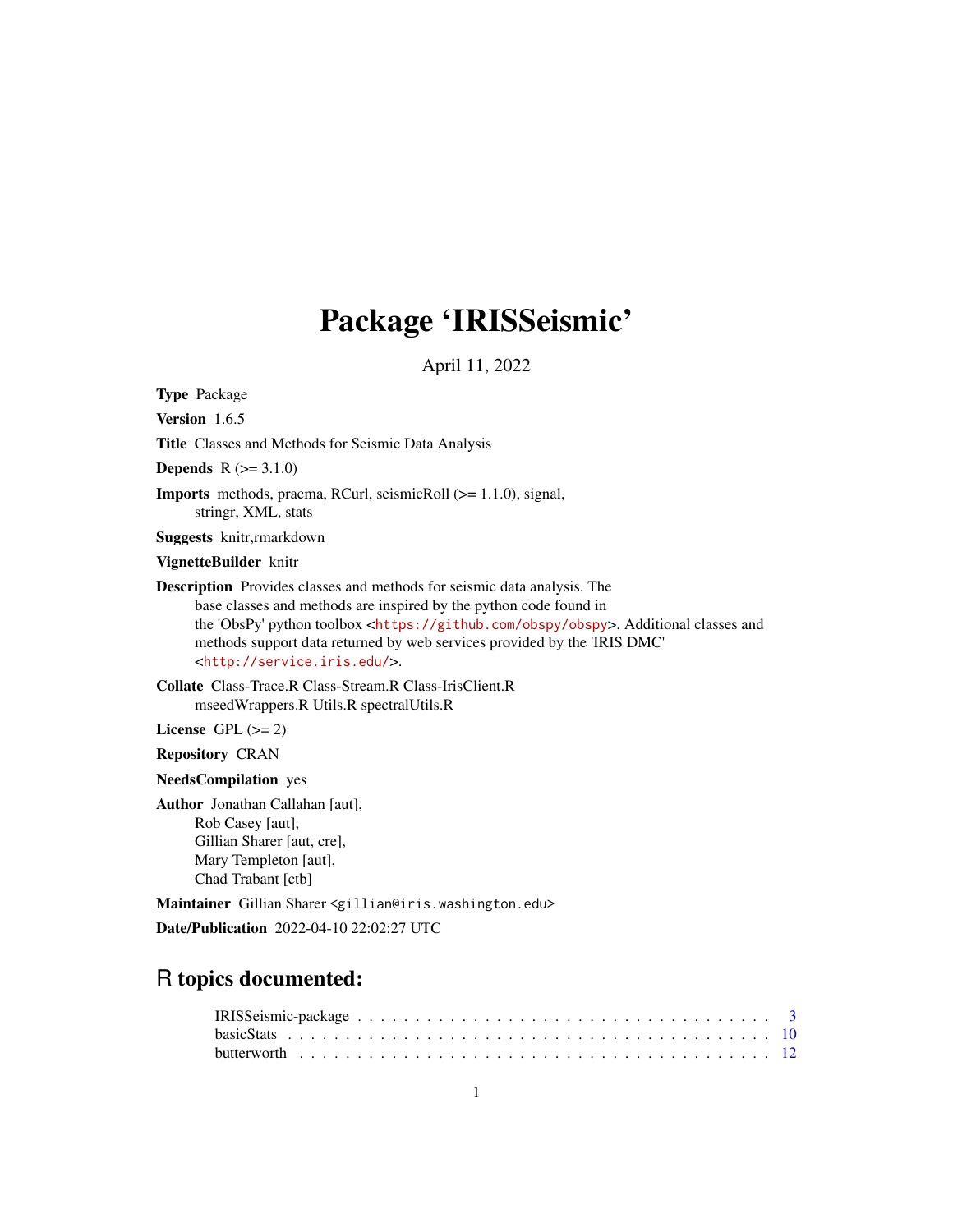# Package 'IRISSeismic'

April 11, 2022

**Type** Package

**Version** 1.6.5

**Title** Classes and Methods for Seismic Data Analysis

**Depends** R (>= 3.1.0)

**Imports** methods, pracma, RCurl, seismicRoll (>= 1.1.0), signal, stringr, XML, stats

**Suggests** knitr,rmarkdown

**VignetteBuilder** knitr

**Description** Provides classes and methods for seismic data analysis. The base classes and methods are inspired by the python code found in the 'ObsPy' python toolbox <https://github.com/obspy/obspy>. Additional classes and methods support data returned by web services provided by the 'IRIS DMC' <http://service.iris.edu/>.

**Collate** Class-Trace.R Class-Stream.R Class-IrisClient.R mseedWrappers.R Utils.R spectralUtils.R

**License** GPL (>= 2)

**Repository** CRAN

**NeedsCompilation** yes

**Author** Jonathan Callahan [aut],
Rob Casey [aut],
Gillian Sharer [aut, cre],
Mary Templeton [aut],
Chad Trabant [ctb]

**Maintainer** Gillian Sharer <gillian@iris.washington.edu>

**Date/Publication** 2022-04-10 22:02:27 UTC

## R topics documented:

IRISSeismic-package . . . . . . . . . . . . . . . . . . . . . . . . . . . . . . . . . . . . 3
basicStats . . . . . . . . . . . . . . . . . . . . . . . . . . . . . . . . . . . . . . . . . . 10
butterworth . . . . . . . . . . . . . . . . . . . . . . . . . . . . . . . . . . . . . . . . . 12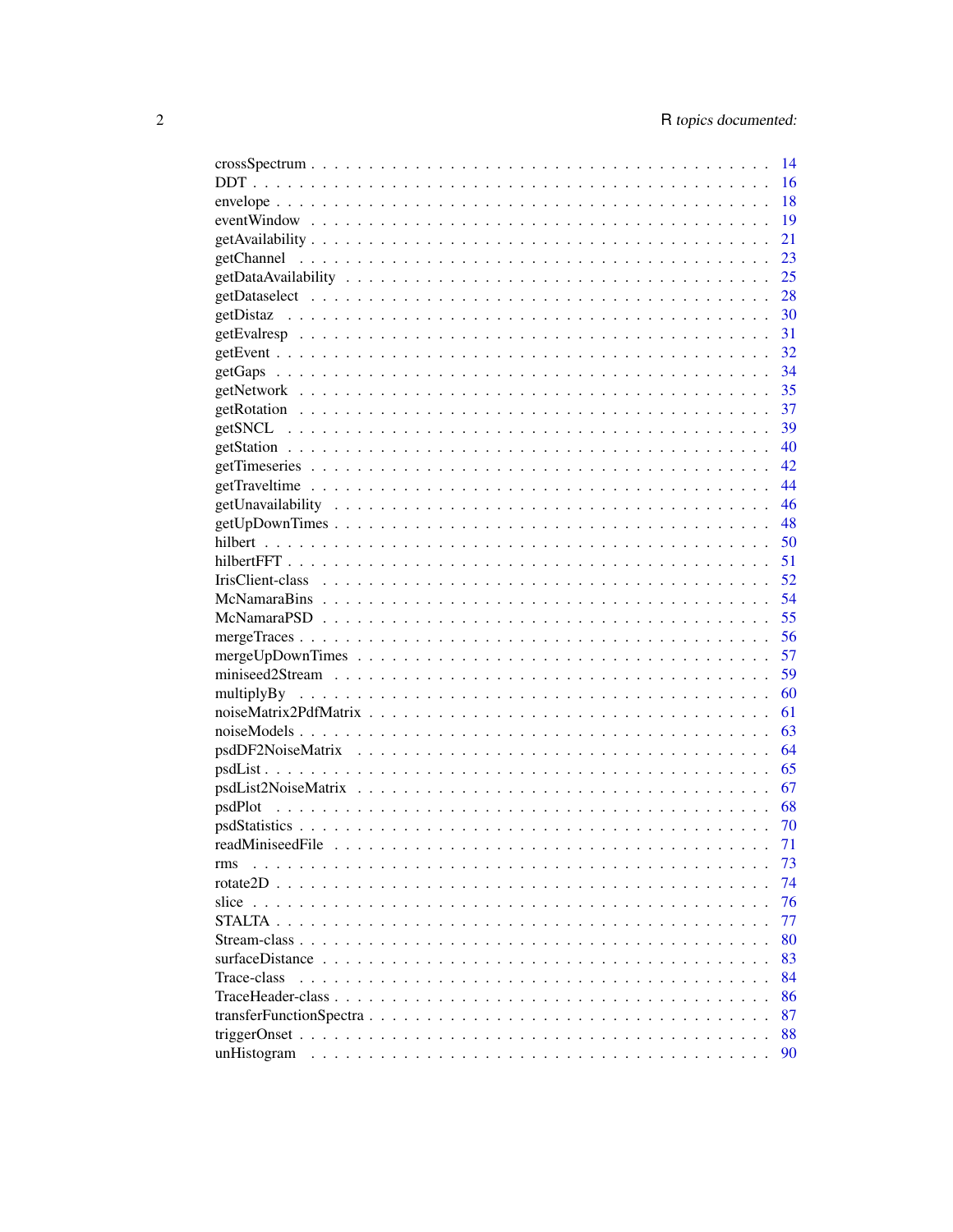crossSpectrum . . . . . . . . . . . . . . . . . . . . . . . . . . . . . . . . . . . . . 14
DDT . . . . . . . . . . . . . . . . . . . . . . . . . . . . . . . . . . . . . . . . . . 16
envelope . . . . . . . . . . . . . . . . . . . . . . . . . . . . . . . . . . . . . . . 18
eventWindow . . . . . . . . . . . . . . . . . . . . . . . . . . . . . . . . . . . . . 19
getAvailability . . . . . . . . . . . . . . . . . . . . . . . . . . . . . . . . . . . . 21
getChannel . . . . . . . . . . . . . . . . . . . . . . . . . . . . . . . . . . . . . . 23
getDataAvailability . . . . . . . . . . . . . . . . . . . . . . . . . . . . . . . . . 25
getDataselect . . . . . . . . . . . . . . . . . . . . . . . . . . . . . . . . . . . . 28
getDistaz . . . . . . . . . . . . . . . . . . . . . . . . . . . . . . . . . . . . . . 30
getEvalresp . . . . . . . . . . . . . . . . . . . . . . . . . . . . . . . . . . . . . 31
getEvent . . . . . . . . . . . . . . . . . . . . . . . . . . . . . . . . . . . . . . . 32
getGaps . . . . . . . . . . . . . . . . . . . . . . . . . . . . . . . . . . . . . . . 34
getNetwork . . . . . . . . . . . . . . . . . . . . . . . . . . . . . . . . . . . . . . 35
getRotation . . . . . . . . . . . . . . . . . . . . . . . . . . . . . . . . . . . . . 37
getSNCL . . . . . . . . . . . . . . . . . . . . . . . . . . . . . . . . . . . . . . . 39
getStation . . . . . . . . . . . . . . . . . . . . . . . . . . . . . . . . . . . . . . 40
getTimeseries . . . . . . . . . . . . . . . . . . . . . . . . . . . . . . . . . . . . 42
getTraveltime . . . . . . . . . . . . . . . . . . . . . . . . . . . . . . . . . . . . 44
getUnavailability . . . . . . . . . . . . . . . . . . . . . . . . . . . . . . . . . . 46
getUpDownTimes . . . . . . . . . . . . . . . . . . . . . . . . . . . . . . . . . . . 48
hilbert . . . . . . . . . . . . . . . . . . . . . . . . . . . . . . . . . . . . . . . . 50
hilbertFFT . . . . . . . . . . . . . . . . . . . . . . . . . . . . . . . . . . . . . . 51
IrisClient-class . . . . . . . . . . . . . . . . . . . . . . . . . . . . . . . . . . . 52
McNamaraBins . . . . . . . . . . . . . . . . . . . . . . . . . . . . . . . . . . . . 54
McNamaraPSD . . . . . . . . . . . . . . . . . . . . . . . . . . . . . . . . . . . . 55
mergeTraces . . . . . . . . . . . . . . . . . . . . . . . . . . . . . . . . . . . . . 56
mergeUpDownTimes . . . . . . . . . . . . . . . . . . . . . . . . . . . . . . . . . . 57
miniseed2Stream . . . . . . . . . . . . . . . . . . . . . . . . . . . . . . . . . . . 59
multiplyBy . . . . . . . . . . . . . . . . . . . . . . . . . . . . . . . . . . . . . . 60
noiseMatrix2PdfMatrix . . . . . . . . . . . . . . . . . . . . . . . . . . . . . . . 61
noiseModels . . . . . . . . . . . . . . . . . . . . . . . . . . . . . . . . . . . . . 63
psdDF2NoiseMatrix . . . . . . . . . . . . . . . . . . . . . . . . . . . . . . . . . 64
psdList . . . . . . . . . . . . . . . . . . . . . . . . . . . . . . . . . . . . . . . . 65
psdList2NoiseMatrix . . . . . . . . . . . . . . . . . . . . . . . . . . . . . . . . 67
psdPlot . . . . . . . . . . . . . . . . . . . . . . . . . . . . . . . . . . . . . . . . 68
psdStatistics . . . . . . . . . . . . . . . . . . . . . . . . . . . . . . . . . . . . . 70
readMiniseedFile . . . . . . . . . . . . . . . . . . . . . . . . . . . . . . . . . . 71
rms . . . . . . . . . . . . . . . . . . . . . . . . . . . . . . . . . . . . . . . . . . 73
rotate2D . . . . . . . . . . . . . . . . . . . . . . . . . . . . . . . . . . . . . . . 74
slice . . . . . . . . . . . . . . . . . . . . . . . . . . . . . . . . . . . . . . . . . 76
STALTA . . . . . . . . . . . . . . . . . . . . . . . . . . . . . . . . . . . . . . . . 77
Stream-class . . . . . . . . . . . . . . . . . . . . . . . . . . . . . . . . . . . . . 80
surfaceDistance . . . . . . . . . . . . . . . . . . . . . . . . . . . . . . . . . . . 83
Trace-class . . . . . . . . . . . . . . . . . . . . . . . . . . . . . . . . . . . . . . 84
TraceHeader-class . . . . . . . . . . . . . . . . . . . . . . . . . . . . . . . . . . 86
transferFunctionSpectra . . . . . . . . . . . . . . . . . . . . . . . . . . . . . . 87
triggerOnset . . . . . . . . . . . . . . . . . . . . . . . . . . . . . . . . . . . . . 88
unHistogram . . . . . . . . . . . . . . . . . . . . . . . . . . . . . . . . . . . . . 90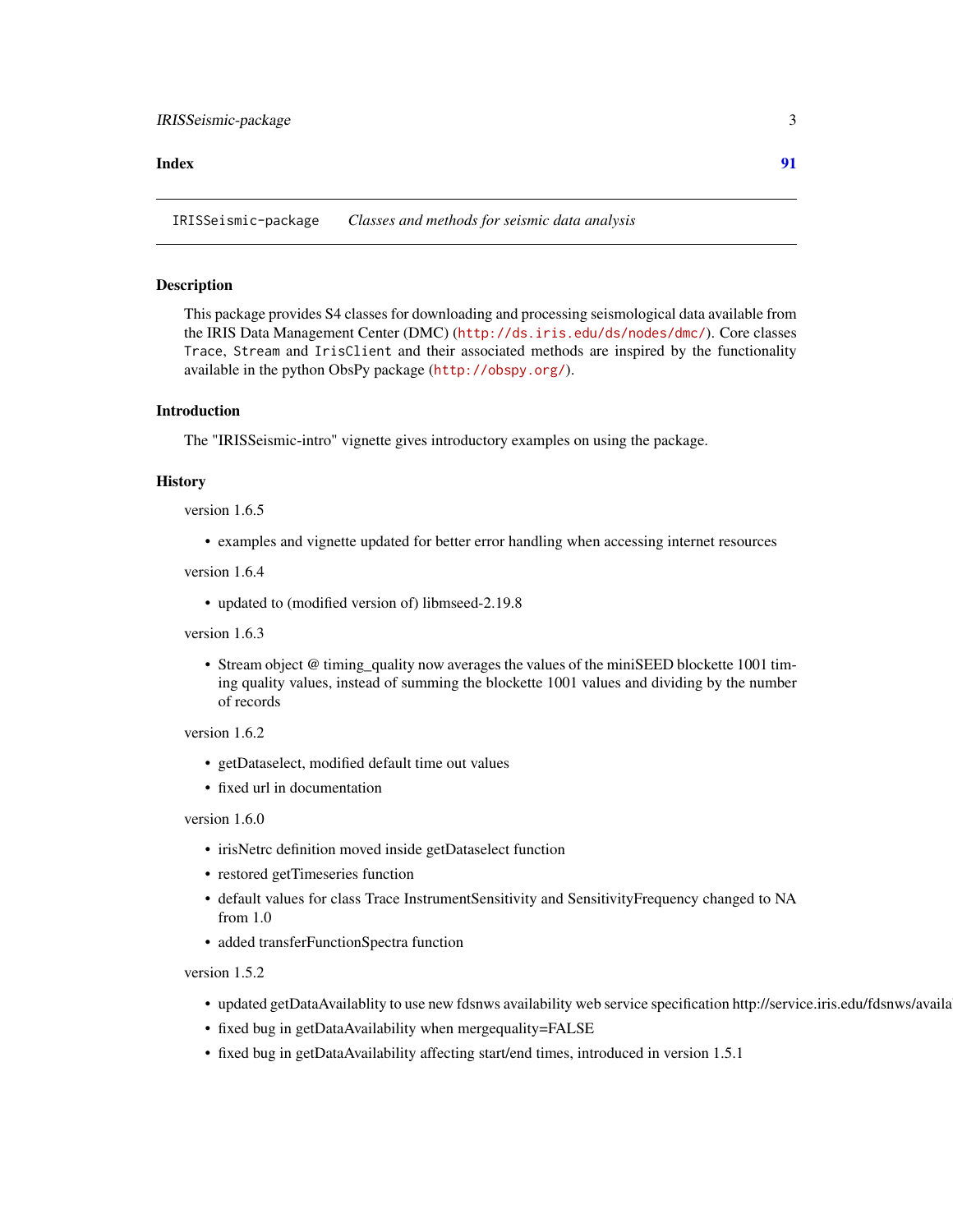**Index** **91**

---

IRISSeismic-package *Classes and methods for seismic data analysis*

---

## Description

This package provides S4 classes for downloading and processing seismological data available from the IRIS Data Management Center (DMC) (`http://ds.iris.edu/ds/nodes/dmc/`). Core classes `Trace`, `Stream` and `IrisClient` and their associated methods are inspired by the functionality available in the python ObsPy package (`http://obspy.org/`).

## Introduction

The "IRISSeismic-intro" vignette gives introductory examples on using the package.

## History

version 1.6.5

- examples and vignette updated for better error handling when accessing internet resources

version 1.6.4

- updated to (modified version of) libmseed-2.19.8

version 1.6.3

- Stream object @ timing_quality now averages the values of the miniSEED blockette 1001 timing quality values, instead of summing the blockette 1001 values and dividing by the number of records

version 1.6.2

- getDataselect, modified default time out values
- fixed url in documentation

version 1.6.0

- irisNetrc definition moved inside getDataselect function
- restored getTimeseries function
- default values for class Trace InstrumentSensitivity and SensitivityFrequency changed to NA from 1.0
- added transferFunctionSpectra function

version 1.5.2

- updated getDataAvailablity to use new fdsnws availability web service specification http://service.iris.edu/fdsnws/availa
- fixed bug in getDataAvailability when mergequality=FALSE
- fixed bug in getDataAvailability affecting start/end times, introduced in version 1.5.1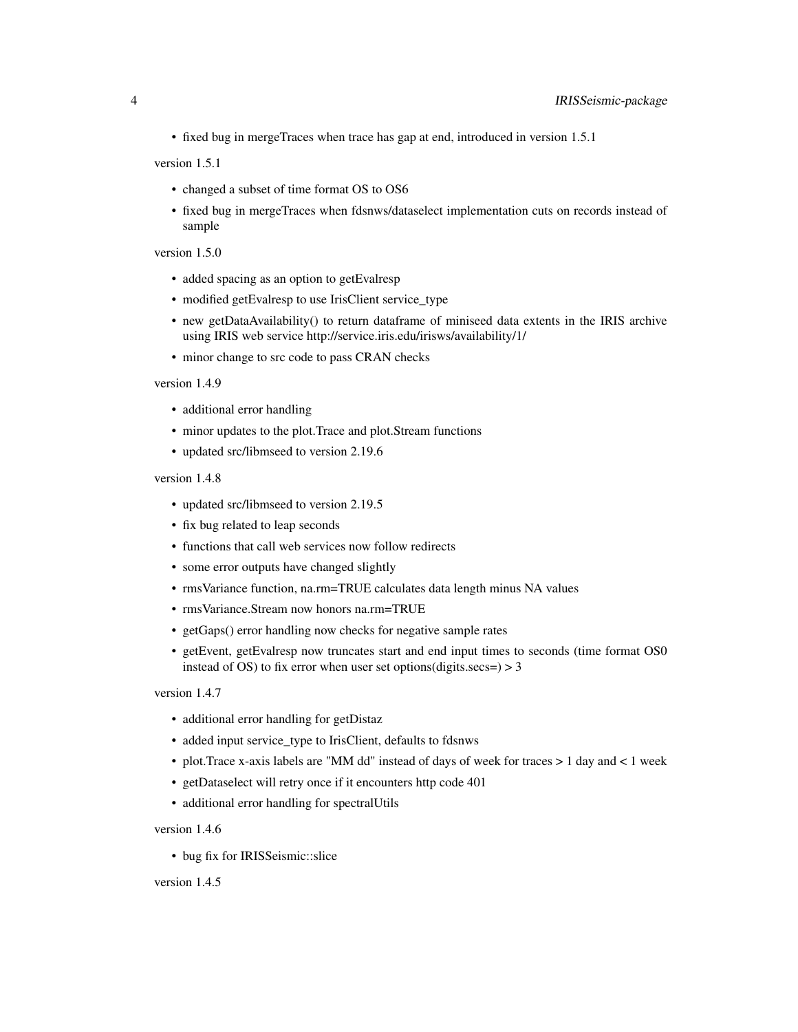- fixed bug in mergeTraces when trace has gap at end, introduced in version 1.5.1

version 1.5.1

- changed a subset of time format OS to OS6
- fixed bug in mergeTraces when fdsnws/dataselect implementation cuts on records instead of sample

version 1.5.0

- added spacing as an option to getEvalresp
- modified getEvalresp to use IrisClient service_type
- new getDataAvailability() to return dataframe of miniseed data extents in the IRIS archive using IRIS web service http://service.iris.edu/irisws/availability/1/
- minor change to src code to pass CRAN checks

version 1.4.9

- additional error handling
- minor updates to the plot.Trace and plot.Stream functions
- updated src/libmseed to version 2.19.6

version 1.4.8

- updated src/libmseed to version 2.19.5
- fix bug related to leap seconds
- functions that call web services now follow redirects
- some error outputs have changed slightly
- rmsVariance function, na.rm=TRUE calculates data length minus NA values
- rmsVariance.Stream now honors na.rm=TRUE
- getGaps() error handling now checks for negative sample rates
- getEvent, getEvalresp now truncates start and end input times to seconds (time format OS0 instead of OS) to fix error when user set options(digits.secs=) > 3

version 1.4.7

- additional error handling for getDistaz
- added input service_type to IrisClient, defaults to fdsnws
- plot.Trace x-axis labels are "MM dd" instead of days of week for traces > 1 day and < 1 week
- getDataselect will retry once if it encounters http code 401
- additional error handling for spectralUtils

version 1.4.6

- bug fix for IRISSeismic::slice

version 1.4.5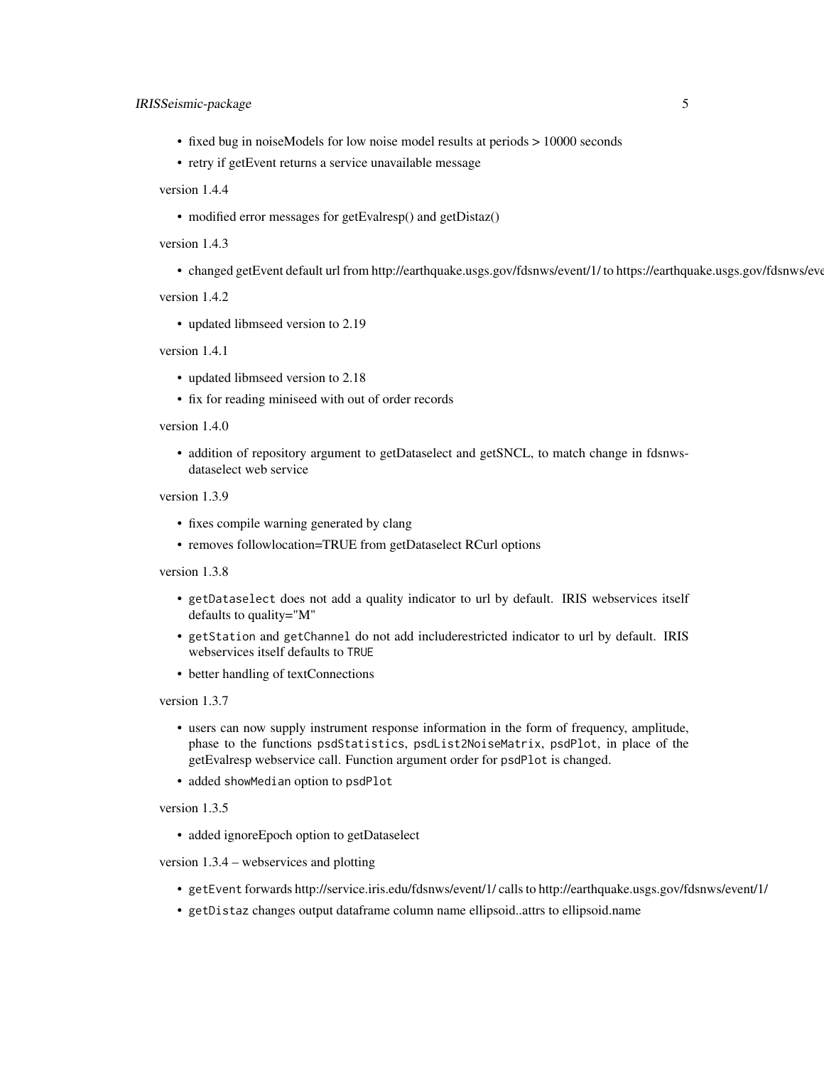- fixed bug in noiseModels for low noise model results at periods > 10000 seconds
- retry if getEvent returns a service unavailable message

version 1.4.4

- modified error messages for getEvalresp() and getDistaz()

version 1.4.3

- changed getEvent default url from http://earthquake.usgs.gov/fdsnws/event/1/ to https://earthquake.usgs.gov/fdsnws/eve

version 1.4.2

- updated libmseed version to 2.19

version 1.4.1

- updated libmseed version to 2.18
- fix for reading miniseed with out of order records

version 1.4.0

- addition of repository argument to getDataselect and getSNCL, to match change in fdsnws-dataselect web service

version 1.3.9

- fixes compile warning generated by clang
- removes followlocation=TRUE from getDataselect RCurl options

version 1.3.8

- `getDataselect` does not add a quality indicator to url by default. IRIS webservices itself defaults to quality="M"
- `getStation` and `getChannel` do not add includerestricted indicator to url by default. IRIS webservices itself defaults to `TRUE`
- better handling of textConnections

version 1.3.7

- users can now supply instrument response information in the form of frequency, amplitude, phase to the functions `psdStatistics`, `psdList2NoiseMatrix`, `psdPlot`, in place of the getEvalresp webservice call. Function argument order for `psdPlot` is changed.
- added `showMedian` option to `psdPlot`

version 1.3.5

- added ignoreEpoch option to getDataselect

version 1.3.4 – webservices and plotting

- `getEvent` forwards http://service.iris.edu/fdsnws/event/1/ calls to http://earthquake.usgs.gov/fdsnws/event/1/
- `getDistaz` changes output dataframe column name ellipsoid..attrs to ellipsoid.name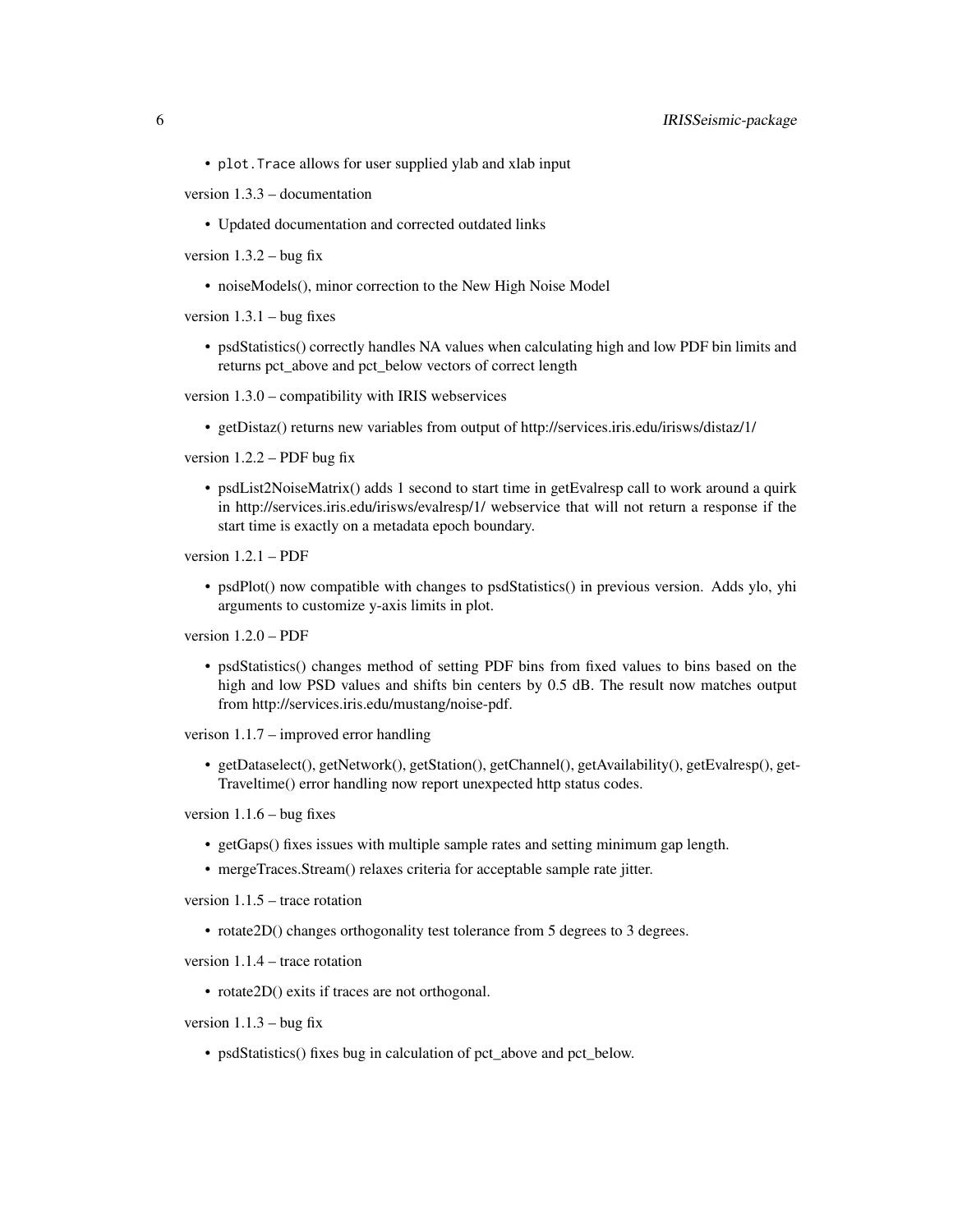- `plot.Trace` allows for user supplied ylab and xlab input

version 1.3.3 – documentation

- Updated documentation and corrected outdated links

version 1.3.2 – bug fix

- noiseModels(), minor correction to the New High Noise Model

version 1.3.1 – bug fixes

- psdStatistics() correctly handles NA values when calculating high and low PDF bin limits and returns pct_above and pct_below vectors of correct length

version 1.3.0 – compatibility with IRIS webservices

- getDistaz() returns new variables from output of http://services.iris.edu/irisws/distaz/1/

version 1.2.2 – PDF bug fix

- psdList2NoiseMatrix() adds 1 second to start time in getEvalresp call to work around a quirk in http://services.iris.edu/irisws/evalresp/1/ webservice that will not return a response if the start time is exactly on a metadata epoch boundary.

version 1.2.1 – PDF

- psdPlot() now compatible with changes to psdStatistics() in previous version. Adds ylo, yhi arguments to customize y-axis limits in plot.

version 1.2.0 – PDF

- psdStatistics() changes method of setting PDF bins from fixed values to bins based on the high and low PSD values and shifts bin centers by 0.5 dB. The result now matches output from http://services.iris.edu/mustang/noise-pdf.

verison 1.1.7 – improved error handling

- getDataselect(), getNetwork(), getStation(), getChannel(), getAvailability(), getEvalresp(), getTraveltime() error handling now report unexpected http status codes.

version 1.1.6 – bug fixes

- getGaps() fixes issues with multiple sample rates and setting minimum gap length.
- mergeTraces.Stream() relaxes criteria for acceptable sample rate jitter.

version 1.1.5 – trace rotation

- rotate2D() changes orthogonality test tolerance from 5 degrees to 3 degrees.

version 1.1.4 – trace rotation

- rotate2D() exits if traces are not orthogonal.

version 1.1.3 – bug fix

- psdStatistics() fixes bug in calculation of pct_above and pct_below.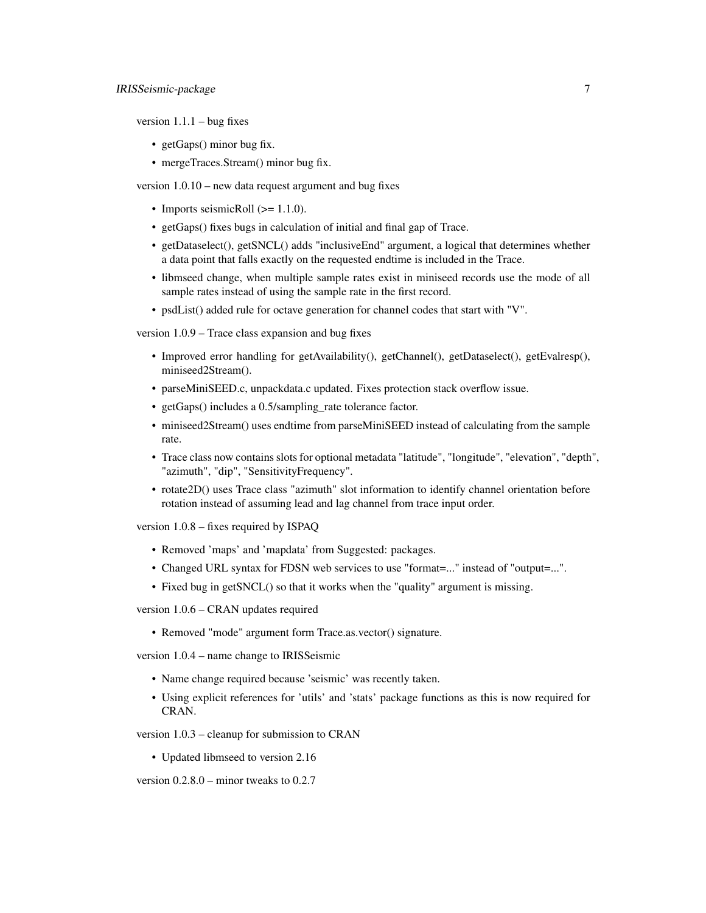version 1.1.1 – bug fixes

- getGaps() minor bug fix.
- mergeTraces.Stream() minor bug fix.

version 1.0.10 – new data request argument and bug fixes

- Imports seismicRoll (>= 1.1.0).
- getGaps() fixes bugs in calculation of initial and final gap of Trace.
- getDataselect(), getSNCL() adds "inclusiveEnd" argument, a logical that determines whether a data point that falls exactly on the requested endtime is included in the Trace.
- libmseed change, when multiple sample rates exist in miniseed records use the mode of all sample rates instead of using the sample rate in the first record.
- psdList() added rule for octave generation for channel codes that start with "V".

version 1.0.9 – Trace class expansion and bug fixes

- Improved error handling for getAvailability(), getChannel(), getDataselect(), getEvalresp(), miniseed2Stream().
- parseMiniSEED.c, unpackdata.c updated. Fixes protection stack overflow issue.
- getGaps() includes a 0.5/sampling_rate tolerance factor.
- miniseed2Stream() uses endtime from parseMiniSEED instead of calculating from the sample rate.
- Trace class now contains slots for optional metadata "latitude", "longitude", "elevation", "depth", "azimuth", "dip", "SensitivityFrequency".
- rotate2D() uses Trace class "azimuth" slot information to identify channel orientation before rotation instead of assuming lead and lag channel from trace input order.

version 1.0.8 – fixes required by ISPAQ

- Removed 'maps' and 'mapdata' from Suggested: packages.
- Changed URL syntax for FDSN web services to use "format=..." instead of "output=...".
- Fixed bug in getSNCL() so that it works when the "quality" argument is missing.

version 1.0.6 – CRAN updates required

- Removed "mode" argument form Trace.as.vector() signature.

version 1.0.4 – name change to IRISSeismic

- Name change required because 'seismic' was recently taken.
- Using explicit references for 'utils' and 'stats' package functions as this is now required for CRAN.

version 1.0.3 – cleanup for submission to CRAN

- Updated libmseed to version 2.16

version 0.2.8.0 – minor tweaks to 0.2.7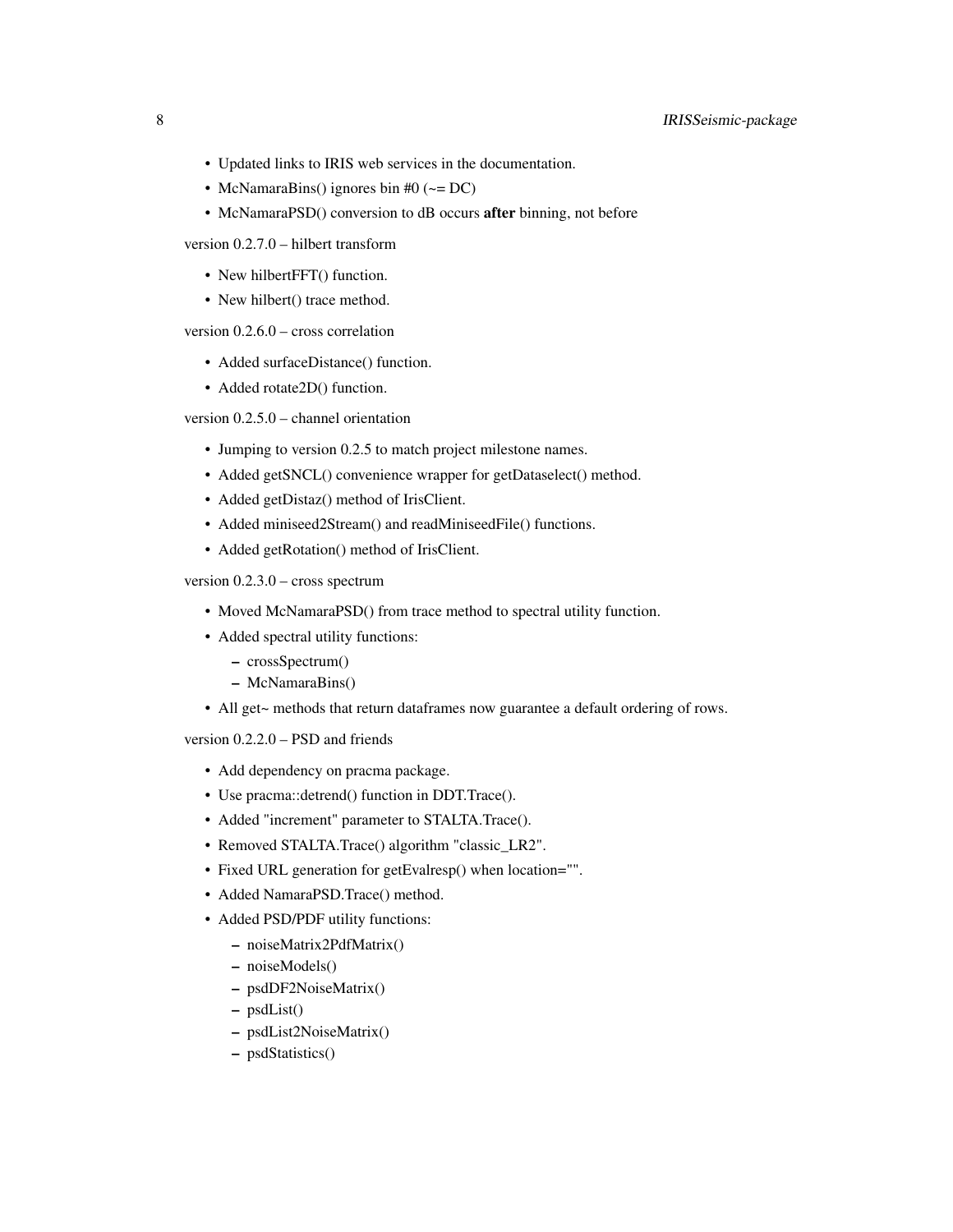- Updated links to IRIS web services in the documentation.
- McNamaraBins() ignores bin #0 (~= DC)
- McNamaraPSD() conversion to dB occurs **after** binning, not before

version 0.2.7.0 – hilbert transform

- New hilbertFFT() function.
- New hilbert() trace method.

version 0.2.6.0 – cross correlation

- Added surfaceDistance() function.
- Added rotate2D() function.

version 0.2.5.0 – channel orientation

- Jumping to version 0.2.5 to match project milestone names.
- Added getSNCL() convenience wrapper for getDataselect() method.
- Added getDistaz() method of IrisClient.
- Added miniseed2Stream() and readMiniseedFile() functions.
- Added getRotation() method of IrisClient.

version 0.2.3.0 – cross spectrum

- Moved McNamaraPSD() from trace method to spectral utility function.
- Added spectral utility functions:
  - crossSpectrum()
  - McNamaraBins()
- All get~ methods that return dataframes now guarantee a default ordering of rows.

version 0.2.2.0 – PSD and friends

- Add dependency on pracma package.
- Use pracma::detrend() function in DDT.Trace().
- Added "increment" parameter to STALTA.Trace().
- Removed STALTA.Trace() algorithm "classic_LR2".
- Fixed URL generation for getEvalresp() when location="".
- Added NamaraPSD.Trace() method.
- Added PSD/PDF utility functions:
  - noiseMatrix2PdfMatrix()
  - noiseModels()
  - psdDF2NoiseMatrix()
  - psdList()
  - psdList2NoiseMatrix()
  - psdStatistics()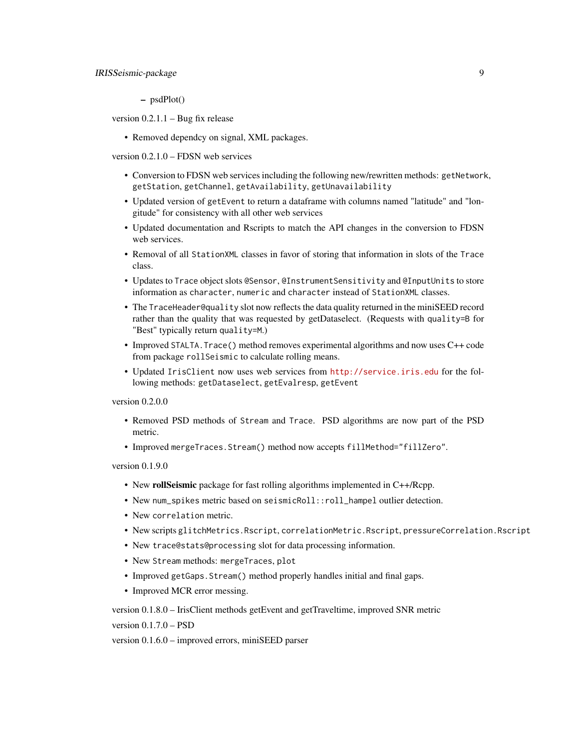- psdPlot()

version 0.2.1.1 – Bug fix release

- Removed dependcy on signal, XML packages.

version 0.2.1.0 – FDSN web services

- Conversion to FDSN web services including the following new/rewritten methods: `getNetwork`, `getStation`, `getChannel`, `getAvailability`, `getUnavailability`
- Updated version of `getEvent` to return a dataframe with columns named "latitude" and "longitude" for consistency with all other web services
- Updated documentation and Rscripts to match the API changes in the conversion to FDSN web services.
- Removal of all `StationXML` classes in favor of storing that information in slots of the `Trace` class.
- Updates to `Trace` object slots `@Sensor`, `@InstrumentSensitivity` and `@InputUnits` to store information as `character`, `numeric` and `character` instead of `StationXML` classes.
- The `TraceHeader@quality` slot now reflects the data quality returned in the miniSEED record rather than the quality that was requested by getDataselect. (Requests with `quality=B` for "Best" typically return `quality=M`.)
- Improved `STALTA.Trace()` method removes experimental algorithms and now uses C++ code from package `rollSeismic` to calculate rolling means.
- Updated `IrisClient` now uses web services from http://service.iris.edu for the following methods: `getDataselect`, `getEvalresp`, `getEvent`

version 0.2.0.0

- Removed PSD methods of `Stream` and `Trace`. PSD algorithms are now part of the PSD metric.
- Improved `mergeTraces.Stream()` method now accepts `fillMethod="fillZero"`.

version 0.1.9.0

- New **rollSeismic** package for fast rolling algorithms implemented in C++/Rcpp.
- New `num_spikes` metric based on `seismicRoll::roll_hampel` outlier detection.
- New `correlation` metric.
- New scripts `glitchMetrics.Rscript`, `correlationMetric.Rscript`, `pressureCorrelation.Rscript`
- New `trace@stats@processing` slot for data processing information.
- New `Stream` methods: `mergeTraces`, `plot`
- Improved `getGaps.Stream()` method properly handles initial and final gaps.
- Improved MCR error messing.

version 0.1.8.0 – IrisClient methods getEvent and getTraveltime, improved SNR metric

version 0.1.7.0 – PSD

version 0.1.6.0 – improved errors, miniSEED parser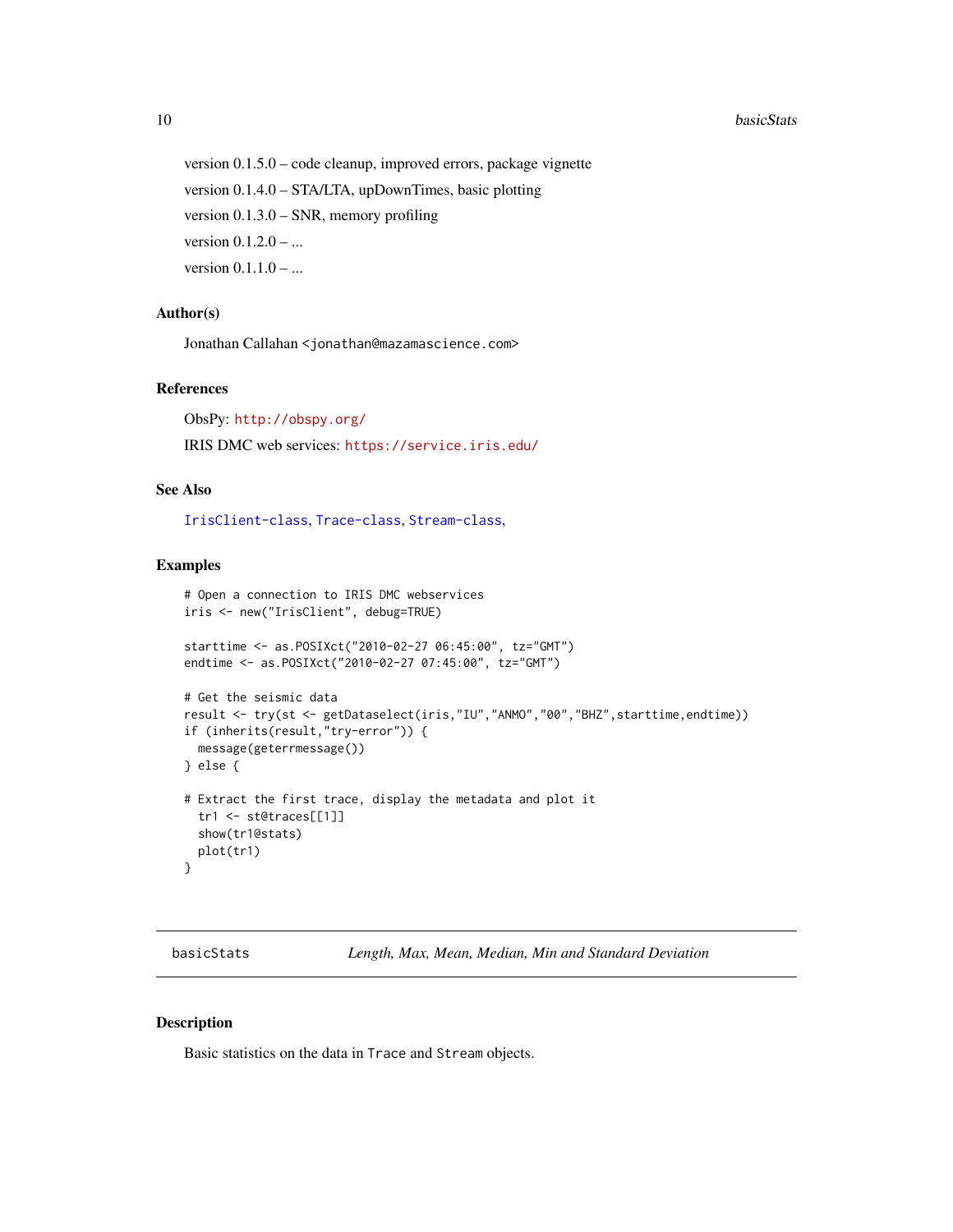version 0.1.5.0 – code cleanup, improved errors, package vignette

version 0.1.4.0 – STA/LTA, upDownTimes, basic plotting

version 0.1.3.0 – SNR, memory profiling

version 0.1.2.0 – ...

version 0.1.1.0 – ...

### Author(s)

Jonathan Callahan <jonathan@mazamascience.com>

### References

ObsPy: http://obspy.org/

IRIS DMC web services: https://service.iris.edu/

### See Also

IrisClient-class, Trace-class, Stream-class,

### Examples

```
# Open a connection to IRIS DMC webservices
iris <- new("IrisClient", debug=TRUE)

starttime <- as.POSIXct("2010-02-27 06:45:00", tz="GMT")
endtime <- as.POSIXct("2010-02-27 07:45:00", tz="GMT")

# Get the seismic data
result <- try(st <- getDataselect(iris,"IU","ANMO","00","BHZ",starttime,endtime))
if (inherits(result,"try-error")) {
  message(geterrmessage())
} else {

# Extract the first trace, display the metadata and plot it
  tr1 <- st@traces[[1]]
  show(tr1@stats)
  plot(tr1)
}
```

---

## basicStats *Length, Max, Mean, Median, Min and Standard Deviation*

### Description

Basic statistics on the data in Trace and Stream objects.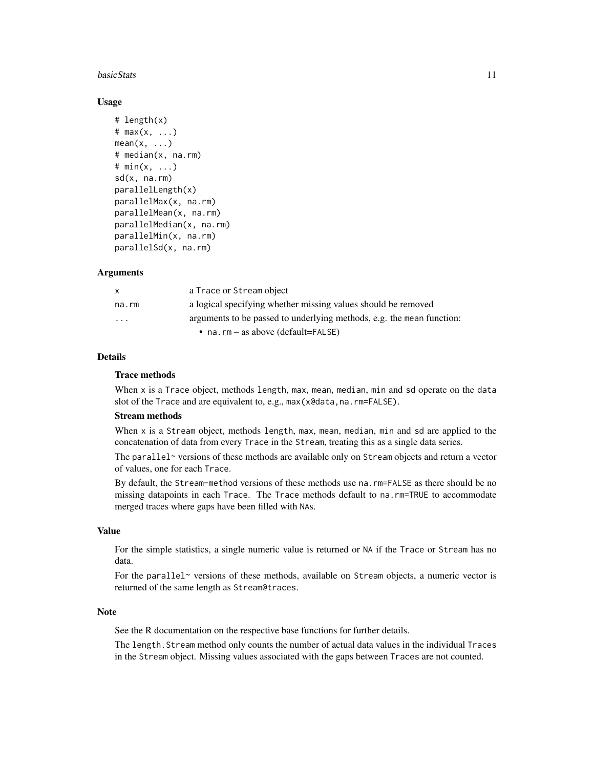### Usage

```
# length(x)
# max(x, ...)
mean(x, ...)
# median(x, na.rm)
# min(x, ...)
sd(x, na.rm)
parallelLength(x)
parallelMax(x, na.rm)
parallelMean(x, na.rm)
parallelMedian(x, na.rm)
parallelMin(x, na.rm)
parallelSd(x, na.rm)
```

### Arguments

| | |
|---|---|
| x | a Trace or Stream object |
| na.rm | a logical specifying whether missing values should be removed |
| ... | arguments to be passed to underlying methods, e.g. the mean function: <br> • na.rm – as above (default=FALSE) |

### Details

**Trace methods**

When x is a Trace object, methods length, max, mean, median, min and sd operate on the data slot of the Trace and are equivalent to, e.g., max(x@data,na.rm=FALSE).

**Stream methods**

When x is a Stream object, methods length, max, mean, median, min and sd are applied to the concatenation of data from every Trace in the Stream, treating this as a single data series.

The parallel~ versions of these methods are available only on Stream objects and return a vector of values, one for each Trace.

By default, the Stream-method versions of these methods use na.rm=FALSE as there should be no missing datapoints in each Trace. The Trace methods default to na.rm=TRUE to accommodate merged traces where gaps have been filled with NAs.

### Value

For the simple statistics, a single numeric value is returned or NA if the Trace or Stream has no data.

For the parallel~ versions of these methods, available on Stream objects, a numeric vector is returned of the same length as Stream@traces.

### Note

See the R documentation on the respective base functions for further details.

The length.Stream method only counts the number of actual data values in the individual Traces in the Stream object. Missing values associated with the gaps between Traces are not counted.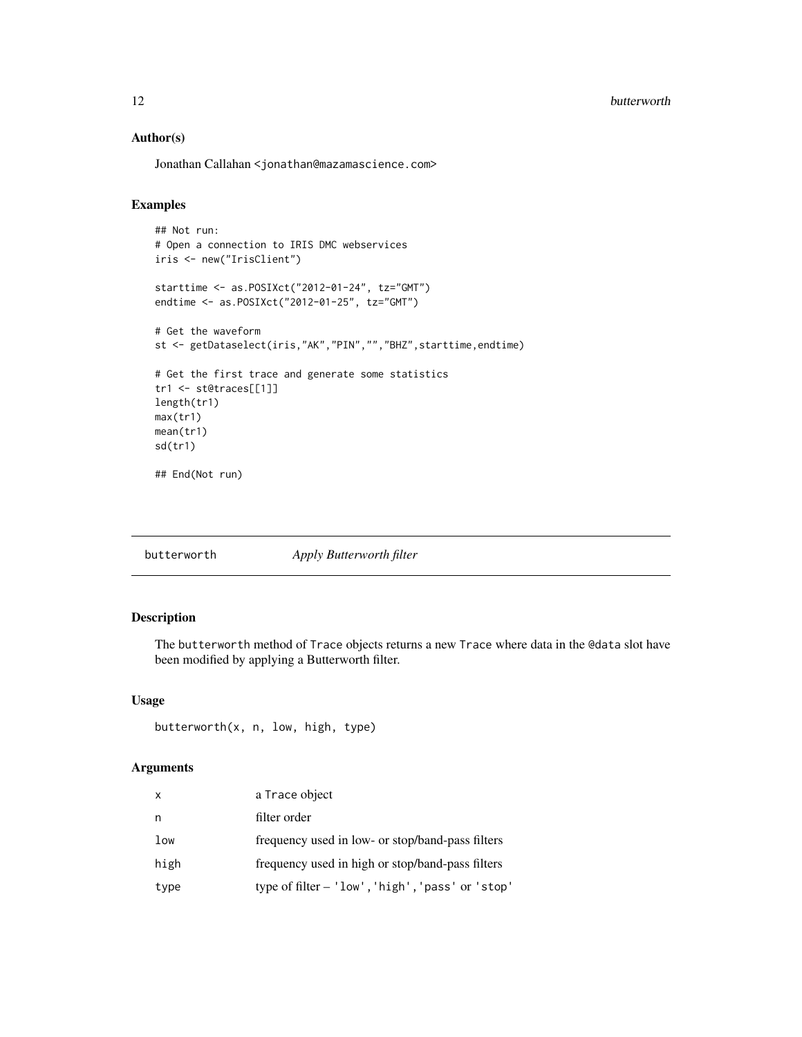## Author(s)

Jonathan Callahan <jonathan@mazamascience.com>

## Examples

```
## Not run:
# Open a connection to IRIS DMC webservices
iris <- new("IrisClient")

starttime <- as.POSIXct("2012-01-24", tz="GMT")
endtime <- as.POSIXct("2012-01-25", tz="GMT")

# Get the waveform
st <- getDataselect(iris,"AK","PIN","","BHZ",starttime,endtime)

# Get the first trace and generate some statistics
tr1 <- st@traces[[1]]
length(tr1)
max(tr1)
mean(tr1)
sd(tr1)

## End(Not run)
```

---

# butterworth *Apply Butterworth filter*

## Description

The `butterworth` method of `Trace` objects returns a new `Trace` where data in the `@data` slot have been modified by applying a Butterworth filter.

## Usage

```
butterworth(x, n, low, high, type)
```

## Arguments

| | |
|---|---|
| `x` | a `Trace` object |
| `n` | filter order |
| `low` | frequency used in low- or stop/band-pass filters |
| `high` | frequency used in high or stop/band-pass filters |
| `type` | type of filter – `'low'`,`'high'`,`'pass'` or `'stop'` |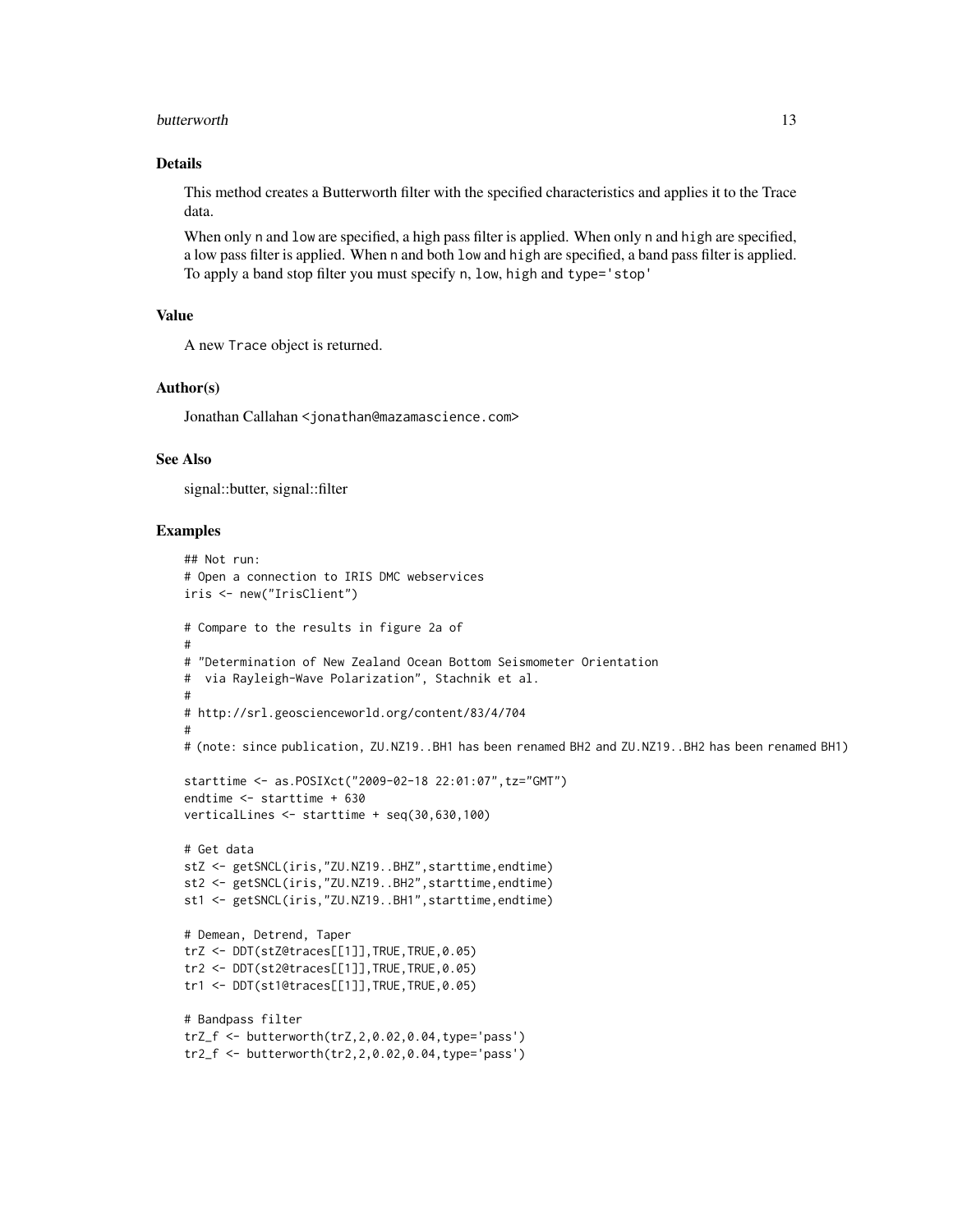### Details

This method creates a Butterworth filter with the specified characteristics and applies it to the Trace data.

When only `n` and `low` are specified, a high pass filter is applied. When only `n` and `high` are specified, a low pass filter is applied. When `n` and both `low` and `high` are specified, a band pass filter is applied. To apply a band stop filter you must specify `n`, `low`, `high` and `type='stop'`

### Value

A new `Trace` object is returned.

### Author(s)

Jonathan Callahan <jonathan@mazamascience.com>

### See Also

signal::butter, signal::filter

### Examples

```
## Not run:
# Open a connection to IRIS DMC webservices
iris <- new("IrisClient")

# Compare to the results in figure 2a of
#
# "Determination of New Zealand Ocean Bottom Seismometer Orientation
#  via Rayleigh-Wave Polarization", Stachnik et al.
#
# http://srl.geoscienceworld.org/content/83/4/704
#
# (note: since publication, ZU.NZ19..BH1 has been renamed BH2 and ZU.NZ19..BH2 has been renamed BH1)

starttime <- as.POSIXct("2009-02-18 22:01:07",tz="GMT")
endtime <- starttime + 630
verticalLines <- starttime + seq(30,630,100)

# Get data
stZ <- getSNCL(iris,"ZU.NZ19..BHZ",starttime,endtime)
st2 <- getSNCL(iris,"ZU.NZ19..BH2",starttime,endtime)
st1 <- getSNCL(iris,"ZU.NZ19..BH1",starttime,endtime)

# Demean, Detrend, Taper
trZ <- DDT(stZ@traces[[1]],TRUE,TRUE,0.05)
tr2 <- DDT(st2@traces[[1]],TRUE,TRUE,0.05)
tr1 <- DDT(st1@traces[[1]],TRUE,TRUE,0.05)

# Bandpass filter
trZ_f <- butterworth(trZ,2,0.02,0.04,type='pass')
tr2_f <- butterworth(tr2,2,0.02,0.04,type='pass')
```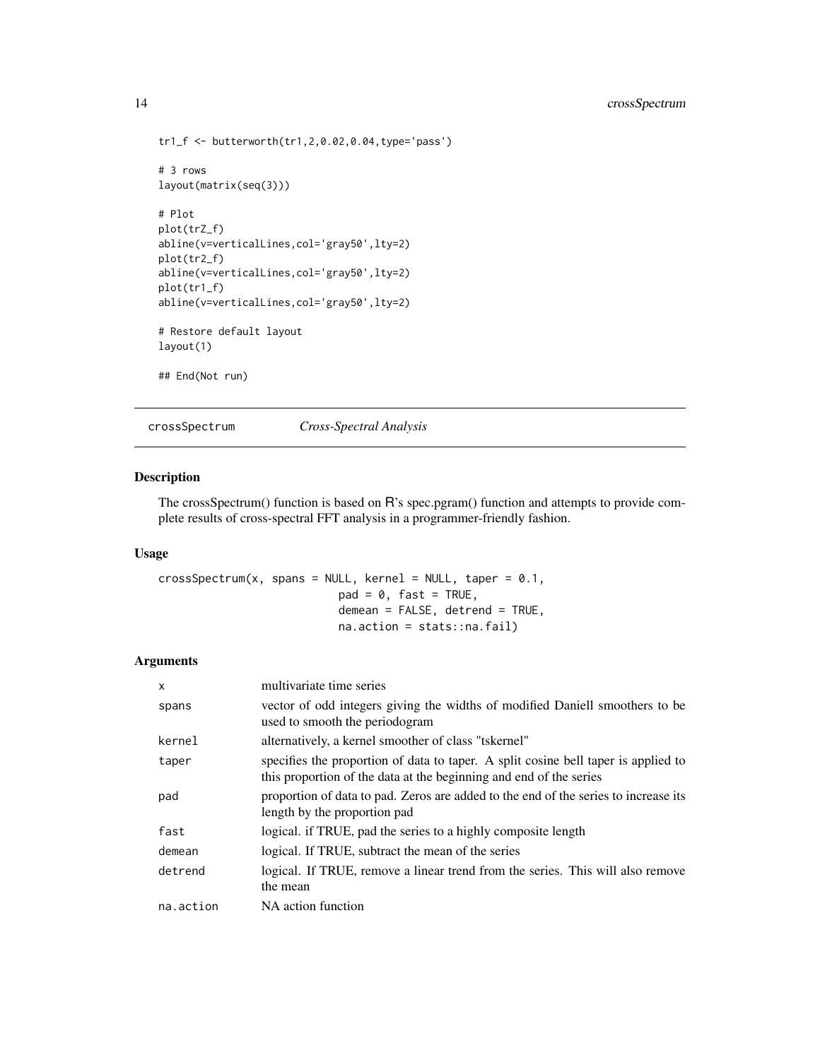```
tr1_f <- butterworth(tr1,2,0.02,0.04,type='pass')

# 3 rows
layout(matrix(seq(3)))

# Plot
plot(trZ_f)
abline(v=verticalLines,col='gray50',lty=2)
plot(tr2_f)
abline(v=verticalLines,col='gray50',lty=2)
plot(tr1_f)
abline(v=verticalLines,col='gray50',lty=2)

# Restore default layout
layout(1)

## End(Not run)
```

---

## crossSpectrum *Cross-Spectral Analysis*

---

### Description

The crossSpectrum() function is based on R's spec.pgram() function and attempts to provide complete results of cross-spectral FFT analysis in a programmer-friendly fashion.

### Usage

```
crossSpectrum(x, spans = NULL, kernel = NULL, taper = 0.1,
                         pad = 0, fast = TRUE,
                         demean = FALSE, detrend = TRUE,
                         na.action = stats::na.fail)
```

### Arguments

| | |
|---|---|
| x | multivariate time series |
| spans | vector of odd integers giving the widths of modified Daniell smoothers to be used to smooth the periodogram |
| kernel | alternatively, a kernel smoother of class "tskernel" |
| taper | specifies the proportion of data to taper. A split cosine bell taper is applied to this proportion of the data at the beginning and end of the series |
| pad | proportion of data to pad. Zeros are added to the end of the series to increase its length by the proportion pad |
| fast | logical. if TRUE, pad the series to a highly composite length |
| demean | logical. If TRUE, subtract the mean of the series |
| detrend | logical. If TRUE, remove a linear trend from the series. This will also remove the mean |
| na.action | NA action function |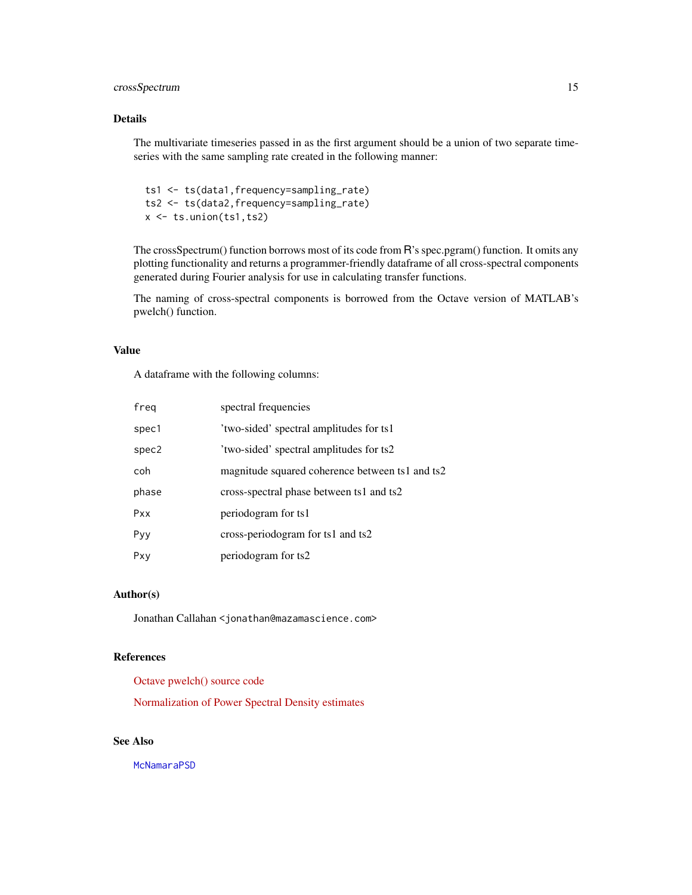## Details

The multivariate timeseries passed in as the first argument should be a union of two separate timeseries with the same sampling rate created in the following manner:

```
ts1 <- ts(data1,frequency=sampling_rate)
ts2 <- ts(data2,frequency=sampling_rate)
x <- ts.union(ts1,ts2)
```

The crossSpectrum() function borrows most of its code from R's spec.pgram() function. It omits any plotting functionality and returns a programmer-friendly dataframe of all cross-spectral components generated during Fourier analysis for use in calculating transfer functions.

The naming of cross-spectral components is borrowed from the Octave version of MATLAB's pwelch() function.

## Value

A dataframe with the following columns:

| | |
|---|---|
| `freq` | spectral frequencies |
| `spec1` | 'two-sided' spectral amplitudes for ts1 |
| `spec2` | 'two-sided' spectral amplitudes for ts2 |
| `coh` | magnitude squared coherence between ts1 and ts2 |
| `phase` | cross-spectral phase between ts1 and ts2 |
| `Pxx` | periodogram for ts1 |
| `Pyy` | cross-periodogram for ts1 and ts2 |
| `Pxy` | periodogram for ts2 |

## Author(s)

Jonathan Callahan <jonathan@mazamascience.com>

## References

Octave pwelch() source code

Normalization of Power Spectral Density estimates

## See Also

McNamaraPSD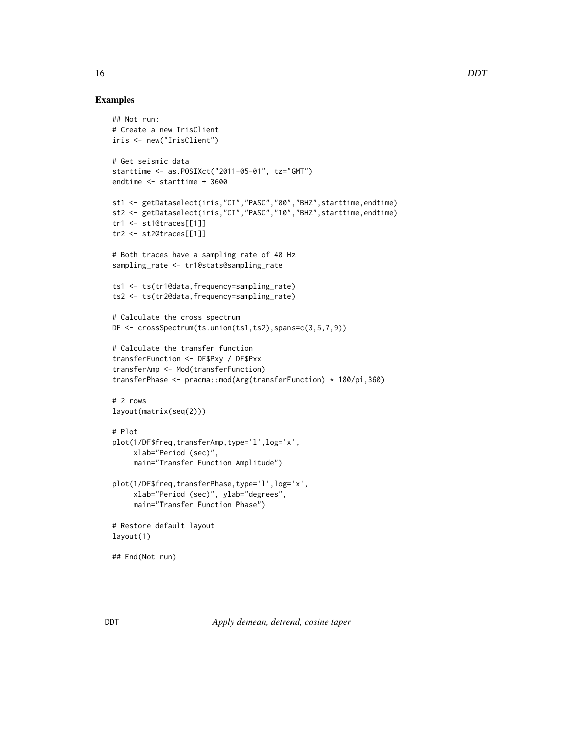## Examples

```
## Not run:
# Create a new IrisClient
iris <- new("IrisClient")

# Get seismic data
starttime <- as.POSIXct("2011-05-01", tz="GMT")
endtime <- starttime + 3600

st1 <- getDataselect(iris,"CI","PASC","00","BHZ",starttime,endtime)
st2 <- getDataselect(iris,"CI","PASC","10","BHZ",starttime,endtime)
tr1 <- st1@traces[[1]]
tr2 <- st2@traces[[1]]

# Both traces have a sampling rate of 40 Hz
sampling_rate <- tr1@stats@sampling_rate

ts1 <- ts(tr1@data,frequency=sampling_rate)
ts2 <- ts(tr2@data,frequency=sampling_rate)

# Calculate the cross spectrum
DF <- crossSpectrum(ts.union(ts1,ts2),spans=c(3,5,7,9))

# Calculate the transfer function
transferFunction <- DF$Pxy / DF$Pxx
transferAmp <- Mod(transferFunction)
transferPhase <- pracma::mod(Arg(transferFunction) * 180/pi,360)

# 2 rows
layout(matrix(seq(2)))

# Plot
plot(1/DF$freq,transferAmp,type='l',log='x',
     xlab="Period (sec)",
     main="Transfer Function Amplitude")

plot(1/DF$freq,transferPhase,type='l',log='x',
     xlab="Period (sec)", ylab="degrees",
     main="Transfer Function Phase")

# Restore default layout
layout(1)

## End(Not run)
```

---

DDT *Apply demean, detrend, cosine taper*

---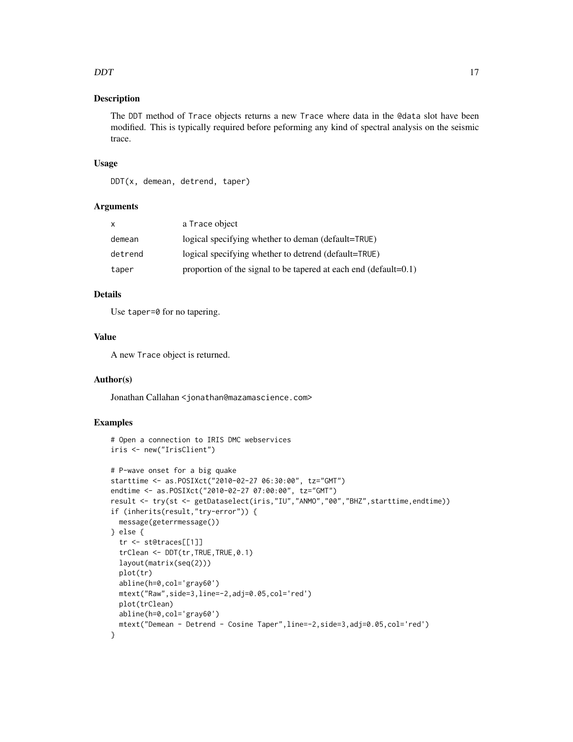## Description

The DDT method of Trace objects returns a new Trace where data in the @data slot have been modified. This is typically required before peforming any kind of spectral analysis on the seismic trace.

## Usage

```
DDT(x, demean, detrend, taper)
```

## Arguments

| | |
|---|---|
| x | a Trace object |
| demean | logical specifying whether to deman (default=TRUE) |
| detrend | logical specifying whether to detrend (default=TRUE) |
| taper | proportion of the signal to be tapered at each end (default=0.1) |

## Details

Use taper=0 for no tapering.

## Value

A new Trace object is returned.

## Author(s)

Jonathan Callahan <jonathan@mazamascience.com>

## Examples

```
# Open a connection to IRIS DMC webservices
iris <- new("IrisClient")

# P-wave onset for a big quake
starttime <- as.POSIXct("2010-02-27 06:30:00", tz="GMT")
endtime <- as.POSIXct("2010-02-27 07:00:00", tz="GMT")
result <- try(st <- getDataselect(iris,"IU","ANMO","00","BHZ",starttime,endtime))
if (inherits(result,"try-error")) {
  message(geterrmessage())
} else {
  tr <- st@traces[[1]]
  trClean <- DDT(tr,TRUE,TRUE,0.1)
  layout(matrix(seq(2)))
  plot(tr)
  abline(h=0,col='gray60')
  mtext("Raw",side=3,line=-2,adj=0.05,col='red')
  plot(trClean)
  abline(h=0,col='gray60')
  mtext("Demean - Detrend - Cosine Taper",line=-2,side=3,adj=0.05,col='red')
}
```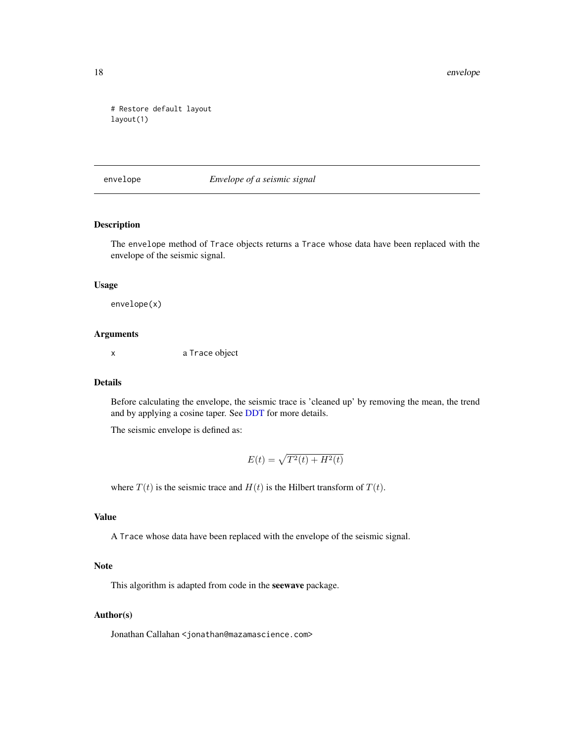```
# Restore default layout
layout(1)
```

---

## envelope — *Envelope of a seismic signal*

---

### Description

The `envelope` method of `Trace` objects returns a `Trace` whose data have been replaced with the envelope of the seismic signal.

### Usage

```
envelope(x)
```

### Arguments

| | |
|---|---|
| `x` | a `Trace` object |

### Details

Before calculating the envelope, the seismic trace is 'cleaned up' by removing the mean, the trend and by applying a cosine taper. See DDT for more details.

The seismic envelope is defined as:

$$E(t) = \sqrt{T^2(t) + H^2(t)}$$

where $T(t)$ is the seismic trace and $H(t)$ is the Hilbert transform of $T(t)$.

### Value

A `Trace` whose data have been replaced with the envelope of the seismic signal.

### Note

This algorithm is adapted from code in the **seewave** package.

### Author(s)

Jonathan Callahan <`jonathan@mazamascience.com`>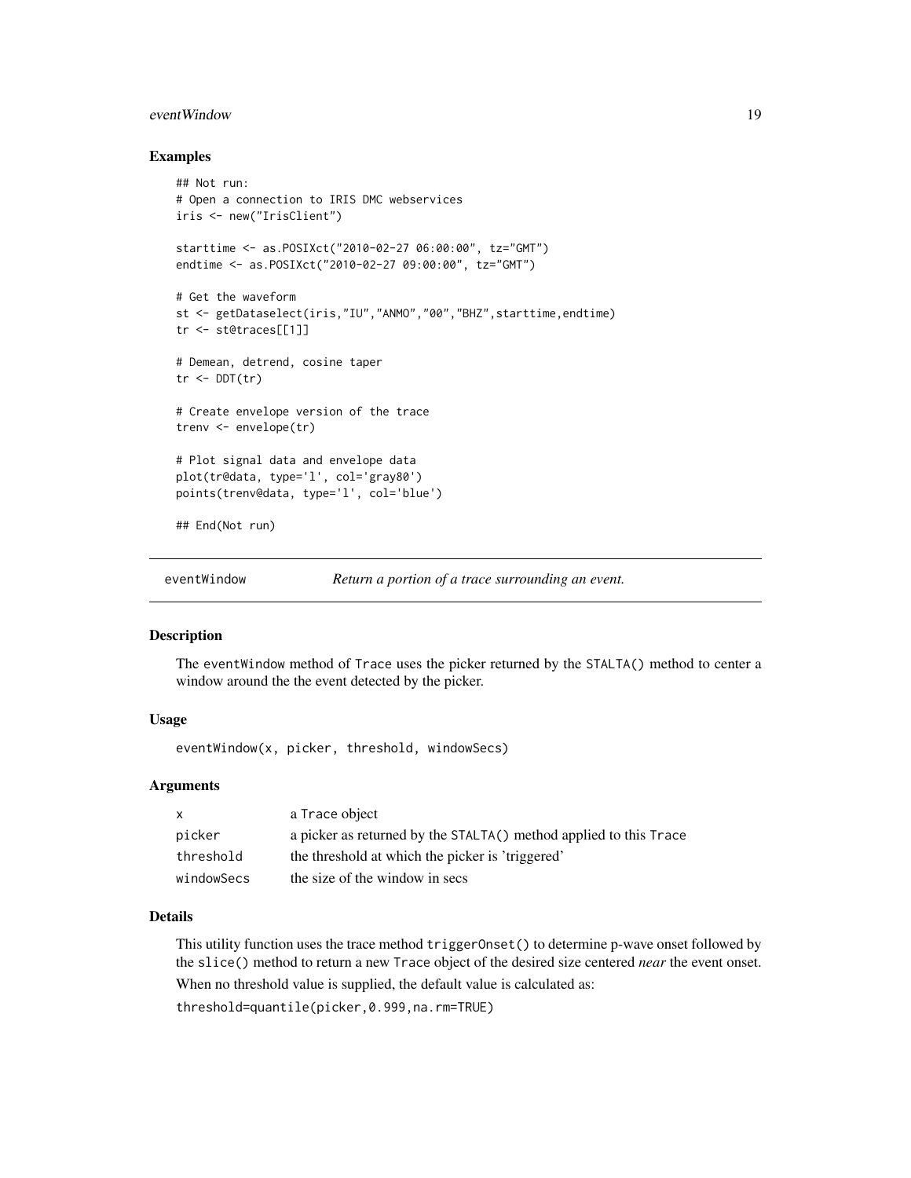## Examples

```
## Not run:
# Open a connection to IRIS DMC webservices
iris <- new("IrisClient")

starttime <- as.POSIXct("2010-02-27 06:00:00", tz="GMT")
endtime <- as.POSIXct("2010-02-27 09:00:00", tz="GMT")

# Get the waveform
st <- getDataselect(iris,"IU","ANMO","00","BHZ",starttime,endtime)
tr <- st@traces[[1]]

# Demean, detrend, cosine taper
tr <- DDT(tr)

# Create envelope version of the trace
trenv <- envelope(tr)

# Plot signal data and envelope data
plot(tr@data, type='l', col='gray80')
points(trenv@data, type='l', col='blue')

## End(Not run)
```

---

# eventWindow — *Return a portion of a trace surrounding an event.*

---

## Description

The eventWindow method of Trace uses the picker returned by the STALTA() method to center a window around the the event detected by the picker.

## Usage

```
eventWindow(x, picker, threshold, windowSecs)
```

## Arguments

| | |
|---|---|
| x | a Trace object |
| picker | a picker as returned by the STALTA() method applied to this Trace |
| threshold | the threshold at which the picker is 'triggered' |
| windowSecs | the size of the window in secs |

## Details

This utility function uses the trace method triggerOnset() to determine p-wave onset followed by the slice() method to return a new Trace object of the desired size centered *near* the event onset.

When no threshold value is supplied, the default value is calculated as:

threshold=quantile(picker,0.999,na.rm=TRUE)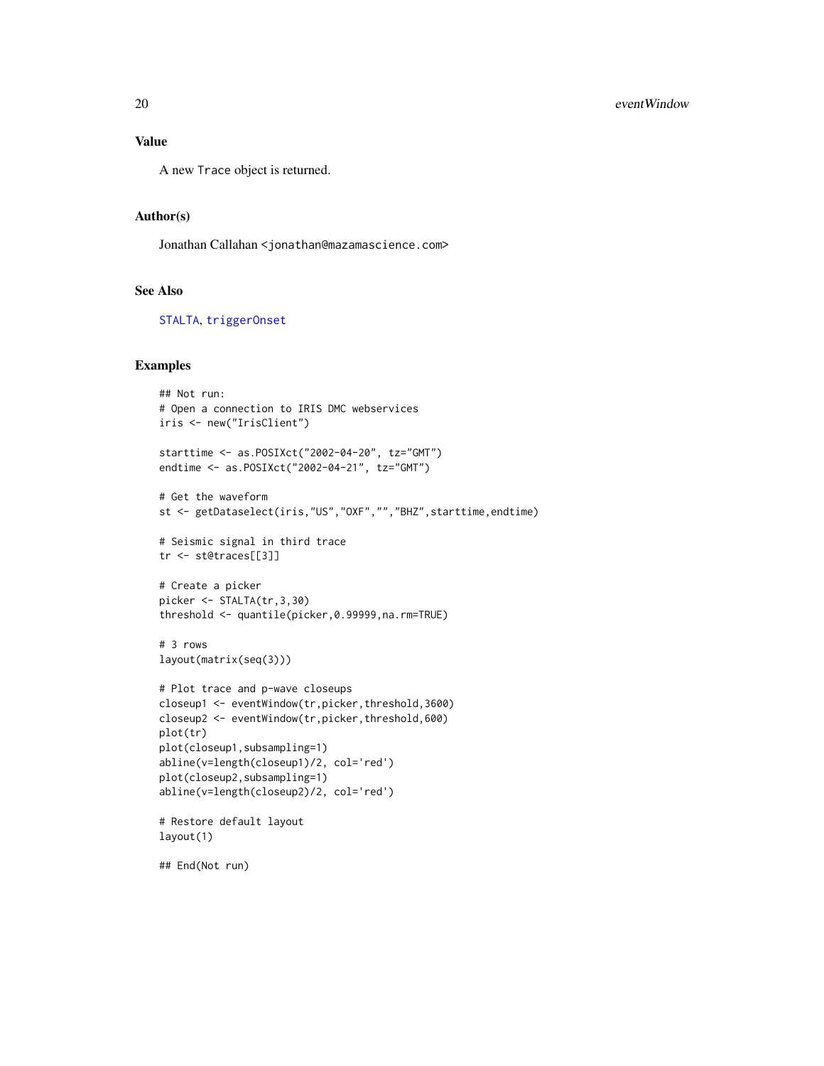### Value

A new Trace object is returned.

### Author(s)

Jonathan Callahan <jonathan@mazamascience.com>

### See Also

STALTA, triggerOnset

### Examples

```
## Not run:
# Open a connection to IRIS DMC webservices
iris <- new("IrisClient")

starttime <- as.POSIXct("2002-04-20", tz="GMT")
endtime <- as.POSIXct("2002-04-21", tz="GMT")

# Get the waveform
st <- getDataselect(iris,"US","OXF","","BHZ",starttime,endtime)

# Seismic signal in third trace
tr <- st@traces[[3]]

# Create a picker
picker <- STALTA(tr,3,30)
threshold <- quantile(picker,0.99999,na.rm=TRUE)

# 3 rows
layout(matrix(seq(3)))

# Plot trace and p-wave closeups
closeup1 <- eventWindow(tr,picker,threshold,3600)
closeup2 <- eventWindow(tr,picker,threshold,600)
plot(tr)
plot(closeup1,subsampling=1)
abline(v=length(closeup1)/2, col='red')
plot(closeup2,subsampling=1)
abline(v=length(closeup2)/2, col='red')

# Restore default layout
layout(1)

## End(Not run)
```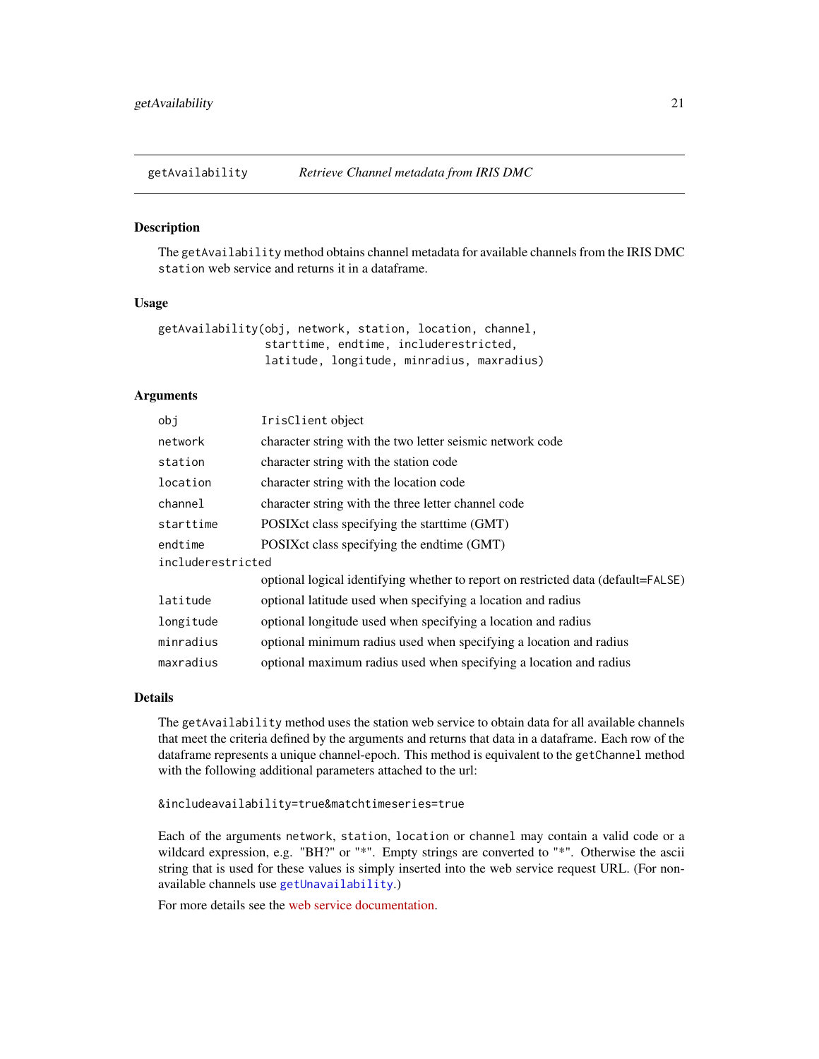## getAvailability *Retrieve Channel metadata from IRIS DMC*

### Description

The `getAvailability` method obtains channel metadata for available channels from the IRIS DMC `station` web service and returns it in a dataframe.

### Usage

```
getAvailability(obj, network, station, location, channel,
                starttime, endtime, includerestricted,
                latitude, longitude, minradius, maxradius)
```

### Arguments

| | |
|---|---|
| `obj` | `IrisClient` object |
| `network` | character string with the two letter seismic network code |
| `station` | character string with the station code |
| `location` | character string with the location code |
| `channel` | character string with the three letter channel code |
| `starttime` | POSIXct class specifying the starttime (GMT) |
| `endtime` | POSIXct class specifying the endtime (GMT) |
| `includerestricted` | optional logical identifying whether to report on restricted data (default=`FALSE`) |
| `latitude` | optional latitude used when specifying a location and radius |
| `longitude` | optional longitude used when specifying a location and radius |
| `minradius` | optional minimum radius used when specifying a location and radius |
| `maxradius` | optional maximum radius used when specifying a location and radius |

### Details

The `getAvailability` method uses the station web service to obtain data for all available channels that meet the criteria defined by the arguments and returns that data in a dataframe. Each row of the dataframe represents a unique channel-epoch. This method is equivalent to the `getChannel` method with the following additional parameters attached to the url:

```
&includeavailability=true&matchtimeseries=true
```

Each of the arguments `network`, `station`, `location` or `channel` may contain a valid code or a wildcard expression, e.g. "BH?" or "*". Empty strings are converted to "*". Otherwise the ascii string that is used for these values is simply inserted into the web service request URL. (For non-available channels use `getUnavailability`.)

For more details see the web service documentation.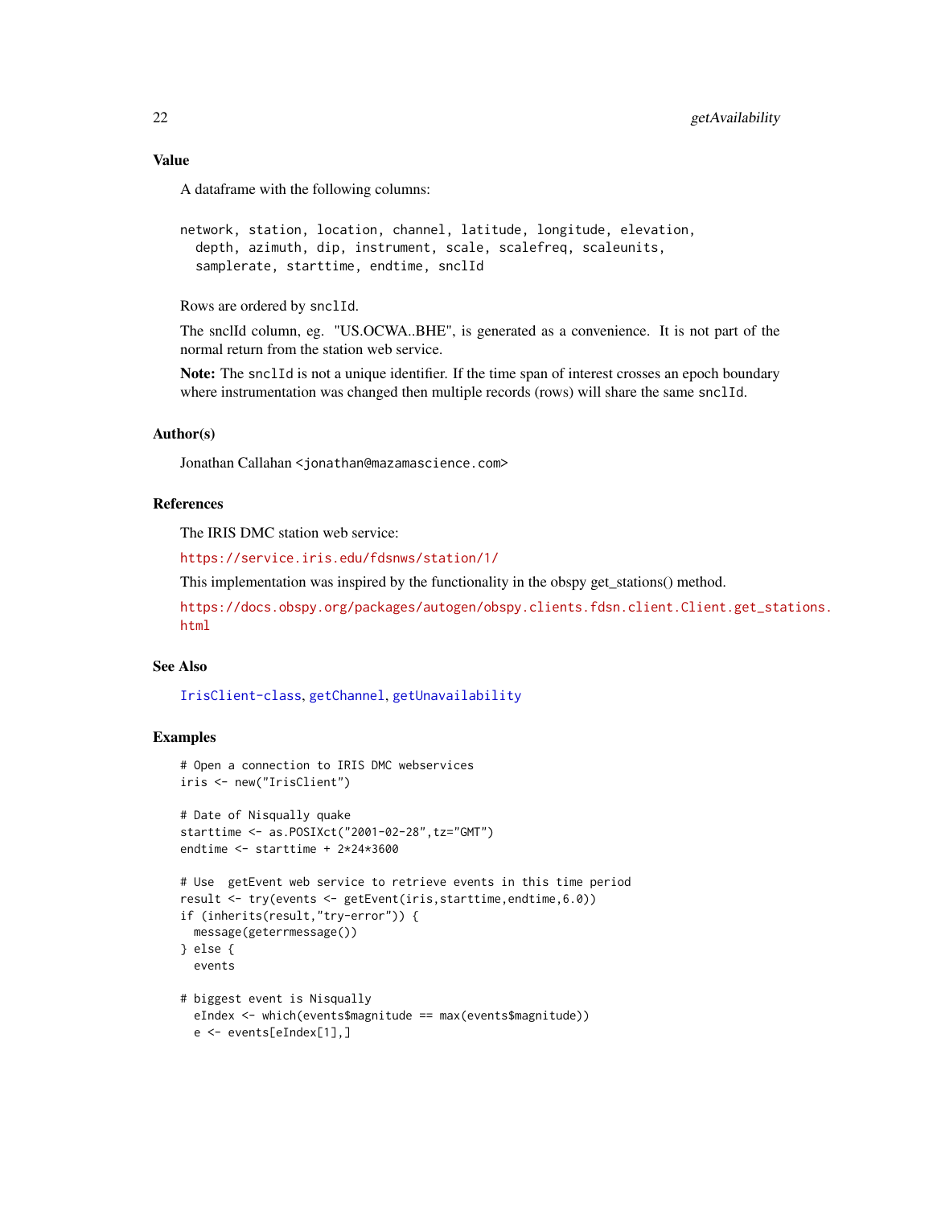## Value

A dataframe with the following columns:

```
network, station, location, channel, latitude, longitude, elevation,
  depth, azimuth, dip, instrument, scale, scalefreq, scaleunits,
  samplerate, starttime, endtime, snclId
```

Rows are ordered by `snclId`.

The snclId column, eg. "US.OCWA..BHE", is generated as a convenience. It is not part of the normal return from the station web service.

**Note:** The `snclId` is not a unique identifier. If the time span of interest crosses an epoch boundary where instrumentation was changed then multiple records (rows) will share the same `snclId`.

## Author(s)

Jonathan Callahan <jonathan@mazamascience.com>

## References

The IRIS DMC station web service:

https://service.iris.edu/fdsnws/station/1/

This implementation was inspired by the functionality in the obspy get_stations() method.

https://docs.obspy.org/packages/autogen/obspy.clients.fdsn.client.Client.get_stations.html

## See Also

IrisClient-class, getChannel, getUnavailability

## Examples

```
# Open a connection to IRIS DMC webservices
iris <- new("IrisClient")

# Date of Nisqually quake
starttime <- as.POSIXct("2001-02-28",tz="GMT")
endtime <- starttime + 2*24*3600

# Use  getEvent web service to retrieve events in this time period
result <- try(events <- getEvent(iris,starttime,endtime,6.0))
if (inherits(result,"try-error")) {
  message(geterrmessage())
} else {
  events

# biggest event is Nisqually
  eIndex <- which(events$magnitude == max(events$magnitude))
  e <- events[eIndex[1],]
```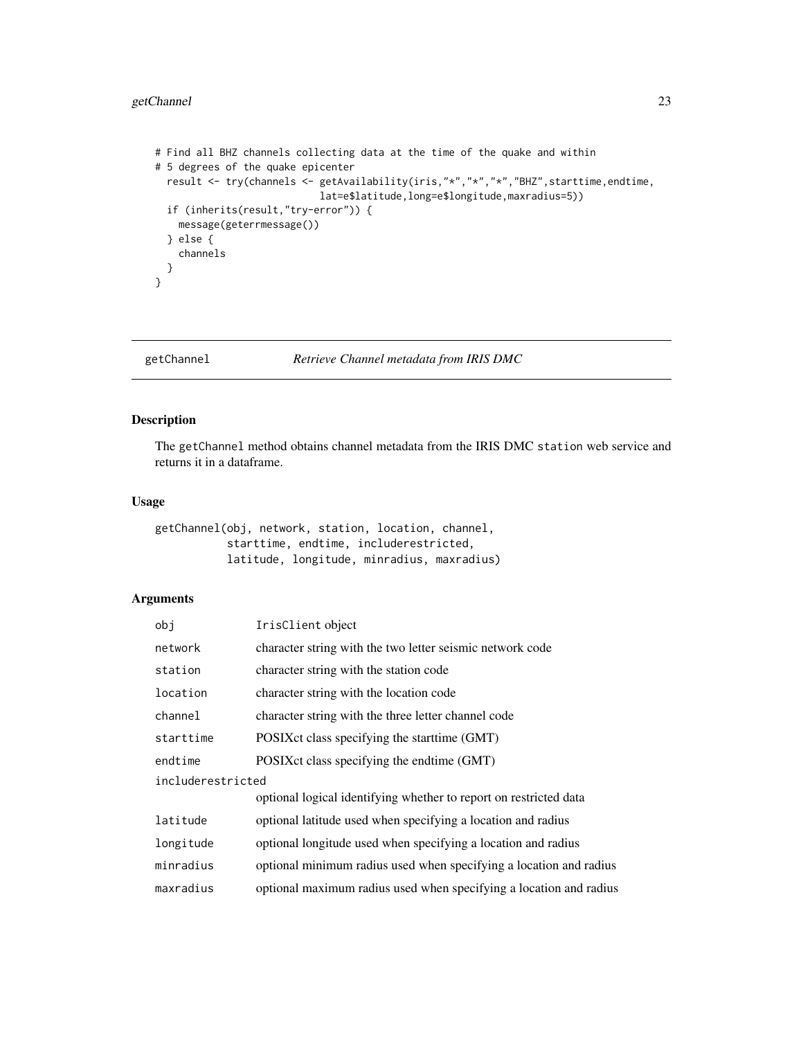```
# Find all BHZ channels collecting data at the time of the quake and within
# 5 degrees of the quake epicenter
  result <- try(channels <- getAvailability(iris,"*","*","*","BHZ",starttime,endtime,
                            lat=e$latitude,long=e$longitude,maxradius=5))
  if (inherits(result,"try-error")) {
    message(geterrmessage())
  } else {
    channels
  }
}
```

---

## getChannel — *Retrieve Channel metadata from IRIS DMC*

### Description

The `getChannel` method obtains channel metadata from the IRIS DMC `station` web service and returns it in a dataframe.

### Usage

```
getChannel(obj, network, station, location, channel,
           starttime, endtime, includerestricted,
           latitude, longitude, minradius, maxradius)
```

### Arguments

| Argument | Description |
|---|---|
| `obj` | `IrisClient` object |
| `network` | character string with the two letter seismic network code |
| `station` | character string with the station code |
| `location` | character string with the location code |
| `channel` | character string with the three letter channel code |
| `starttime` | POSIXct class specifying the starttime (GMT) |
| `endtime` | POSIXct class specifying the endtime (GMT) |
| `includerestricted` | optional logical identifying whether to report on restricted data |
| `latitude` | optional latitude used when specifying a location and radius |
| `longitude` | optional longitude used when specifying a location and radius |
| `minradius` | optional minimum radius used when specifying a location and radius |
| `maxradius` | optional maximum radius used when specifying a location and radius |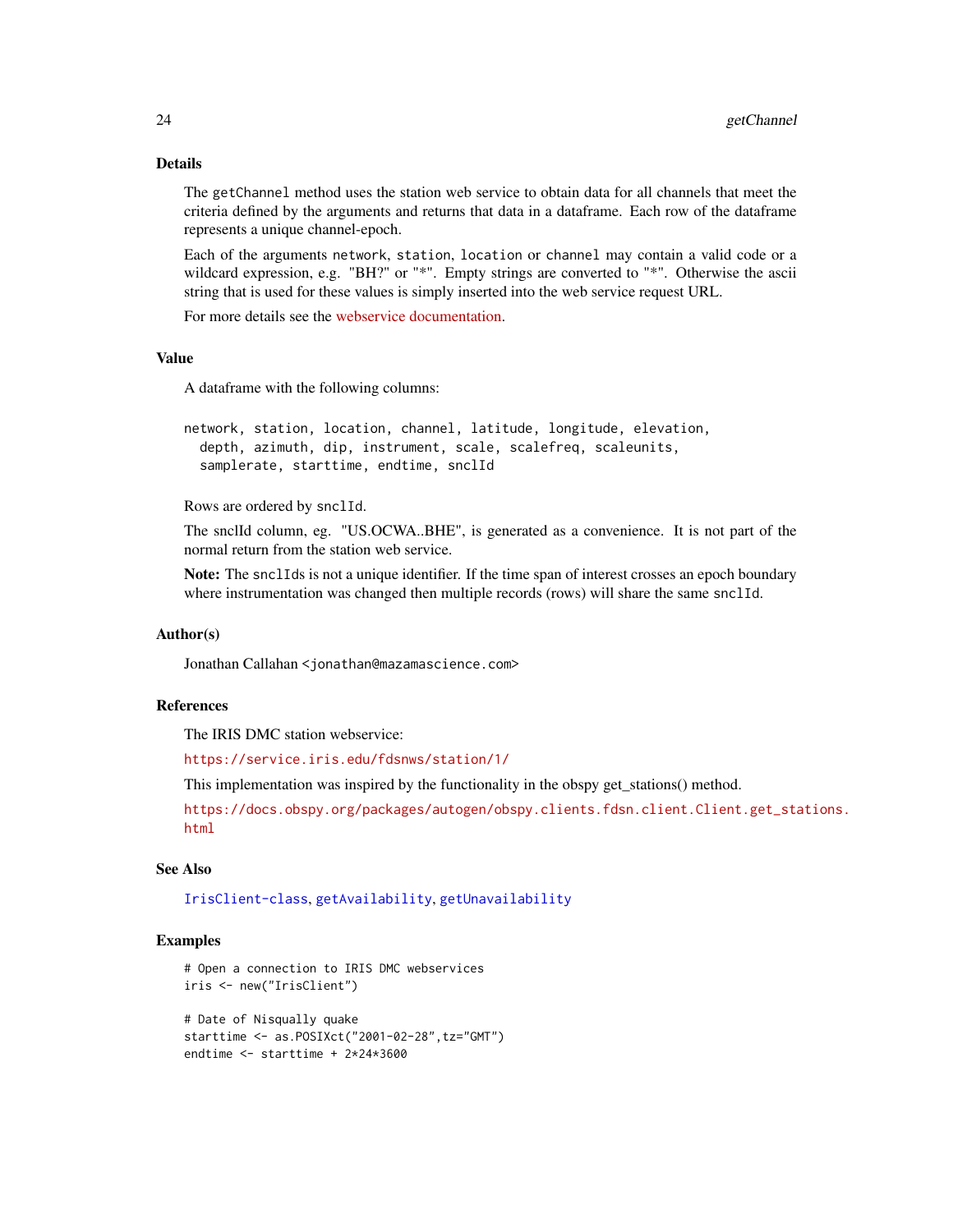## Details

The getChannel method uses the station web service to obtain data for all channels that meet the criteria defined by the arguments and returns that data in a dataframe. Each row of the dataframe represents a unique channel-epoch.

Each of the arguments network, station, location or channel may contain a valid code or a wildcard expression, e.g. "BH?" or "*". Empty strings are converted to "*". Otherwise the ascii string that is used for these values is simply inserted into the web service request URL.

For more details see the webservice documentation.

## Value

A dataframe with the following columns:

```
network, station, location, channel, latitude, longitude, elevation,
  depth, azimuth, dip, instrument, scale, scalefreq, scaleunits,
  samplerate, starttime, endtime, snclId
```

Rows are ordered by snclId.

The snclId column, eg. "US.OCWA..BHE", is generated as a convenience. It is not part of the normal return from the station web service.

**Note:** The snclIds is not a unique identifier. If the time span of interest crosses an epoch boundary where instrumentation was changed then multiple records (rows) will share the same snclId.

## Author(s)

Jonathan Callahan <jonathan@mazamascience.com>

## References

The IRIS DMC station webservice:

https://service.iris.edu/fdsnws/station/1/

This implementation was inspired by the functionality in the obspy get_stations() method.

https://docs.obspy.org/packages/autogen/obspy.clients.fdsn.client.Client.get_stations.html

## See Also

IrisClient-class, getAvailability, getUnavailability

## Examples

```
# Open a connection to IRIS DMC webservices
iris <- new("IrisClient")

# Date of Nisqually quake
starttime <- as.POSIXct("2001-02-28",tz="GMT")
endtime <- starttime + 2*24*3600
```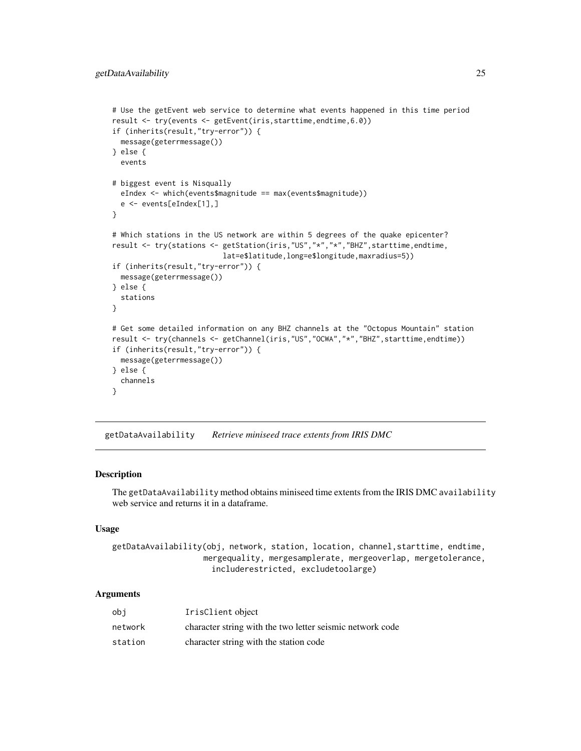```
# Use the getEvent web service to determine what events happened in this time period
result <- try(events <- getEvent(iris,starttime,endtime,6.0))
if (inherits(result,"try-error")) {
  message(geterrmessage())
} else {
  events

# biggest event is Nisqually
  eIndex <- which(events$magnitude == max(events$magnitude))
  e <- events[eIndex[1],]
}

# Which stations in the US network are within 5 degrees of the quake epicenter?
result <- try(stations <- getStation(iris,"US","*","*","BHZ",starttime,endtime,
                        lat=e$latitude,long=e$longitude,maxradius=5))
if (inherits(result,"try-error")) {
  message(geterrmessage())
} else {
  stations
}

# Get some detailed information on any BHZ channels at the "Octopus Mountain" station
result <- try(channels <- getChannel(iris,"US","OCWA","*","BHZ",starttime,endtime))
if (inherits(result,"try-error")) {
  message(geterrmessage())
} else {
  channels
}
```

## getDataAvailability *Retrieve miniseed trace extents from IRIS DMC*

### Description

The `getDataAvailability` method obtains miniseed time extents from the IRIS DMC `availability` web service and returns it in a dataframe.

### Usage

```
getDataAvailability(obj, network, station, location, channel,starttime, endtime,
                    mergequality, mergesamplerate, mergeoverlap, mergetolerance,
                      includerestricted, excludetoolarge)
```

### Arguments

| | |
|---|---|
| obj | IrisClient object |
| network | character string with the two letter seismic network code |
| station | character string with the station code |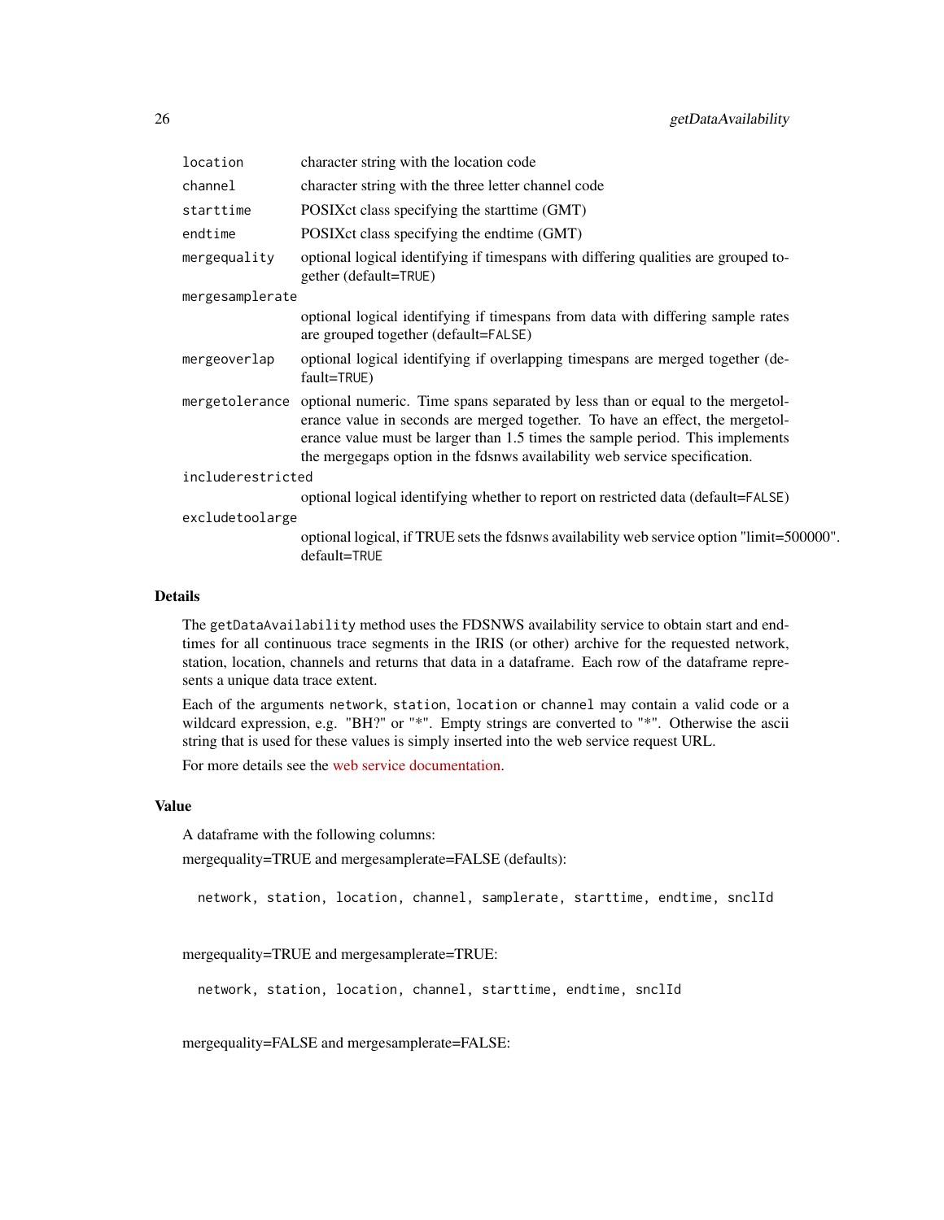| | |
|---|---|
| `location` | character string with the location code |
| `channel` | character string with the three letter channel code |
| `starttime` | POSIXct class specifying the starttime (GMT) |
| `endtime` | POSIXct class specifying the endtime (GMT) |
| `mergequality` | optional logical identifying if timespans with differing qualities are grouped together (default=`TRUE`) |
| `mergesamplerate` | optional logical identifying if timespans from data with differing sample rates are grouped together (default=`FALSE`) |
| `mergeoverlap` | optional logical identifying if overlapping timespans are merged together (default=`TRUE`) |
| `mergetolerance` | optional numeric. Time spans separated by less than or equal to the mergetolerance value in seconds are merged together. To have an effect, the mergetolerance value must be larger than 1.5 times the sample period. This implements the mergegaps option in the fdsnws availability web service specification. |
| `includerestricted` | optional logical identifying whether to report on restricted data (default=`FALSE`) |
| `excludetoolarge` | optional logical, if TRUE sets the fdsnws availability web service option "limit=500000". default=`TRUE` |

## Details

The `getDataAvailability` method uses the FDSNWS availability service to obtain start and endtimes for all continuous trace segments in the IRIS (or other) archive for the requested network, station, location, channels and returns that data in a dataframe. Each row of the dataframe represents a unique data trace extent.

Each of the arguments `network`, `station`, `location` or `channel` may contain a valid code or a wildcard expression, e.g. "BH?" or "*". Empty strings are converted to "*". Otherwise the ascii string that is used for these values is simply inserted into the web service request URL.

For more details see the web service documentation.

## Value

A dataframe with the following columns:

mergequality=TRUE and mergesamplerate=FALSE (defaults):

```
network, station, location, channel, samplerate, starttime, endtime, snclId
```

mergequality=TRUE and mergesamplerate=TRUE:

```
network, station, location, channel, starttime, endtime, snclId
```

mergequality=FALSE and mergesamplerate=FALSE: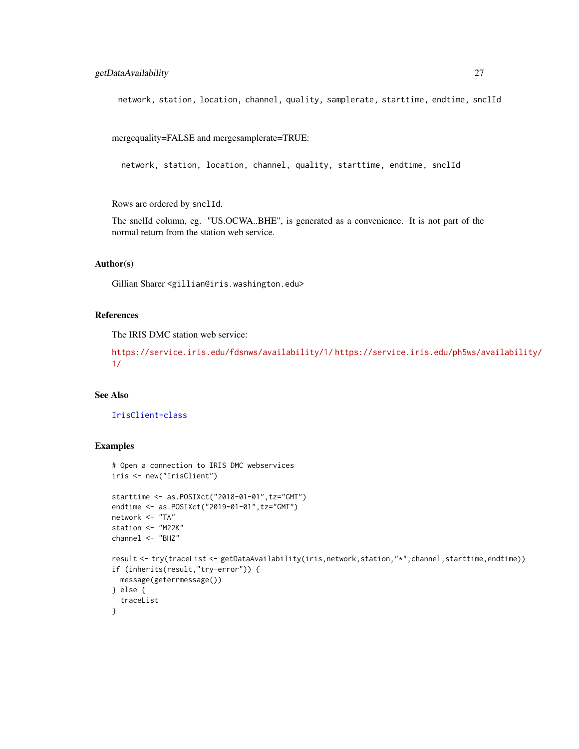```
network, station, location, channel, quality, samplerate, starttime, endtime, snclId
```

mergequality=FALSE and mergesamplerate=TRUE:

```
network, station, location, channel, quality, starttime, endtime, snclId
```

Rows are ordered by `snclId`.

The snclId column, eg. "US.OCWA..BHE", is generated as a convenience. It is not part of the normal return from the station web service.

## Author(s)

Gillian Sharer <gillian@iris.washington.edu>

## References

The IRIS DMC station web service:

https://service.iris.edu/fdsnws/availability/1/ https://service.iris.edu/ph5ws/availability/1/

## See Also

`IrisClient-class`

## Examples

```
# Open a connection to IRIS DMC webservices
iris <- new("IrisClient")

starttime <- as.POSIXct("2018-01-01",tz="GMT")
endtime <- as.POSIXct("2019-01-01",tz="GMT")
network <- "TA"
station <- "M22K"
channel <- "BHZ"

result <- try(traceList <- getDataAvailability(iris,network,station,"*",channel,starttime,endtime))
if (inherits(result,"try-error")) {
  message(geterrmessage())
} else {
  traceList
}
```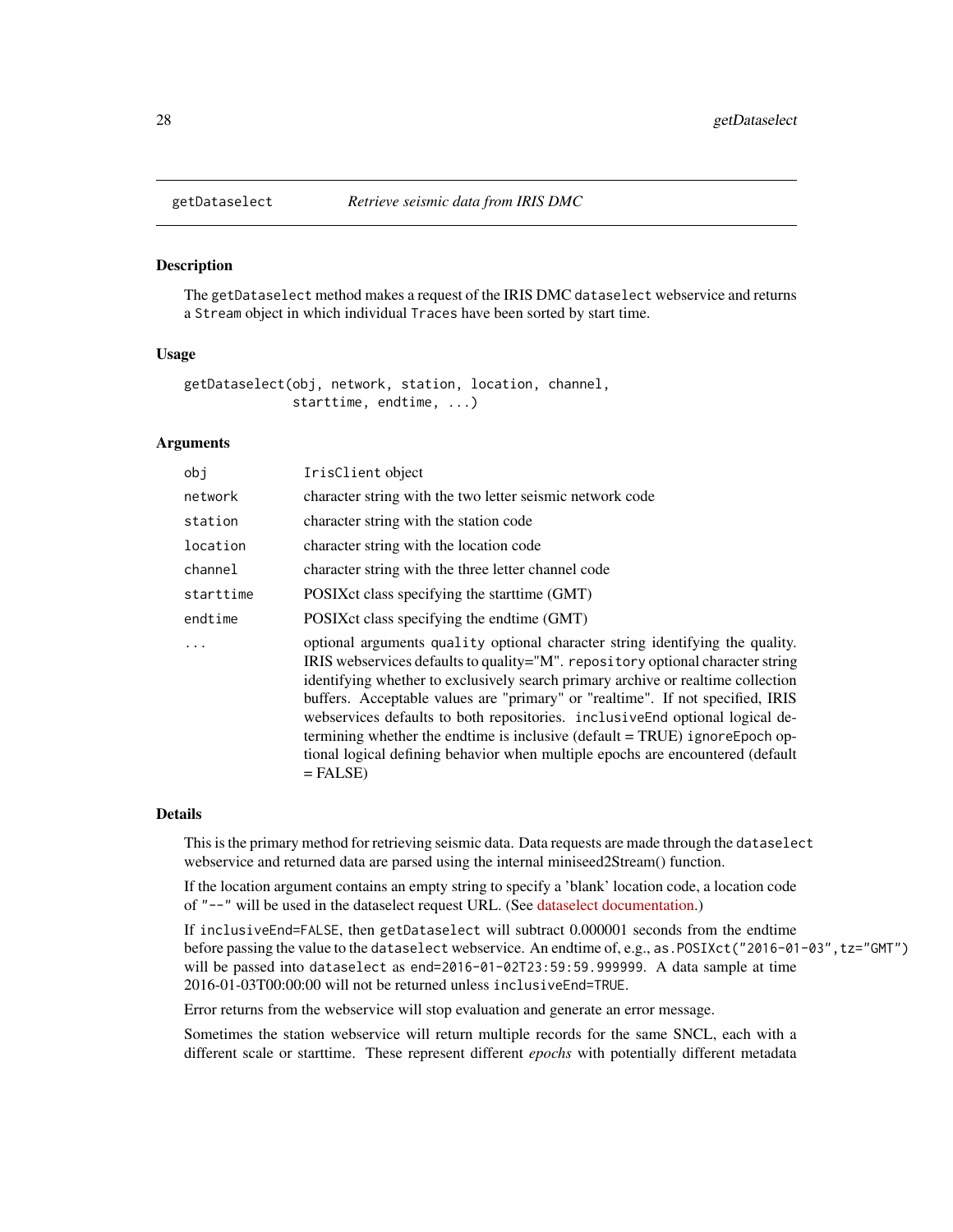## getDataselect *Retrieve seismic data from IRIS DMC*

### Description

The `getDataselect` method makes a request of the IRIS DMC `dataselect` webservice and returns a `Stream` object in which individual `Traces` have been sorted by start time.

### Usage

```
getDataselect(obj, network, station, location, channel,
              starttime, endtime, ...)
```

### Arguments

| | |
|---|---|
| `obj` | `IrisClient` object |
| `network` | character string with the two letter seismic network code |
| `station` | character string with the station code |
| `location` | character string with the location code |
| `channel` | character string with the three letter channel code |
| `starttime` | POSIXct class specifying the starttime (GMT) |
| `endtime` | POSIXct class specifying the endtime (GMT) |
| `...` | optional arguments `quality` optional character string identifying the quality. IRIS webservices defaults to quality="M". `repository` optional character string identifying whether to exclusively search primary archive or realtime collection buffers. Acceptable values are "primary" or "realtime". If not specified, IRIS webservices defaults to both repositories. `inclusiveEnd` optional logical determining whether the endtime is inclusive (default = TRUE) `ignoreEpoch` optional logical defining behavior when multiple epochs are encountered (default = FALSE) |

### Details

This is the primary method for retrieving seismic data. Data requests are made through the `dataselect` webservice and returned data are parsed using the internal miniseed2Stream() function.

If the location argument contains an empty string to specify a 'blank' location code, a location code of `"--"` will be used in the dataselect request URL. (See dataselect documentation.)

If `inclusiveEnd=FALSE`, then `getDataselect` will subtract 0.000001 seconds from the endtime before passing the value to the `dataselect` webservice. An endtime of, e.g., `as.POSIXct("2016-01-03",tz="GMT")` will be passed into `dataselect` as `end=2016-01-02T23:59:59.999999`. A data sample at time 2016-01-03T00:00:00 will not be returned unless `inclusiveEnd=TRUE`.

Error returns from the webservice will stop evaluation and generate an error message.

Sometimes the station webservice will return multiple records for the same SNCL, each with a different scale or starttime. These represent different *epochs* with potentially different metadata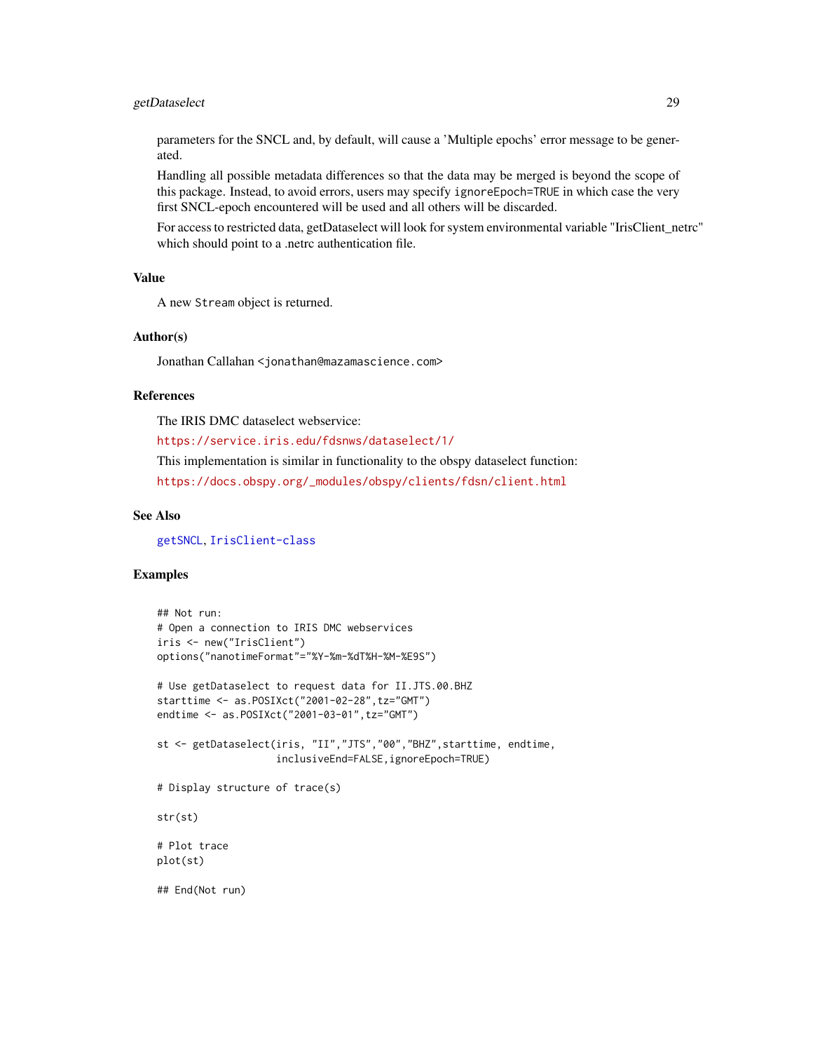parameters for the SNCL and, by default, will cause a 'Multiple epochs' error message to be generated.

Handling all possible metadata differences so that the data may be merged is beyond the scope of this package. Instead, to avoid errors, users may specify `ignoreEpoch=TRUE` in which case the very first SNCL-epoch encountered will be used and all others will be discarded.

For access to restricted data, getDataselect will look for system environmental variable "IrisClient_netrc" which should point to a .netrc authentication file.

### Value

A new `Stream` object is returned.

### Author(s)

Jonathan Callahan <jonathan@mazamascience.com>

### References

The IRIS DMC dataselect webservice:

https://service.iris.edu/fdsnws/dataselect/1/

This implementation is similar in functionality to the obspy dataselect function:

https://docs.obspy.org/_modules/obspy/clients/fdsn/client.html

### See Also

getSNCL, IrisClient-class

### Examples

```
## Not run:
# Open a connection to IRIS DMC webservices
iris <- new("IrisClient")
options("nanotimeFormat"="%Y-%m-%dT%H-%M-%E9S")

# Use getDataselect to request data for II.JTS.00.BHZ
starttime <- as.POSIXct("2001-02-28",tz="GMT")
endtime <- as.POSIXct("2001-03-01",tz="GMT")

st <- getDataselect(iris, "II","JTS","00","BHZ",starttime, endtime,
                    inclusiveEnd=FALSE,ignoreEpoch=TRUE)

# Display structure of trace(s)

str(st)

# Plot trace
plot(st)

## End(Not run)
```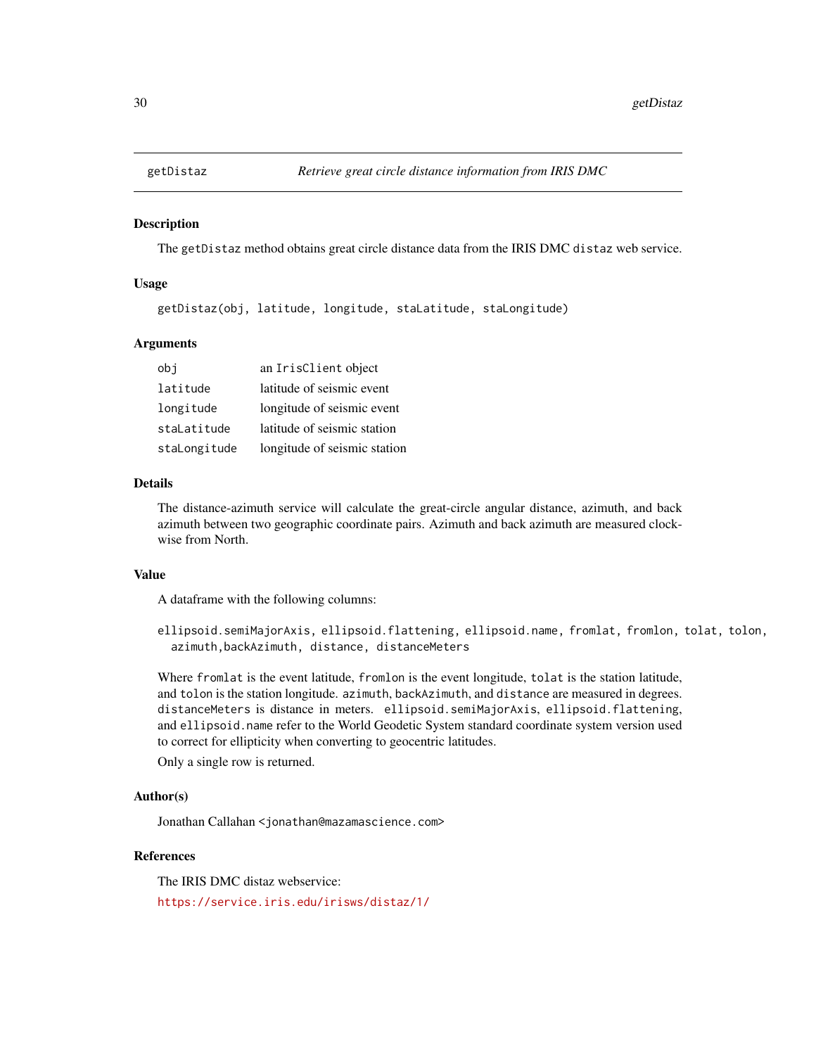# getDistaz — *Retrieve great circle distance information from IRIS DMC*

## Description

The `getDistaz` method obtains great circle distance data from the IRIS DMC `distaz` web service.

## Usage

```
getDistaz(obj, latitude, longitude, staLatitude, staLongitude)
```

## Arguments

| | |
|---|---|
| `obj` | an `IrisClient` object |
| `latitude` | latitude of seismic event |
| `longitude` | longitude of seismic event |
| `staLatitude` | latitude of seismic station |
| `staLongitude` | longitude of seismic station |

## Details

The distance-azimuth service will calculate the great-circle angular distance, azimuth, and back azimuth between two geographic coordinate pairs. Azimuth and back azimuth are measured clockwise from North.

## Value

A dataframe with the following columns:

```
ellipsoid.semiMajorAxis, ellipsoid.flattening, ellipsoid.name, fromlat, fromlon, tolat, tolon,
  azimuth,backAzimuth, distance, distanceMeters
```

Where `fromlat` is the event latitude, `fromlon` is the event longitude, `tolat` is the station latitude, and `tolon` is the station longitude. `azimuth`, `backAzimuth`, and `distance` are measured in degrees. `distanceMeters` is distance in meters. `ellipsoid.semiMajorAxis`, `ellipsoid.flattening`, and `ellipsoid.name` refer to the World Geodetic System standard coordinate system version used to correct for ellipticity when converting to geocentric latitudes.

Only a single row is returned.

## Author(s)

Jonathan Callahan <`jonathan@mazamascience.com`>

## References

The IRIS DMC distaz webservice:

https://service.iris.edu/irisws/distaz/1/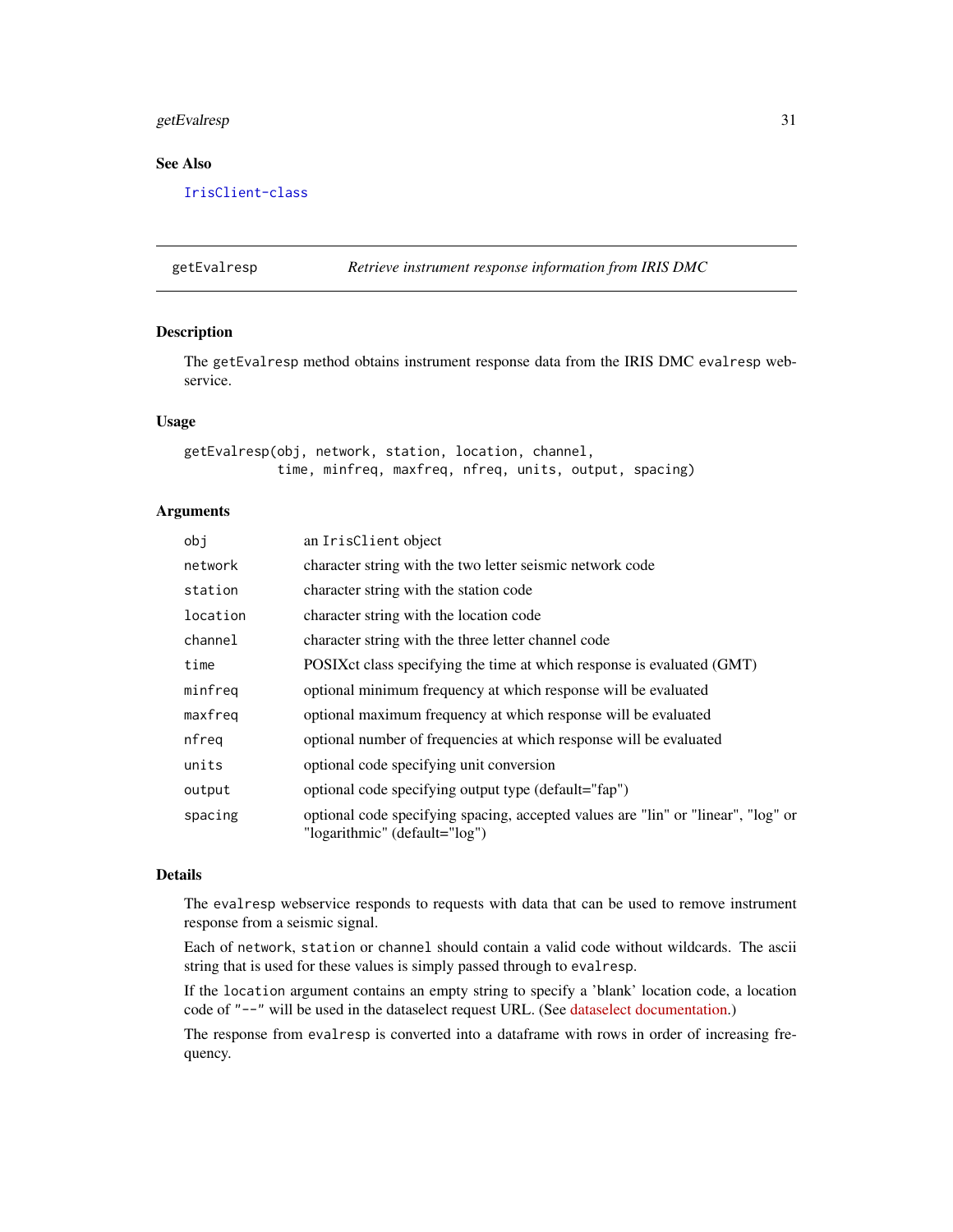## See Also

IrisClient-class

---

**getEvalresp** *Retrieve instrument response information from IRIS DMC*

---

### Description

The `getEvalresp` method obtains instrument response data from the IRIS DMC `evalresp` webservice.

### Usage

```
getEvalresp(obj, network, station, location, channel,
            time, minfreq, maxfreq, nfreq, units, output, spacing)
```

### Arguments

| | |
|---|---|
| `obj` | an `IrisClient` object |
| `network` | character string with the two letter seismic network code |
| `station` | character string with the station code |
| `location` | character string with the location code |
| `channel` | character string with the three letter channel code |
| `time` | POSIXct class specifying the time at which response is evaluated (GMT) |
| `minfreq` | optional minimum frequency at which response will be evaluated |
| `maxfreq` | optional maximum frequency at which response will be evaluated |
| `nfreq` | optional number of frequencies at which response will be evaluated |
| `units` | optional code specifying unit conversion |
| `output` | optional code specifying output type (default="fap") |
| `spacing` | optional code specifying spacing, accepted values are "lin" or "linear", "log" or "logarithmic" (default="log") |

### Details

The `evalresp` webservice responds to requests with data that can be used to remove instrument response from a seismic signal.

Each of `network`, `station` or `channel` should contain a valid code without wildcards. The ascii string that is used for these values is simply passed through to `evalresp`.

If the `location` argument contains an empty string to specify a 'blank' location code, a location code of `"--"` will be used in the dataselect request URL. (See dataselect documentation.)

The response from `evalresp` is converted into a dataframe with rows in order of increasing frequency.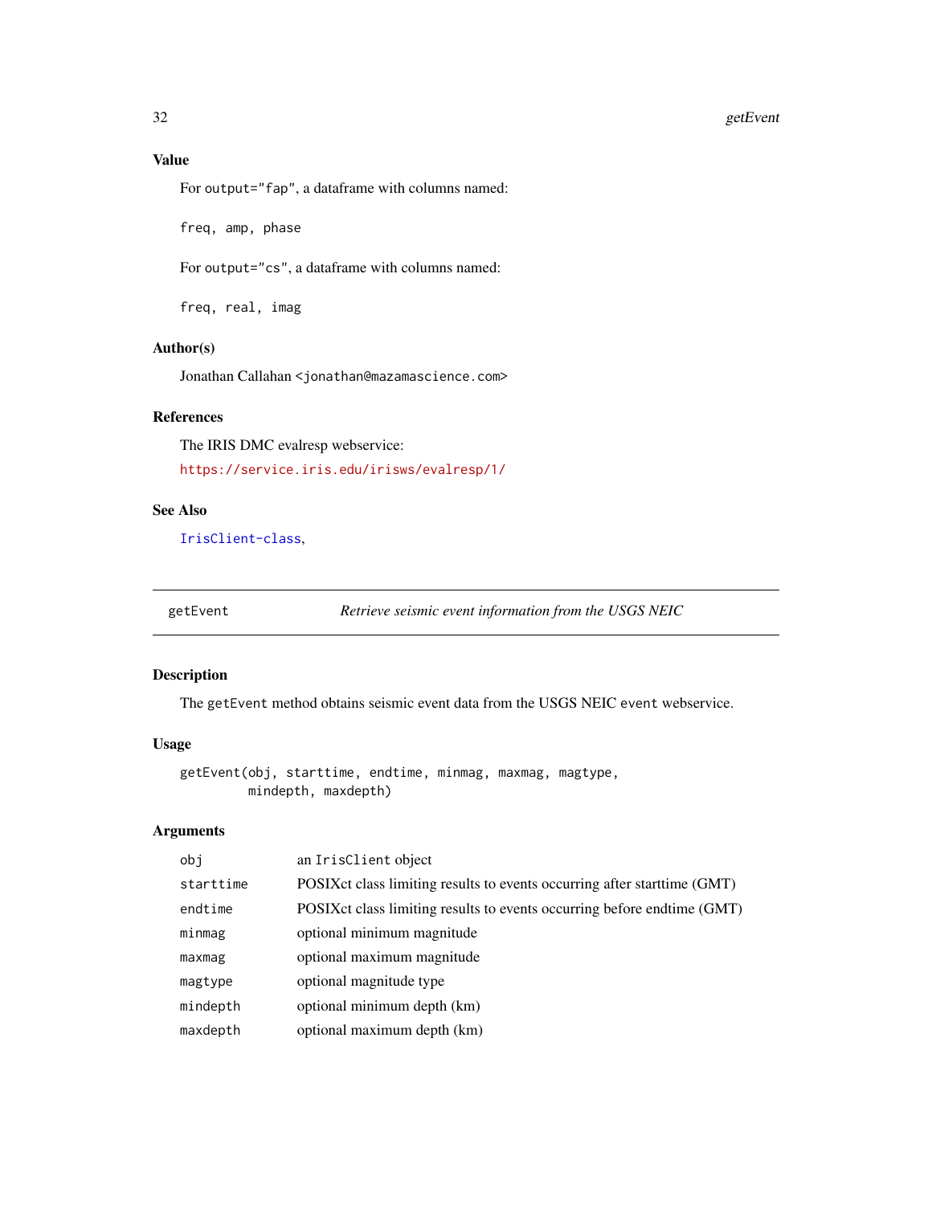### Value

For `output="fap"`, a dataframe with columns named:

`freq, amp, phase`

For `output="cs"`, a dataframe with columns named:

`freq, real, imag`

### Author(s)

Jonathan Callahan <jonathan@mazamascience.com>

### References

The IRIS DMC evalresp webservice:

https://service.iris.edu/irisws/evalresp/1/

### See Also

`IrisClient-class`,

---

## getEvent — *Retrieve seismic event information from the USGS NEIC*

---

### Description

The `getEvent` method obtains seismic event data from the USGS NEIC `event` webservice.

### Usage

```
getEvent(obj, starttime, endtime, minmag, maxmag, magtype,
         mindepth, maxdepth)
```

### Arguments

| | |
|---|---|
| `obj` | an `IrisClient` object |
| `starttime` | POSIXct class limiting results to events occurring after starttime (GMT) |
| `endtime` | POSIXct class limiting results to events occurring before endtime (GMT) |
| `minmag` | optional minimum magnitude |
| `maxmag` | optional maximum magnitude |
| `magtype` | optional magnitude type |
| `mindepth` | optional minimum depth (km) |
| `maxdepth` | optional maximum depth (km) |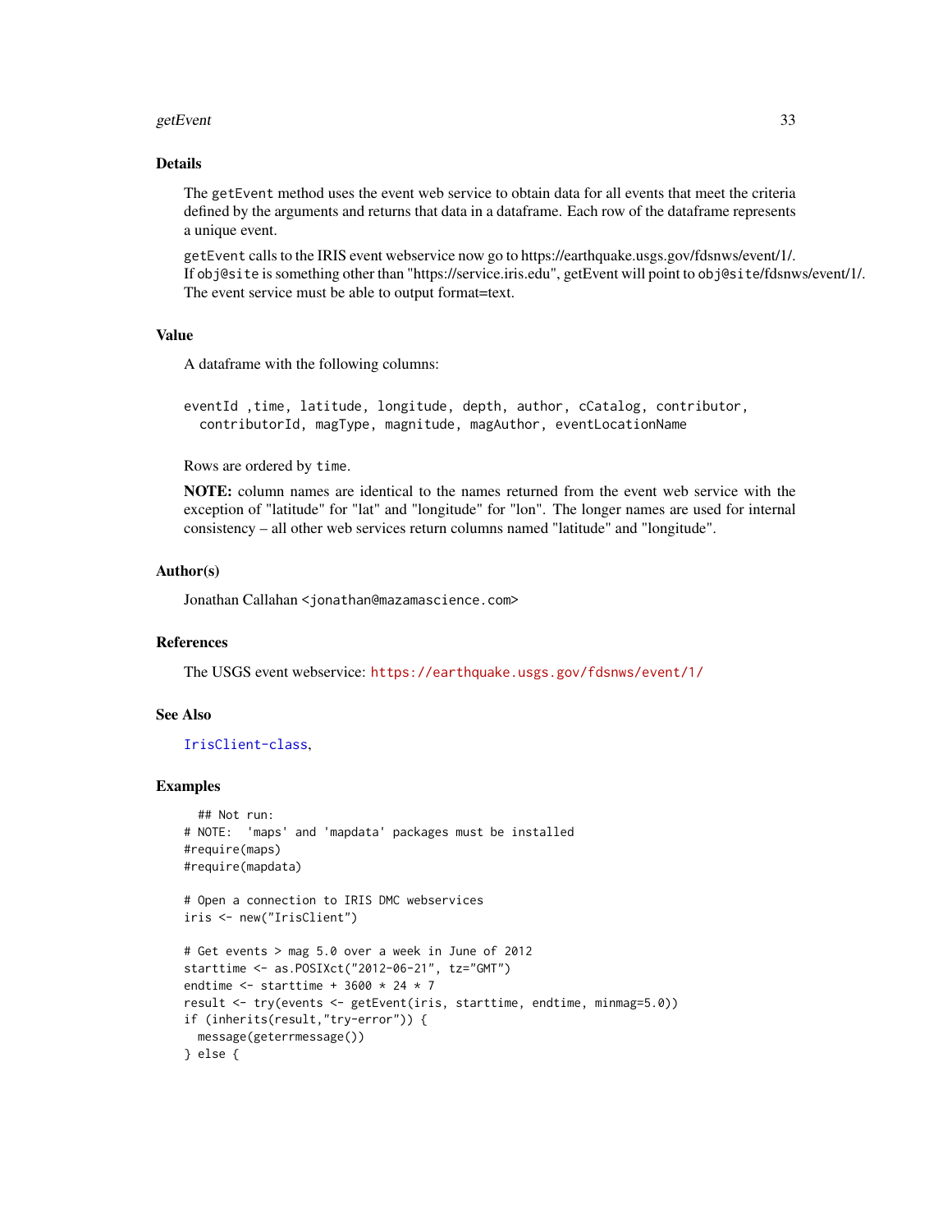## Details

The `getEvent` method uses the event web service to obtain data for all events that meet the criteria defined by the arguments and returns that data in a dataframe. Each row of the dataframe represents a unique event.

`getEvent` calls to the IRIS event webservice now go to https://earthquake.usgs.gov/fdsnws/event/1/. If `obj@site` is something other than "https://service.iris.edu", getEvent will point to `obj@site`/fdsnws/event/1/. The event service must be able to output format=text.

## Value

A dataframe with the following columns:

```
eventId ,time, latitude, longitude, depth, author, cCatalog, contributor,
  contributorId, magType, magnitude, magAuthor, eventLocationName
```

Rows are ordered by `time`.

**NOTE:** column names are identical to the names returned from the event web service with the exception of "latitude" for "lat" and "longitude" for "lon". The longer names are used for internal consistency – all other web services return columns named "latitude" and "longitude".

## Author(s)

Jonathan Callahan <jonathan@mazamascience.com>

## References

The USGS event webservice: https://earthquake.usgs.gov/fdsnws/event/1/

## See Also

IrisClient-class,

## Examples

```
  ## Not run:
# NOTE:  'maps' and 'mapdata' packages must be installed
#require(maps)
#require(mapdata)

# Open a connection to IRIS DMC webservices
iris <- new("IrisClient")

# Get events > mag 5.0 over a week in June of 2012
starttime <- as.POSIXct("2012-06-21", tz="GMT")
endtime <- starttime + 3600 * 24 * 7
result <- try(events <- getEvent(iris, starttime, endtime, minmag=5.0))
if (inherits(result,"try-error")) {
  message(geterrmessage())
} else {
```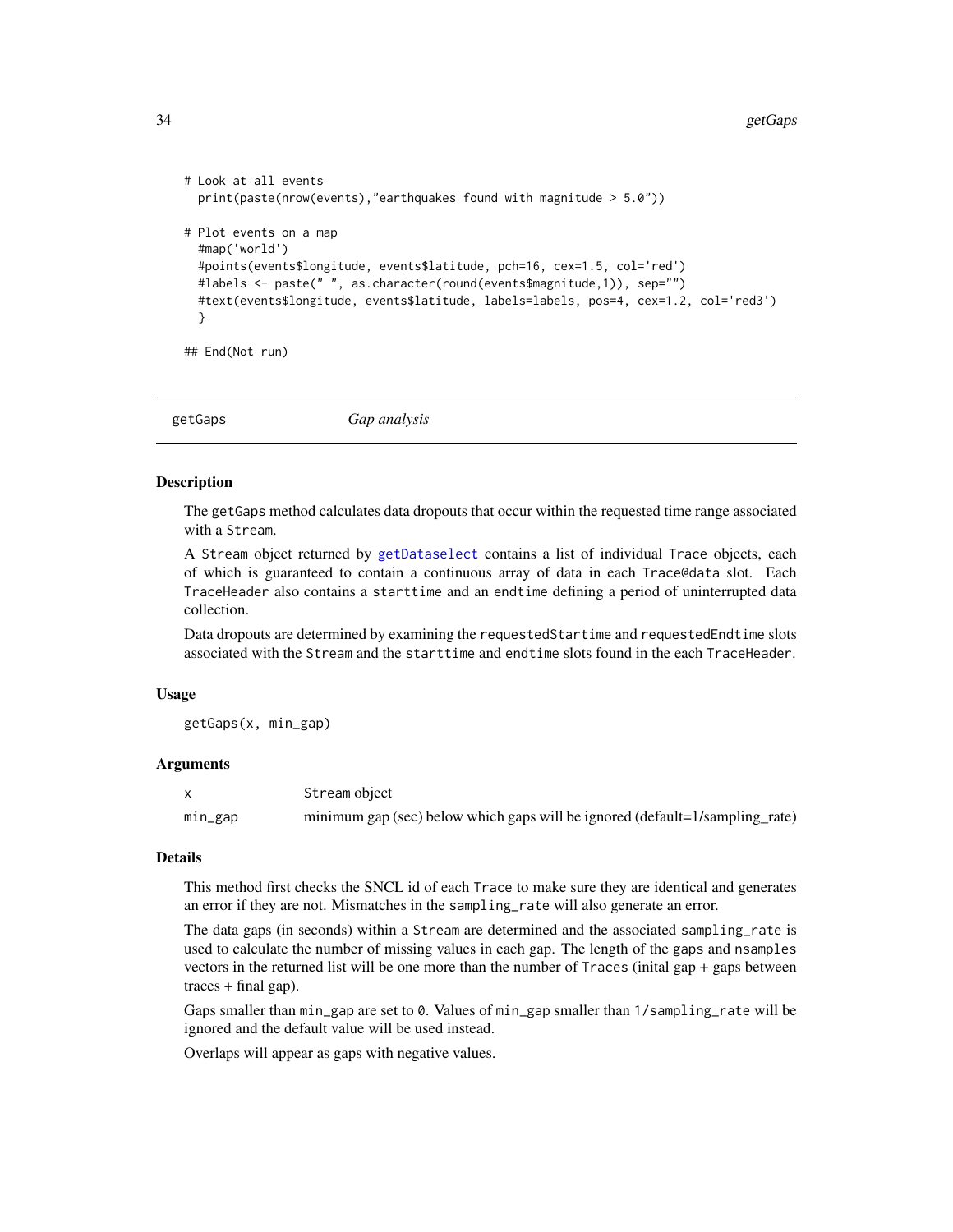```
# Look at all events
  print(paste(nrow(events),"earthquakes found with magnitude > 5.0"))

# Plot events on a map
  #map('world')
  #points(events$longitude, events$latitude, pch=16, cex=1.5, col='red')
  #labels <- paste(" ", as.character(round(events$magnitude,1)), sep="")
  #text(events$longitude, events$latitude, labels=labels, pos=4, cex=1.2, col='red3')
  }

## End(Not run)
```

---

## getGaps — *Gap analysis*

---

### Description

The `getGaps` method calculates data dropouts that occur within the requested time range associated with a `Stream`.

A `Stream` object returned by `getDataselect` contains a list of individual `Trace` objects, each of which is guaranteed to contain a continuous array of data in each `Trace@data` slot. Each `TraceHeader` also contains a `starttime` and an `endtime` defining a period of uninterrupted data collection.

Data dropouts are determined by examining the `requestedStartime` and `requestedEndtime` slots associated with the `Stream` and the `starttime` and `endtime` slots found in the each `TraceHeader`.

### Usage

```
getGaps(x, min_gap)
```

### Arguments

| | |
|---|---|
| `x` | `Stream` object |
| `min_gap` | minimum gap (sec) below which gaps will be ignored (default=1/sampling_rate) |

### Details

This method first checks the SNCL id of each `Trace` to make sure they are identical and generates an error if they are not. Mismatches in the `sampling_rate` will also generate an error.

The data gaps (in seconds) within a `Stream` are determined and the associated `sampling_rate` is used to calculate the number of missing values in each gap. The length of the `gaps` and `nsamples` vectors in the returned list will be one more than the number of `Traces` (inital gap + gaps between traces + final gap).

Gaps smaller than `min_gap` are set to `0`. Values of `min_gap` smaller than `1/sampling_rate` will be ignored and the default value will be used instead.

Overlaps will appear as gaps with negative values.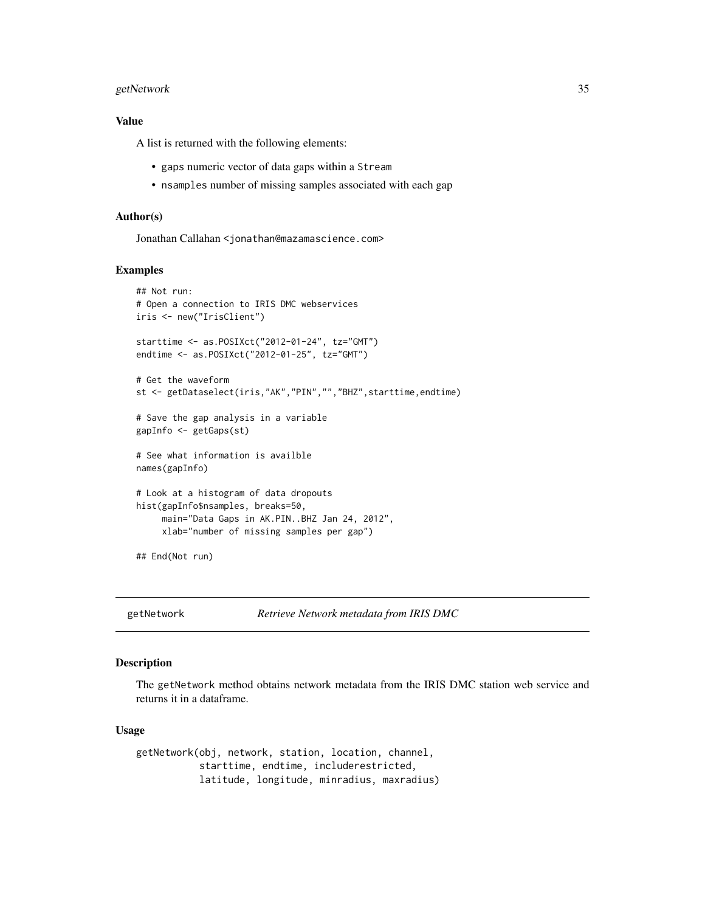### Value

A list is returned with the following elements:

- gaps numeric vector of data gaps within a Stream
- nsamples number of missing samples associated with each gap

### Author(s)

Jonathan Callahan <jonathan@mazamascience.com>

### Examples

```
## Not run:
# Open a connection to IRIS DMC webservices
iris <- new("IrisClient")

starttime <- as.POSIXct("2012-01-24", tz="GMT")
endtime <- as.POSIXct("2012-01-25", tz="GMT")

# Get the waveform
st <- getDataselect(iris,"AK","PIN","","BHZ",starttime,endtime)

# Save the gap analysis in a variable
gapInfo <- getGaps(st)

# See what information is availble
names(gapInfo)

# Look at a histogram of data dropouts
hist(gapInfo$nsamples, breaks=50,
     main="Data Gaps in AK.PIN..BHZ Jan 24, 2012",
     xlab="number of missing samples per gap")

## End(Not run)
```

---

## getNetwork    *Retrieve Network metadata from IRIS DMC*

---

### Description

The getNetwork method obtains network metadata from the IRIS DMC station web service and returns it in a dataframe.

### Usage

```
getNetwork(obj, network, station, location, channel,
           starttime, endtime, includerestricted,
           latitude, longitude, minradius, maxradius)
```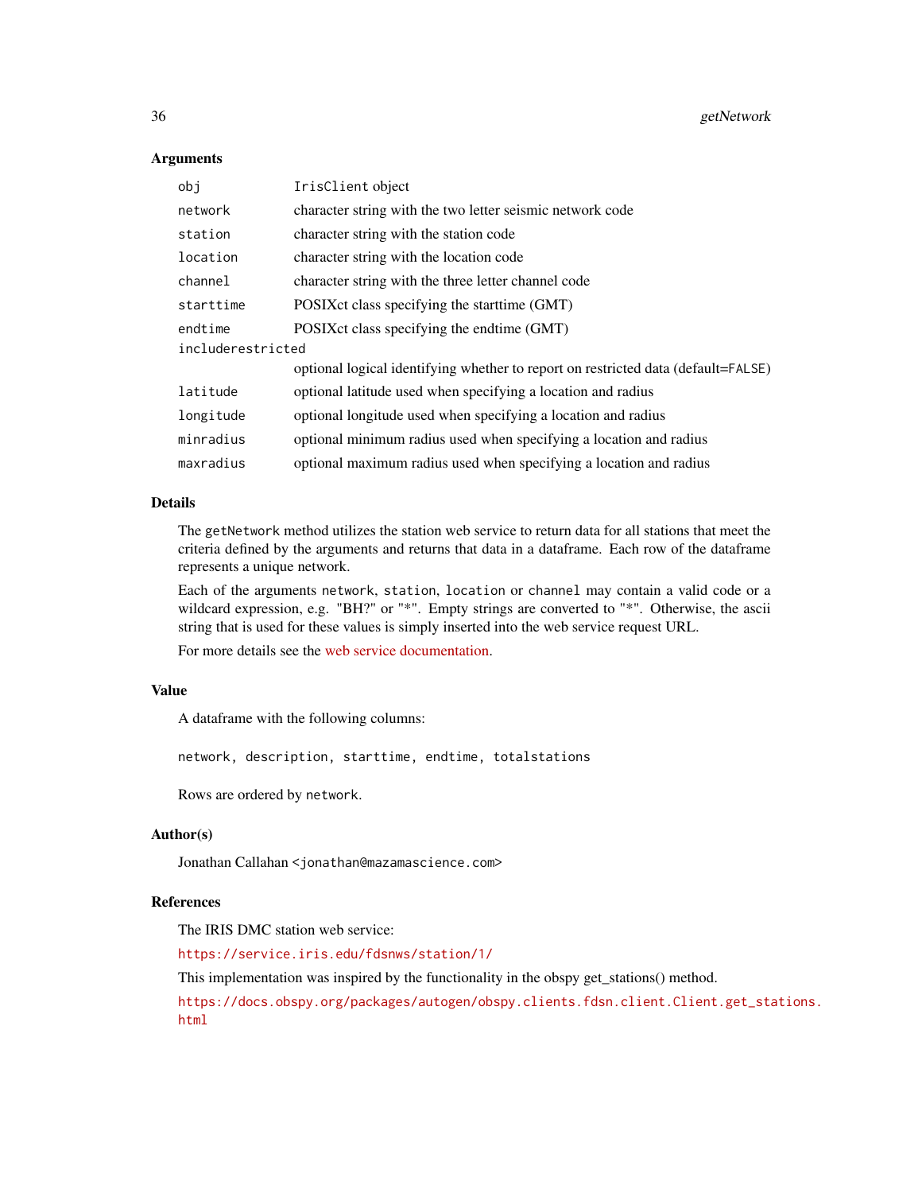### Arguments

| | |
|---|---|
| obj | IrisClient object |
| network | character string with the two letter seismic network code |
| station | character string with the station code |
| location | character string with the location code |
| channel | character string with the three letter channel code |
| starttime | POSIXct class specifying the starttime (GMT) |
| endtime | POSIXct class specifying the endtime (GMT) |
| includerestricted | optional logical identifying whether to report on restricted data (default=FALSE) |
| latitude | optional latitude used when specifying a location and radius |
| longitude | optional longitude used when specifying a location and radius |
| minradius | optional minimum radius used when specifying a location and radius |
| maxradius | optional maximum radius used when specifying a location and radius |

### Details

The getNetwork method utilizes the station web service to return data for all stations that meet the criteria defined by the arguments and returns that data in a dataframe. Each row of the dataframe represents a unique network.

Each of the arguments network, station, location or channel may contain a valid code or a wildcard expression, e.g. "BH?" or "*". Empty strings are converted to "*". Otherwise, the ascii string that is used for these values is simply inserted into the web service request URL.

For more details see the web service documentation.

### Value

A dataframe with the following columns:

```
network, description, starttime, endtime, totalstations
```

Rows are ordered by network.

### Author(s)

Jonathan Callahan <jonathan@mazamascience.com>

### References

The IRIS DMC station web service:

https://service.iris.edu/fdsnws/station/1/

This implementation was inspired by the functionality in the obspy get_stations() method.

https://docs.obspy.org/packages/autogen/obspy.clients.fdsn.client.Client.get_stations.html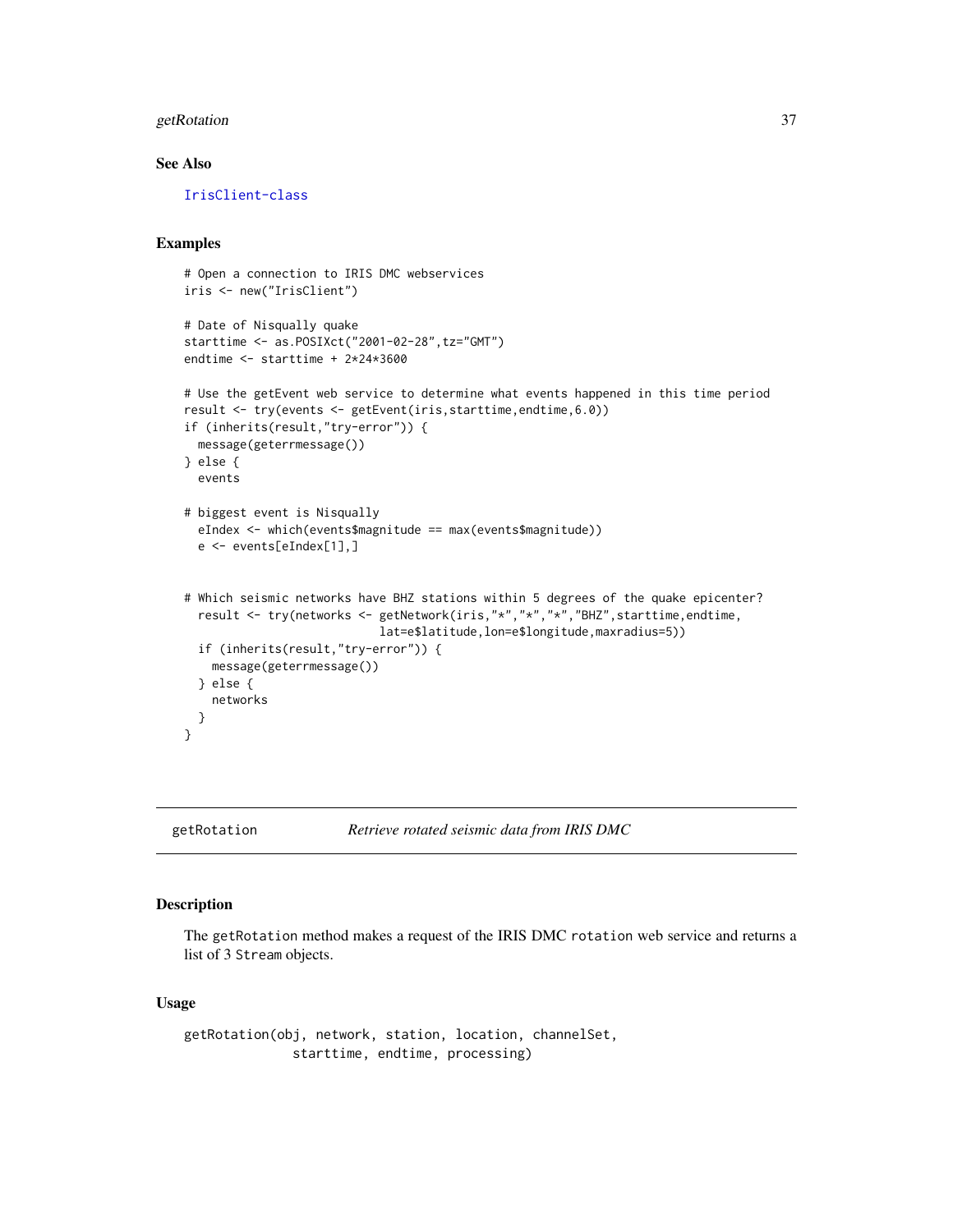### See Also

IrisClient-class

### Examples

```
# Open a connection to IRIS DMC webservices
iris <- new("IrisClient")

# Date of Nisqually quake
starttime <- as.POSIXct("2001-02-28",tz="GMT")
endtime <- starttime + 2*24*3600

# Use the getEvent web service to determine what events happened in this time period
result <- try(events <- getEvent(iris,starttime,endtime,6.0))
if (inherits(result,"try-error")) {
  message(geterrmessage())
} else {
  events

# biggest event is Nisqually
  eIndex <- which(events$magnitude == max(events$magnitude))
  e <- events[eIndex[1],]


# Which seismic networks have BHZ stations within 5 degrees of the quake epicenter?
  result <- try(networks <- getNetwork(iris,"*","*","*","BHZ",starttime,endtime,
                            lat=e$latitude,lon=e$longitude,maxradius=5))
  if (inherits(result,"try-error")) {
    message(geterrmessage())
  } else {
    networks
  }
}
```

---

## getRotation &nbsp;&nbsp;&nbsp; *Retrieve rotated seismic data from IRIS DMC*

### Description

The `getRotation` method makes a request of the IRIS DMC `rotation` web service and returns a list of 3 `Stream` objects.

### Usage

```
getRotation(obj, network, station, location, channelSet,
              starttime, endtime, processing)
```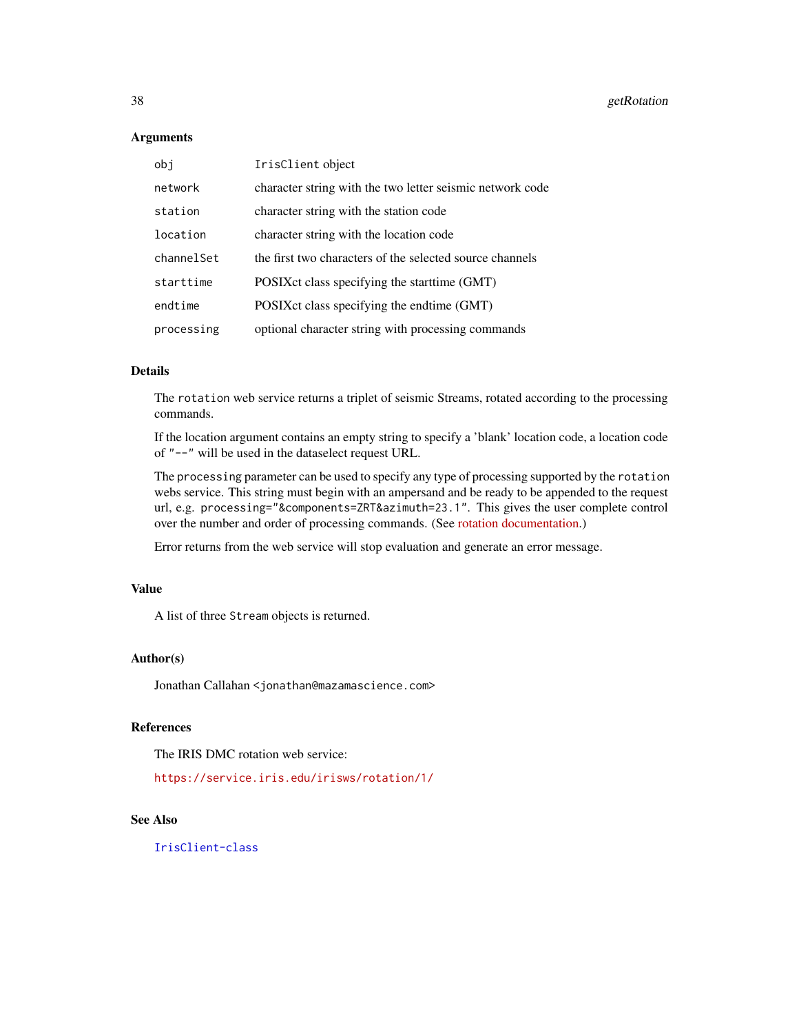### Arguments

| | |
|---|---|
| `obj` | `IrisClient` object |
| `network` | character string with the two letter seismic network code |
| `station` | character string with the station code |
| `location` | character string with the location code |
| `channelSet` | the first two characters of the selected source channels |
| `starttime` | POSIXct class specifying the starttime (GMT) |
| `endtime` | POSIXct class specifying the endtime (GMT) |
| `processing` | optional character string with processing commands |

### Details

The `rotation` web service returns a triplet of seismic Streams, rotated according to the processing commands.

If the location argument contains an empty string to specify a 'blank' location code, a location code of `"--"` will be used in the dataselect request URL.

The `processing` parameter can be used to specify any type of processing supported by the `rotation` webs service. This string must begin with an ampersand and be ready to be appended to the request url, e.g. `processing="&components=ZRT&azimuth=23.1"`. This gives the user complete control over the number and order of processing commands. (See rotation documentation.)

Error returns from the web service will stop evaluation and generate an error message.

### Value

A list of three `Stream` objects is returned.

### Author(s)

Jonathan Callahan `<jonathan@mazamascience.com>`

### References

The IRIS DMC rotation web service:

`https://service.iris.edu/irisws/rotation/1/`

### See Also

`IrisClient-class`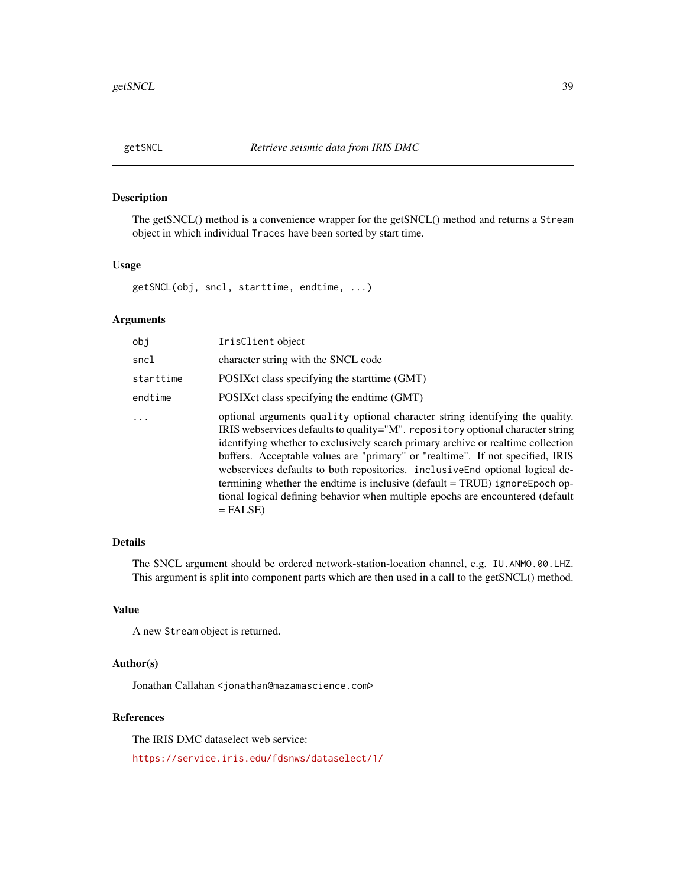## getSNCL *Retrieve seismic data from IRIS DMC*

### Description

The getSNCL() method is a convenience wrapper for the getSNCL() method and returns a `Stream` object in which individual `Traces` have been sorted by start time.

### Usage

```
getSNCL(obj, sncl, starttime, endtime, ...)
```

### Arguments

| | |
|---|---|
| `obj` | `IrisClient` object |
| `sncl` | character string with the SNCL code |
| `starttime` | POSIXct class specifying the starttime (GMT) |
| `endtime` | POSIXct class specifying the endtime (GMT) |
| `...` | optional arguments `quality` optional character string identifying the quality. IRIS webservices defaults to quality="M". `repository` optional character string identifying whether to exclusively search primary archive or realtime collection buffers. Acceptable values are "primary" or "realtime". If not specified, IRIS webservices defaults to both repositories. `inclusiveEnd` optional logical determining whether the endtime is inclusive (default = TRUE) `ignoreEpoch` optional logical defining behavior when multiple epochs are encountered (default = FALSE) |

### Details

The SNCL argument should be ordered network-station-location channel, e.g. `IU.ANMO.00.LHZ`. This argument is split into component parts which are then used in a call to the getSNCL() method.

### Value

A new `Stream` object is returned.

### Author(s)

Jonathan Callahan <jonathan@mazamascience.com>

### References

The IRIS DMC dataselect web service:

https://service.iris.edu/fdsnws/dataselect/1/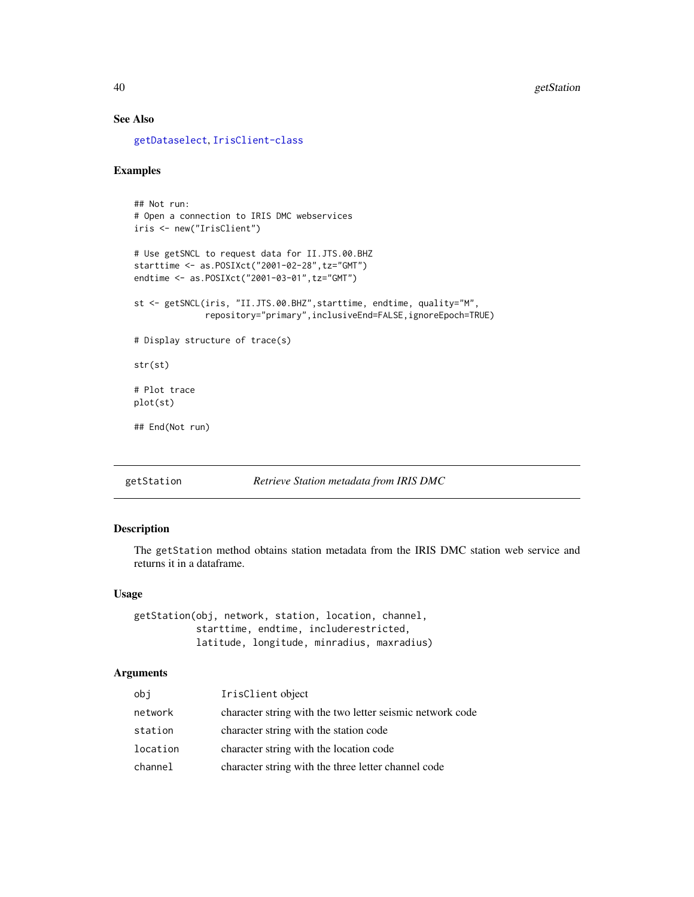## See Also

getDataselect, IrisClient-class

## Examples

```
## Not run:
# Open a connection to IRIS DMC webservices
iris <- new("IrisClient")

# Use getSNCL to request data for II.JTS.00.BHZ
starttime <- as.POSIXct("2001-02-28",tz="GMT")
endtime <- as.POSIXct("2001-03-01",tz="GMT")

st <- getSNCL(iris, "II.JTS.00.BHZ",starttime, endtime, quality="M",
              repository="primary",inclusiveEnd=FALSE,ignoreEpoch=TRUE)

# Display structure of trace(s)

str(st)

# Plot trace
plot(st)

## End(Not run)
```

---

# getStation — *Retrieve Station metadata from IRIS DMC*

## Description

The `getStation` method obtains station metadata from the IRIS DMC station web service and returns it in a dataframe.

## Usage

```
getStation(obj, network, station, location, channel,
           starttime, endtime, includerestricted,
           latitude, longitude, minradius, maxradius)
```

## Arguments

| | |
|---|---|
| `obj` | IrisClient object |
| `network` | character string with the two letter seismic network code |
| `station` | character string with the station code |
| `location` | character string with the location code |
| `channel` | character string with the three letter channel code |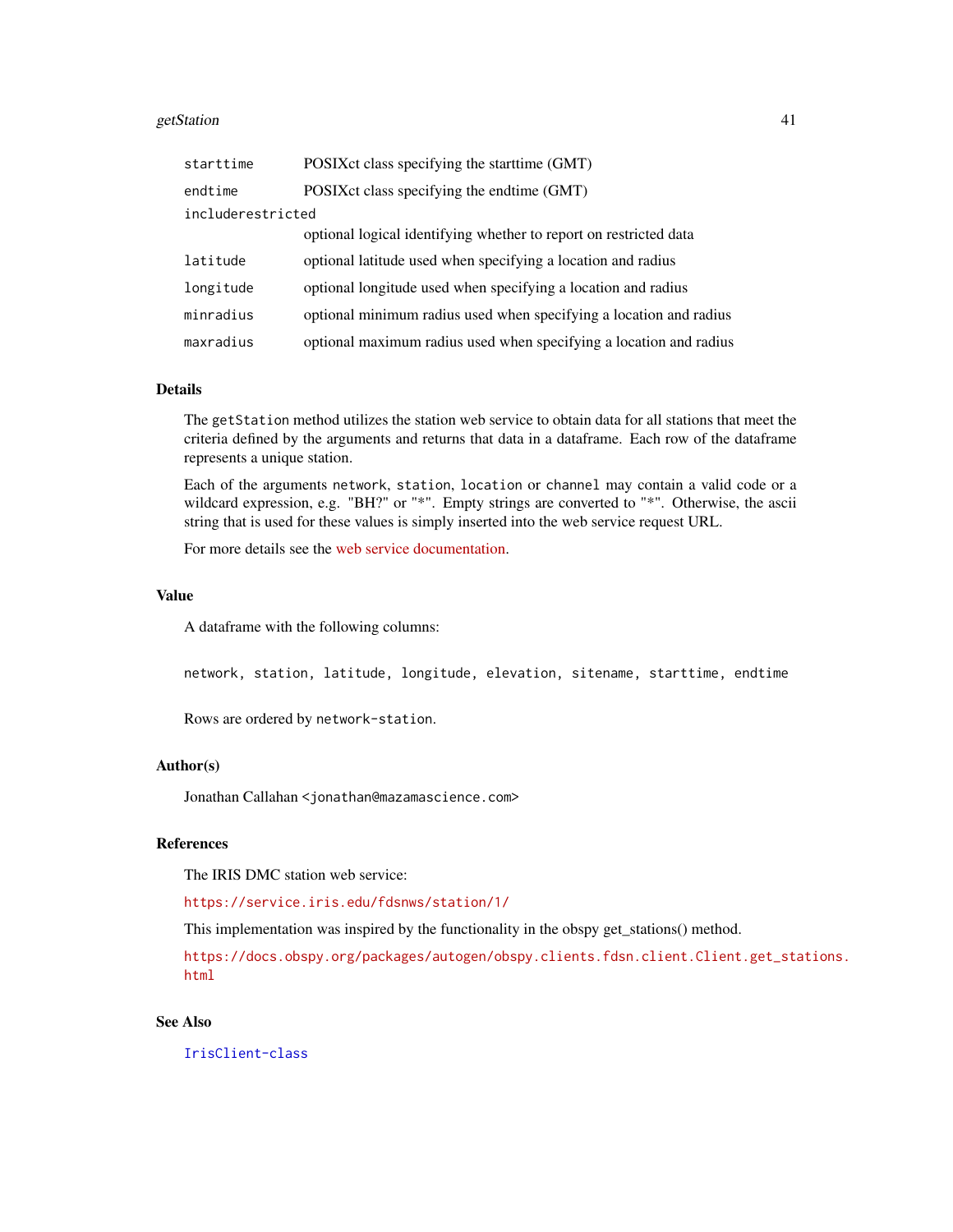| | |
|---|---|
| `starttime` | POSIXct class specifying the starttime (GMT) |
| `endtime` | POSIXct class specifying the endtime (GMT) |
| `includerestricted` | optional logical identifying whether to report on restricted data |
| `latitude` | optional latitude used when specifying a location and radius |
| `longitude` | optional longitude used when specifying a location and radius |
| `minradius` | optional minimum radius used when specifying a location and radius |
| `maxradius` | optional maximum radius used when specifying a location and radius |

### Details

The `getStation` method utilizes the station web service to obtain data for all stations that meet the criteria defined by the arguments and returns that data in a dataframe. Each row of the dataframe represents a unique station.

Each of the arguments `network`, `station`, `location` or `channel` may contain a valid code or a wildcard expression, e.g. "BH?" or "*". Empty strings are converted to "*". Otherwise, the ascii string that is used for these values is simply inserted into the web service request URL.

For more details see the web service documentation.

### Value

A dataframe with the following columns:

```
network, station, latitude, longitude, elevation, sitename, starttime, endtime
```

Rows are ordered by `network-station`.

### Author(s)

Jonathan Callahan <jonathan@mazamascience.com>

### References

The IRIS DMC station web service:

https://service.iris.edu/fdsnws/station/1/

This implementation was inspired by the functionality in the obspy get_stations() method.

https://docs.obspy.org/packages/autogen/obspy.clients.fdsn.client.Client.get_stations.html

### See Also

`IrisClient-class`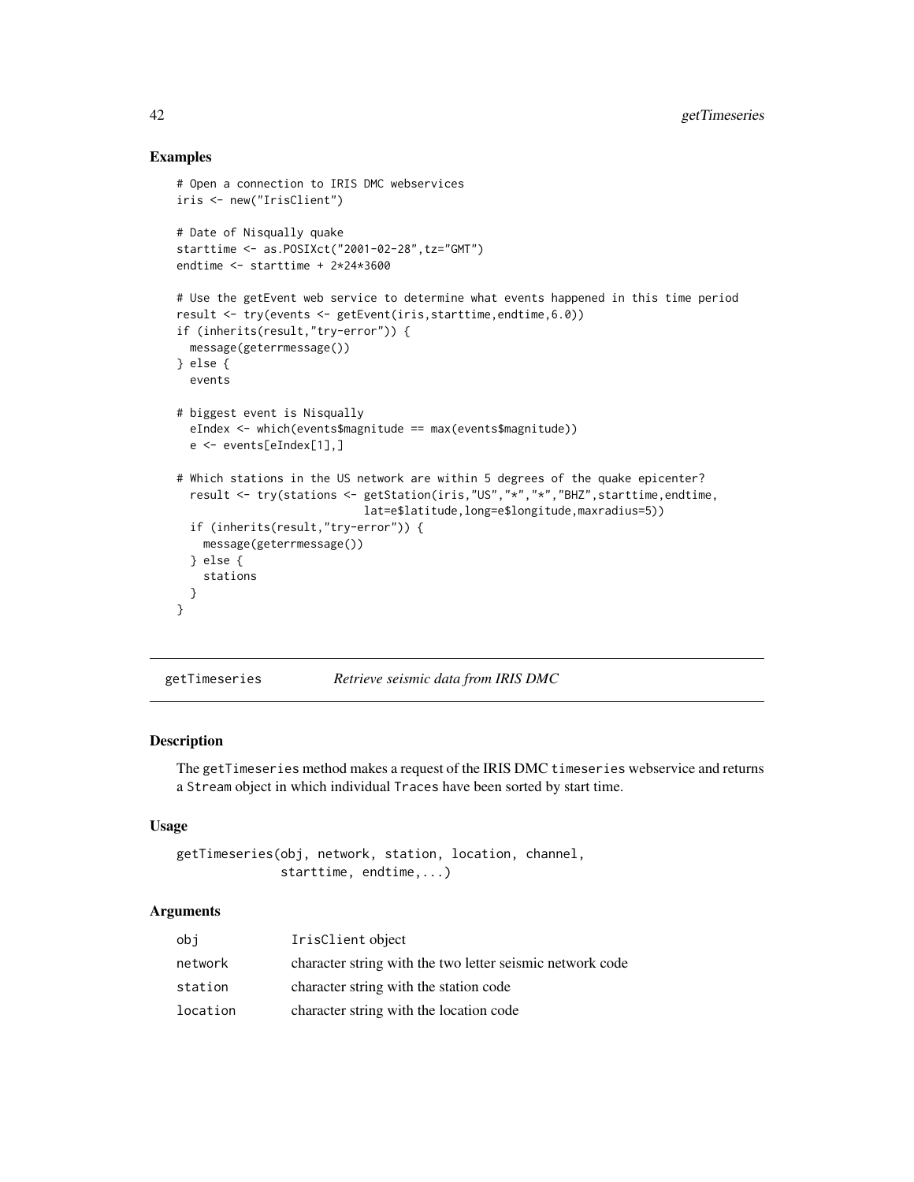## Examples

```
# Open a connection to IRIS DMC webservices
iris <- new("IrisClient")

# Date of Nisqually quake
starttime <- as.POSIXct("2001-02-28",tz="GMT")
endtime <- starttime + 2*24*3600

# Use the getEvent web service to determine what events happened in this time period
result <- try(events <- getEvent(iris,starttime,endtime,6.0))
if (inherits(result,"try-error")) {
  message(geterrmessage())
} else {
  events

# biggest event is Nisqually
  eIndex <- which(events$magnitude == max(events$magnitude))
  e <- events[eIndex[1],]

# Which stations in the US network are within 5 degrees of the quake epicenter?
  result <- try(stations <- getStation(iris,"US","*","*","BHZ",starttime,endtime,
                          lat=e$latitude,long=e$longitude,maxradius=5))
  if (inherits(result,"try-error")) {
    message(geterrmessage())
  } else {
    stations
  }
}
```

---

## getTimeseries *Retrieve seismic data from IRIS DMC*

### Description

The `getTimeseries` method makes a request of the IRIS DMC `timeseries` webservice and returns a `Stream` object in which individual `Traces` have been sorted by start time.

### Usage

```
getTimeseries(obj, network, station, location, channel,
              starttime, endtime,...)
```

### Arguments

| | |
|---|---|
| `obj` | `IrisClient` object |
| `network` | character string with the two letter seismic network code |
| `station` | character string with the station code |
| `location` | character string with the location code |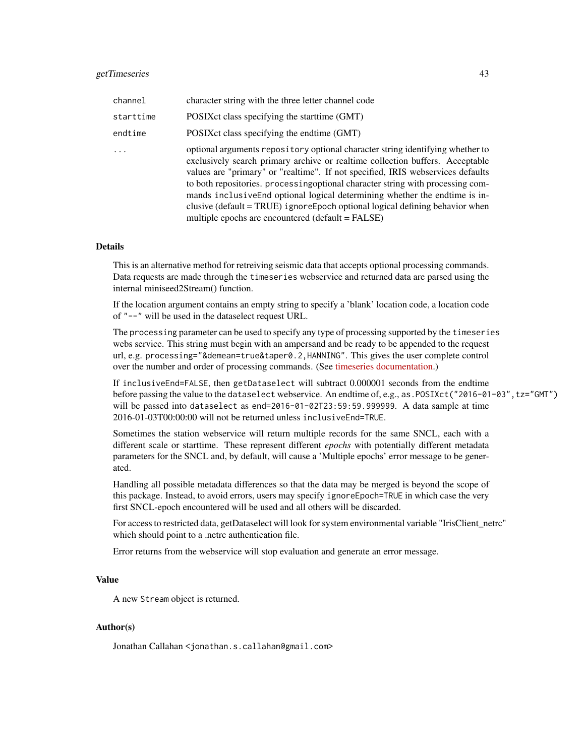| | |
|---|---|
| `channel` | character string with the three letter channel code |
| `starttime` | POSIXct class specifying the starttime (GMT) |
| `endtime` | POSIXct class specifying the endtime (GMT) |
| `...` | optional arguments `repository` optional character string identifying whether to exclusively search primary archive or realtime collection buffers. Acceptable values are "primary" or "realtime". If not specified, IRIS webservices defaults to both repositories. `processing`optional character string with processing commands `inclusiveEnd` optional logical determining whether the endtime is inclusive (default = TRUE) `ignoreEpoch` optional logical defining behavior when multiple epochs are encountered (default = FALSE) |

### Details

This is an alternative method for retreiving seismic data that accepts optional processing commands. Data requests are made through the `timeseries` webservice and returned data are parsed using the internal miniseed2Stream() function.

If the location argument contains an empty string to specify a 'blank' location code, a location code of `"--"` will be used in the dataselect request URL.

The `processing` parameter can be used to specify any type of processing supported by the `timeseries` webs service. This string must begin with an ampersand and be ready to be appended to the request url, e.g. `processing="&demean=true&taper0.2,HANNING"`. This gives the user complete control over the number and order of processing commands. (See timeseries documentation.)

If `inclusiveEnd=FALSE`, then `getDataselect` will subtract 0.000001 seconds from the endtime before passing the value to the `dataselect` webservice. An endtime of, e.g., `as.POSIXct("2016-01-03",tz="GMT")` will be passed into `dataselect` as `end=2016-01-02T23:59:59.999999`. A data sample at time 2016-01-03T00:00:00 will not be returned unless `inclusiveEnd=TRUE`.

Sometimes the station webservice will return multiple records for the same SNCL, each with a different scale or starttime. These represent different *epochs* with potentially different metadata parameters for the SNCL and, by default, will cause a 'Multiple epochs' error message to be generated.

Handling all possible metadata differences so that the data may be merged is beyond the scope of this package. Instead, to avoid errors, users may specify `ignoreEpoch=TRUE` in which case the very first SNCL-epoch encountered will be used and all others will be discarded.

For access to restricted data, getDataselect will look for system environmental variable "IrisClient_netrc" which should point to a .netrc authentication file.

Error returns from the webservice will stop evaluation and generate an error message.

### Value

A new `Stream` object is returned.

### Author(s)

Jonathan Callahan `<jonathan.s.callahan@gmail.com>`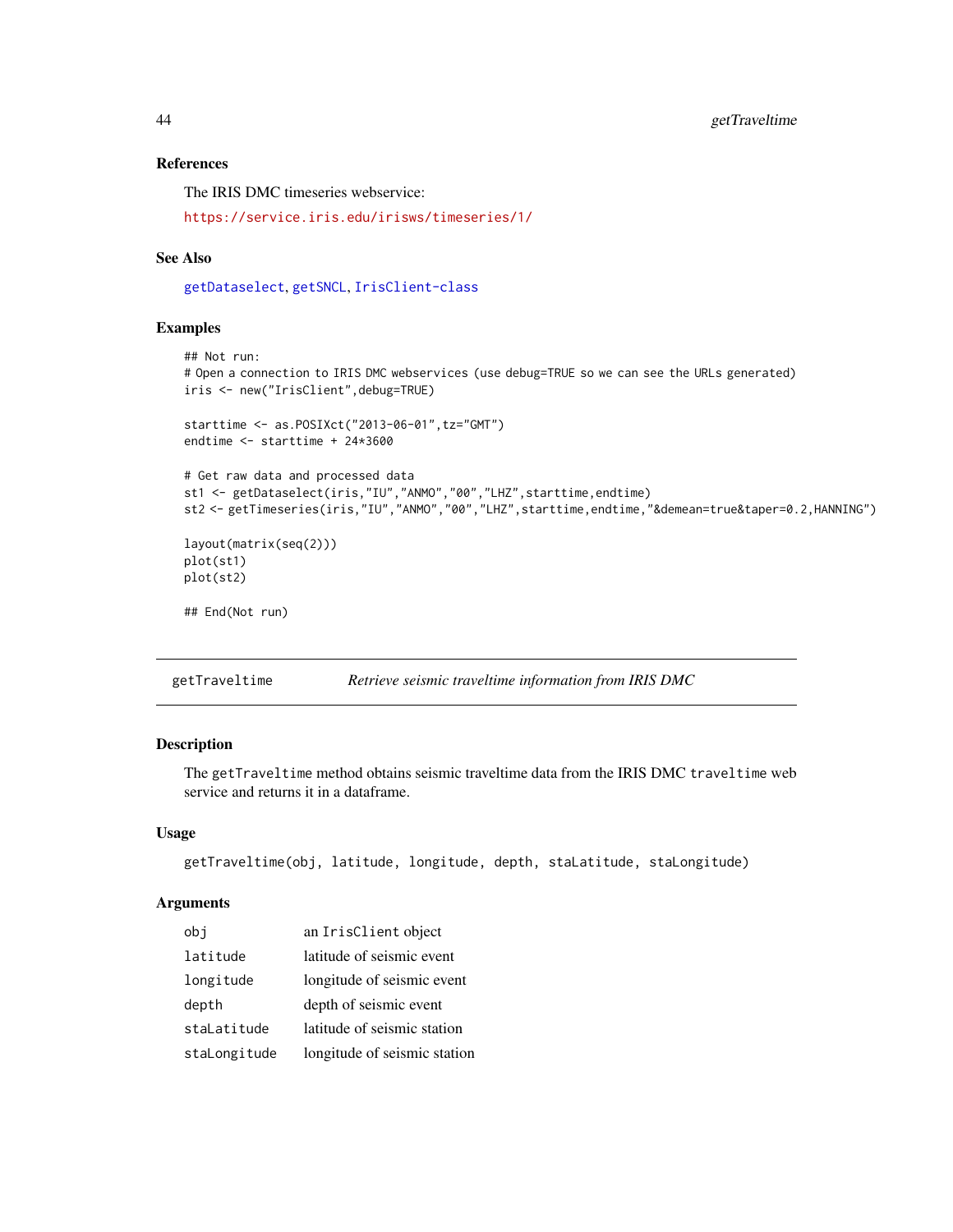### References

The IRIS DMC timeseries webservice:

https://service.iris.edu/irisws/timeseries/1/

### See Also

getDataselect, getSNCL, IrisClient-class

### Examples

```
## Not run:
# Open a connection to IRIS DMC webservices (use debug=TRUE so we can see the URLs generated)
iris <- new("IrisClient",debug=TRUE)

starttime <- as.POSIXct("2013-06-01",tz="GMT")
endtime <- starttime + 24*3600

# Get raw data and processed data
st1 <- getDataselect(iris,"IU","ANMO","00","LHZ",starttime,endtime)
st2 <- getTimeseries(iris,"IU","ANMO","00","LHZ",starttime,endtime,"&demean=true&taper=0.2,HANNING")

layout(matrix(seq(2)))
plot(st1)
plot(st2)

## End(Not run)
```

---

## getTraveltime &nbsp;&nbsp;&nbsp; *Retrieve seismic traveltime information from IRIS DMC*

### Description

The `getTraveltime` method obtains seismic traveltime data from the IRIS DMC `traveltime` web service and returns it in a dataframe.

### Usage

```
getTraveltime(obj, latitude, longitude, depth, staLatitude, staLongitude)
```

### Arguments

| | |
|---|---|
| obj | an IrisClient object |
| latitude | latitude of seismic event |
| longitude | longitude of seismic event |
| depth | depth of seismic event |
| staLatitude | latitude of seismic station |
| staLongitude | longitude of seismic station |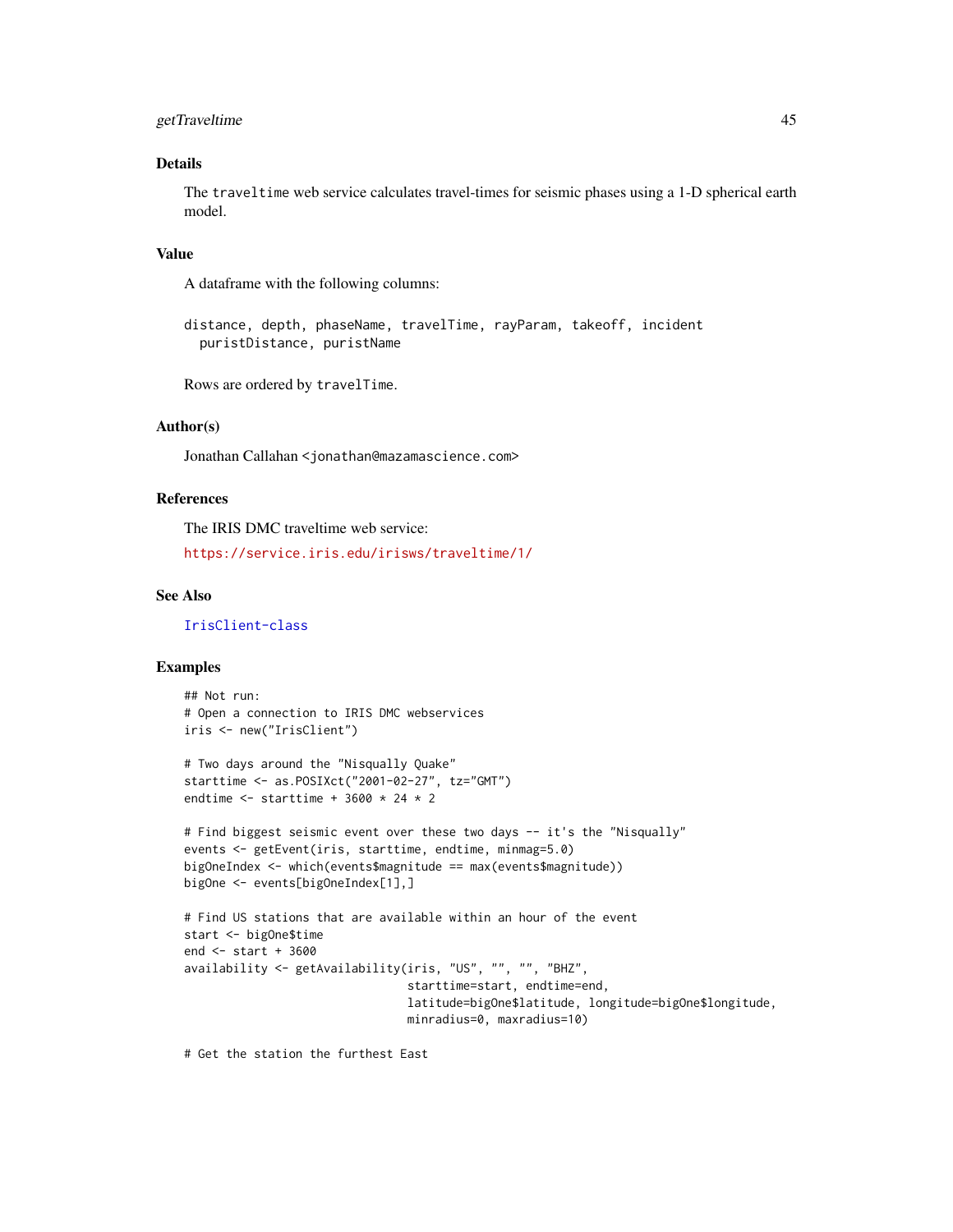### Details

The `traveltime` web service calculates travel-times for seismic phases using a 1-D spherical earth model.

### Value

A dataframe with the following columns:

```
distance, depth, phaseName, travelTime, rayParam, takeoff, incident
  puristDistance, puristName
```

Rows are ordered by `travelTime`.

### Author(s)

Jonathan Callahan <jonathan@mazamascience.com>

### References

The IRIS DMC traveltime web service:

https://service.iris.edu/irisws/traveltime/1/

### See Also

IrisClient-class

### Examples

```
## Not run:
# Open a connection to IRIS DMC webservices
iris <- new("IrisClient")

# Two days around the "Nisqually Quake"
starttime <- as.POSIXct("2001-02-27", tz="GMT")
endtime <- starttime + 3600 * 24 * 2

# Find biggest seismic event over these two days -- it's the "Nisqually"
events <- getEvent(iris, starttime, endtime, minmag=5.0)
bigOneIndex <- which(events$magnitude == max(events$magnitude))
bigOne <- events[bigOneIndex[1],]

# Find US stations that are available within an hour of the event
start <- bigOne$time
end <- start + 3600
availability <- getAvailability(iris, "US", "", "", "BHZ",
                                starttime=start, endtime=end,
                                latitude=bigOne$latitude, longitude=bigOne$longitude,
                                minradius=0, maxradius=10)

# Get the station the furthest East
```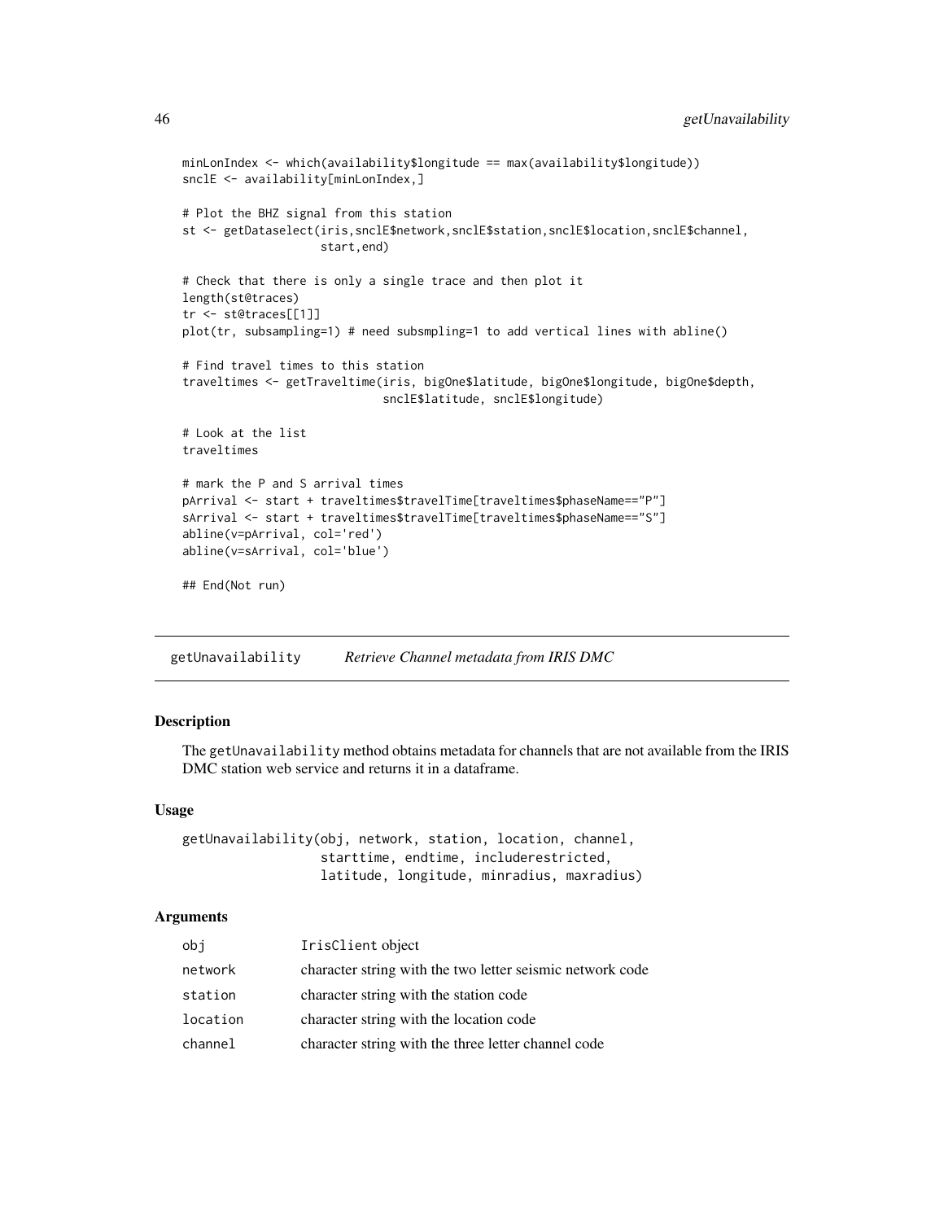```
minLonIndex <- which(availability$longitude == max(availability$longitude))
snclE <- availability[minLonIndex,]

# Plot the BHZ signal from this station
st <- getDataselect(iris,snclE$network,snclE$station,snclE$location,snclE$channel,
                    start,end)

# Check that there is only a single trace and then plot it
length(st@traces)
tr <- st@traces[[1]]
plot(tr, subsampling=1) # need subsmpling=1 to add vertical lines with abline()

# Find travel times to this station
traveltimes <- getTraveltime(iris, bigOne$latitude, bigOne$longitude, bigOne$depth,
                             snclE$latitude, snclE$longitude)

# Look at the list
traveltimes

# mark the P and S arrival times
pArrival <- start + traveltimes$travelTime[traveltimes$phaseName=="P"]
sArrival <- start + traveltimes$travelTime[traveltimes$phaseName=="S"]
abline(v=pArrival, col='red')
abline(v=sArrival, col='blue')

## End(Not run)
```

## getUnavailability *Retrieve Channel metadata from IRIS DMC*

### Description

The getUnavailability method obtains metadata for channels that are not available from the IRIS DMC station web service and returns it in a dataframe.

### Usage

```
getUnavailability(obj, network, station, location, channel,
                  starttime, endtime, includerestricted,
                  latitude, longitude, minradius, maxradius)
```

### Arguments

| | |
|---|---|
| obj | IrisClient object |
| network | character string with the two letter seismic network code |
| station | character string with the station code |
| location | character string with the location code |
| channel | character string with the three letter channel code |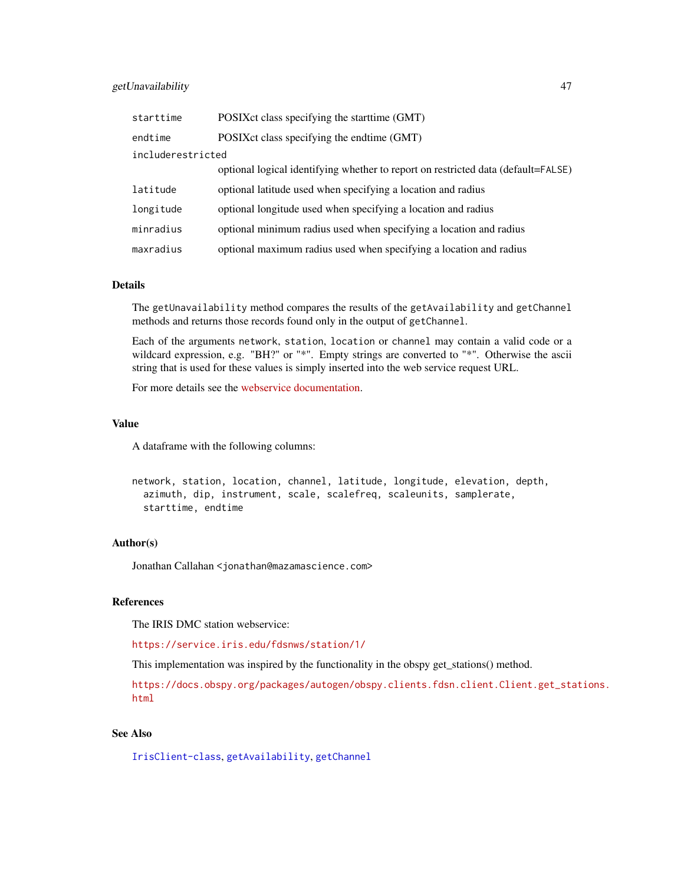| | |
|---|---|
| `starttime` | POSIXct class specifying the starttime (GMT) |
| `endtime` | POSIXct class specifying the endtime (GMT) |
| `includerestricted` | optional logical identifying whether to report on restricted data (default=`FALSE`) |
| `latitude` | optional latitude used when specifying a location and radius |
| `longitude` | optional longitude used when specifying a location and radius |
| `minradius` | optional minimum radius used when specifying a location and radius |
| `maxradius` | optional maximum radius used when specifying a location and radius |

### Details

The `getUnavailability` method compares the results of the `getAvailability` and `getChannel` methods and returns those records found only in the output of `getChannel`.

Each of the arguments `network`, `station`, `location` or `channel` may contain a valid code or a wildcard expression, e.g. "BH?" or "*". Empty strings are converted to "*". Otherwise the ascii string that is used for these values is simply inserted into the web service request URL.

For more details see the webservice documentation.

### Value

A dataframe with the following columns:

```
network, station, location, channel, latitude, longitude, elevation, depth,
  azimuth, dip, instrument, scale, scalefreq, scaleunits, samplerate,
  starttime, endtime
```

### Author(s)

Jonathan Callahan <`jonathan@mazamascience.com`>

### References

The IRIS DMC station webservice:

`https://service.iris.edu/fdsnws/station/1/`

This implementation was inspired by the functionality in the obspy get_stations() method.

`https://docs.obspy.org/packages/autogen/obspy.clients.fdsn.client.Client.get_stations.html`

### See Also

`IrisClient-class`, `getAvailability`, `getChannel`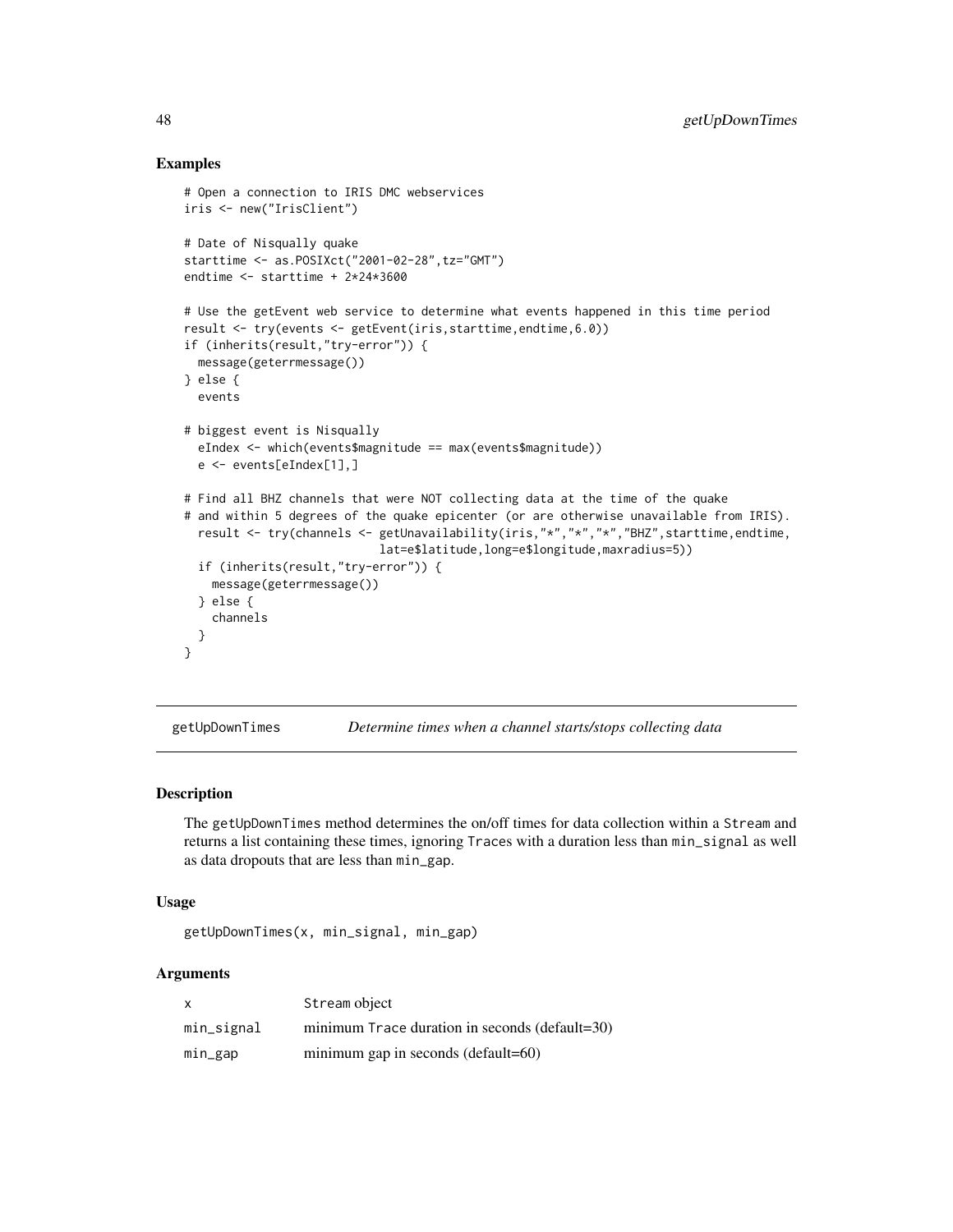### Examples

```
# Open a connection to IRIS DMC webservices
iris <- new("IrisClient")

# Date of Nisqually quake
starttime <- as.POSIXct("2001-02-28",tz="GMT")
endtime <- starttime + 2*24*3600

# Use the getEvent web service to determine what events happened in this time period
result <- try(events <- getEvent(iris,starttime,endtime,6.0))
if (inherits(result,"try-error")) {
  message(geterrmessage())
} else {
  events

# biggest event is Nisqually
  eIndex <- which(events$magnitude == max(events$magnitude))
  e <- events[eIndex[1],]

# Find all BHZ channels that were NOT collecting data at the time of the quake
# and within 5 degrees of the quake epicenter (or are otherwise unavailable from IRIS).
  result <- try(channels <- getUnavailability(iris,"*","*","*","BHZ",starttime,endtime,
                          lat=e$latitude,long=e$longitude,maxradius=5))
  if (inherits(result,"try-error")) {
    message(geterrmessage())
  } else {
    channels
  }
}
```

---

## getUpDownTimes — *Determine times when a channel starts/stops collecting data*

### Description

The `getUpDownTimes` method determines the on/off times for data collection within a `Stream` and returns a list containing these times, ignoring `Traces` with a duration less than `min_signal` as well as data dropouts that are less than `min_gap`.

### Usage

```
getUpDownTimes(x, min_signal, min_gap)
```

### Arguments

| | |
|---|---|
| `x` | `Stream` object |
| `min_signal` | minimum `Trace` duration in seconds (default=30) |
| `min_gap` | minimum gap in seconds (default=60) |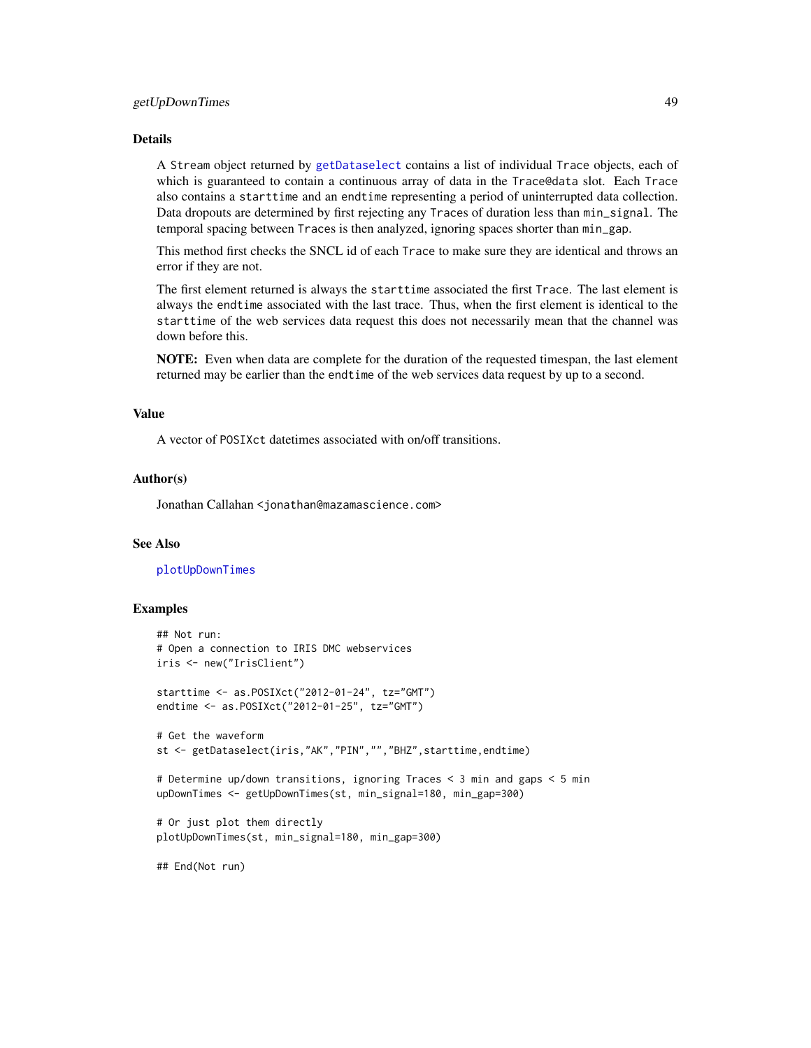### Details

A `Stream` object returned by `getDataselect` contains a list of individual `Trace` objects, each of which is guaranteed to contain a continuous array of data in the `Trace@data` slot. Each `Trace` also contains a `starttime` and an `endtime` representing a period of uninterrupted data collection. Data dropouts are determined by first rejecting any `Traces` of duration less than `min_signal`. The temporal spacing between `Traces` is then analyzed, ignoring spaces shorter than `min_gap`.

This method first checks the SNCL id of each `Trace` to make sure they are identical and throws an error if they are not.

The first element returned is always the `starttime` associated the first `Trace`. The last element is always the `endtime` associated with the last trace. Thus, when the first element is identical to the `starttime` of the web services data request this does not necessarily mean that the channel was down before this.

**NOTE:** Even when data are complete for the duration of the requested timespan, the last element returned may be earlier than the `endtime` of the web services data request by up to a second.

### Value

A vector of `POSIXct` datetimes associated with on/off transitions.

### Author(s)

Jonathan Callahan <jonathan@mazamascience.com>

### See Also

`plotUpDownTimes`

### Examples

```
## Not run:
# Open a connection to IRIS DMC webservices
iris <- new("IrisClient")

starttime <- as.POSIXct("2012-01-24", tz="GMT")
endtime <- as.POSIXct("2012-01-25", tz="GMT")

# Get the waveform
st <- getDataselect(iris,"AK","PIN","","BHZ",starttime,endtime)

# Determine up/down transitions, ignoring Traces < 3 min and gaps < 5 min
upDownTimes <- getUpDownTimes(st, min_signal=180, min_gap=300)

# Or just plot them directly
plotUpDownTimes(st, min_signal=180, min_gap=300)

## End(Not run)
```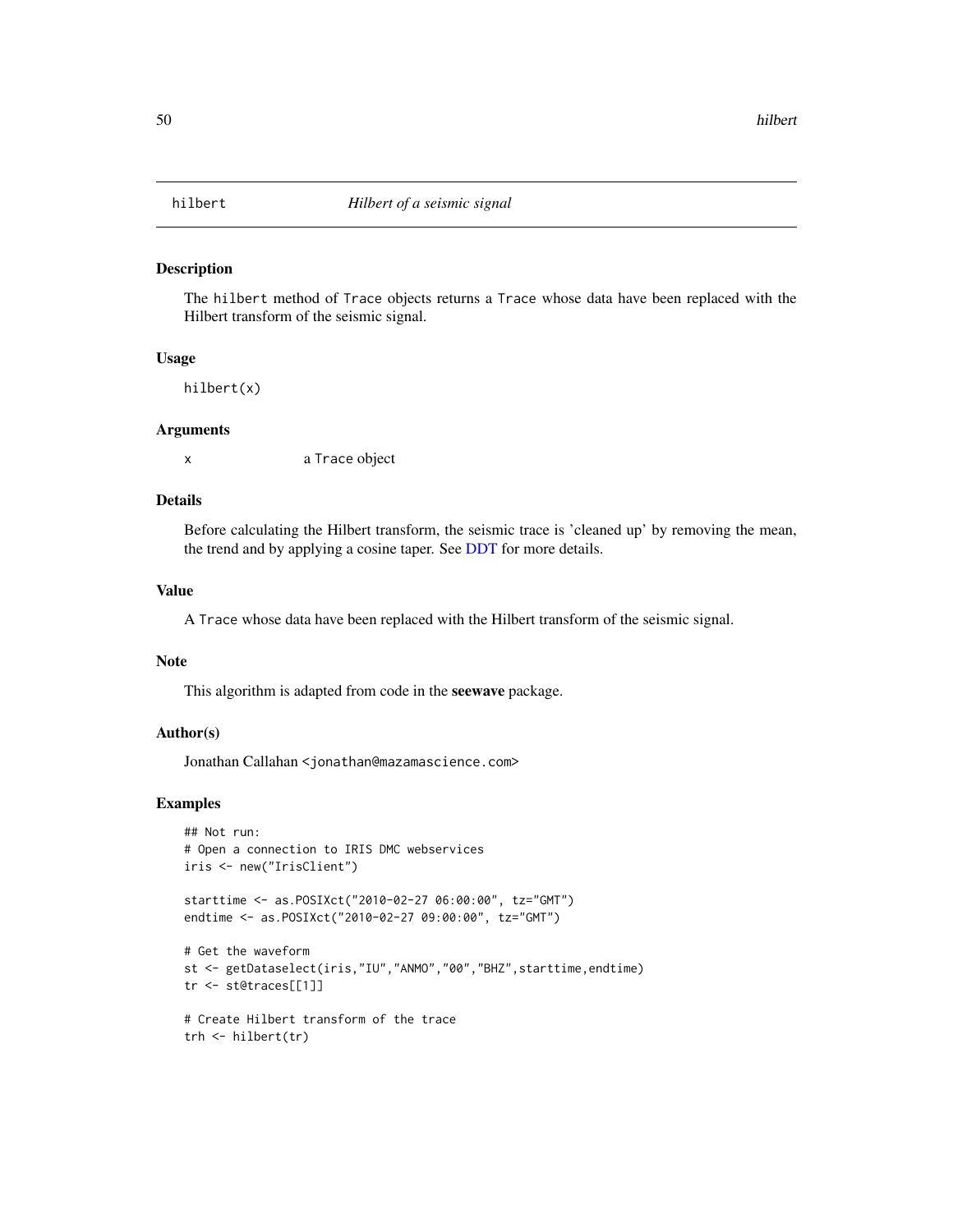# hilbert — *Hilbert of a seismic signal*

## Description

The `hilbert` method of `Trace` objects returns a `Trace` whose data have been replaced with the Hilbert transform of the seismic signal.

## Usage

```
hilbert(x)
```

## Arguments

x  a `Trace` object

## Details

Before calculating the Hilbert transform, the seismic trace is 'cleaned up' by removing the mean, the trend and by applying a cosine taper. See DDT for more details.

## Value

A `Trace` whose data have been replaced with the Hilbert transform of the seismic signal.

## Note

This algorithm is adapted from code in the **seewave** package.

## Author(s)

Jonathan Callahan <jonathan@mazamascience.com>

## Examples

```
## Not run:
# Open a connection to IRIS DMC webservices
iris <- new("IrisClient")

starttime <- as.POSIXct("2010-02-27 06:00:00", tz="GMT")
endtime <- as.POSIXct("2010-02-27 09:00:00", tz="GMT")

# Get the waveform
st <- getDataselect(iris,"IU","ANMO","00","BHZ",starttime,endtime)
tr <- st@traces[[1]]

# Create Hilbert transform of the trace
trh <- hilbert(tr)
```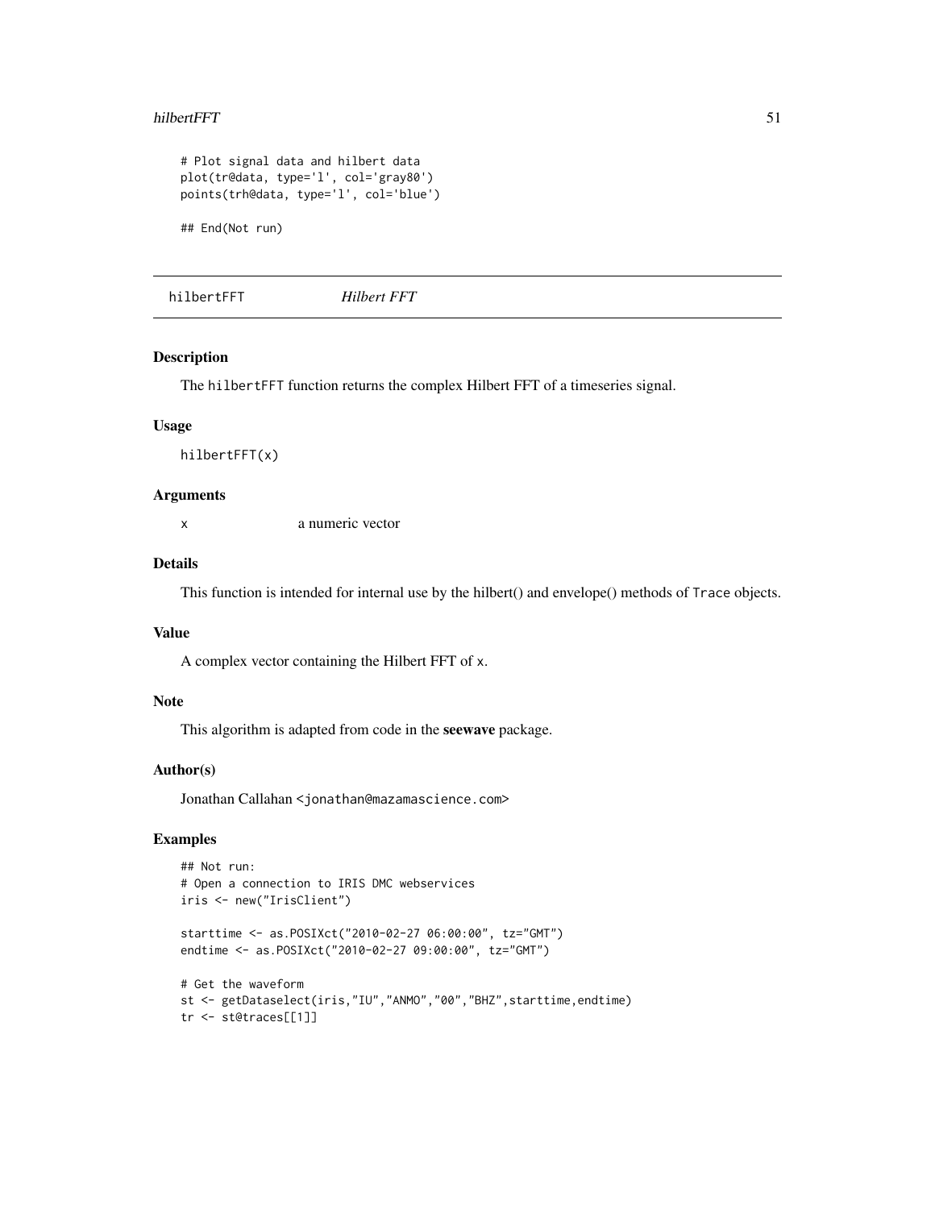```
# Plot signal data and hilbert data
plot(tr@data, type='l', col='gray80')
points(trh@data, type='l', col='blue')

## End(Not run)
```

---

## hilbertFFT *Hilbert FFT*

---

### Description

The `hilbertFFT` function returns the complex Hilbert FFT of a timeseries signal.

### Usage

```
hilbertFFT(x)
```

### Arguments

| | |
|---|---|
| `x` | a numeric vector |

### Details

This function is intended for internal use by the hilbert() and envelope() methods of `Trace` objects.

### Value

A complex vector containing the Hilbert FFT of `x`.

### Note

This algorithm is adapted from code in the **seewave** package.

### Author(s)

Jonathan Callahan <jonathan@mazamascience.com>

### Examples

```
## Not run:
# Open a connection to IRIS DMC webservices
iris <- new("IrisClient")

starttime <- as.POSIXct("2010-02-27 06:00:00", tz="GMT")
endtime <- as.POSIXct("2010-02-27 09:00:00", tz="GMT")

# Get the waveform
st <- getDataselect(iris,"IU","ANMO","00","BHZ",starttime,endtime)
tr <- st@traces[[1]]
```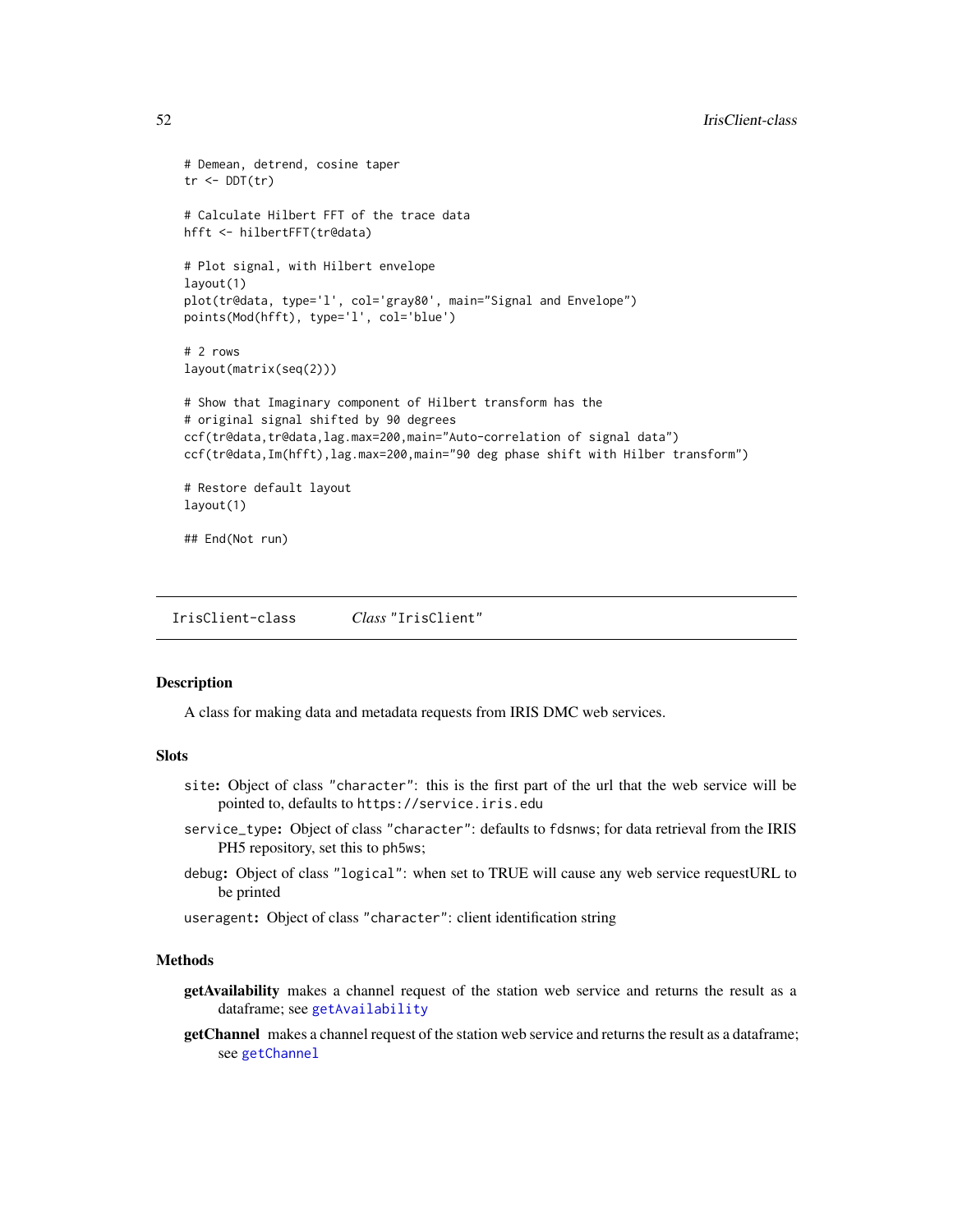```
# Demean, detrend, cosine taper
tr <- DDT(tr)

# Calculate Hilbert FFT of the trace data
hfft <- hilbertFFT(tr@data)

# Plot signal, with Hilbert envelope
layout(1)
plot(tr@data, type='l', col='gray80', main="Signal and Envelope")
points(Mod(hfft), type='l', col='blue')

# 2 rows
layout(matrix(seq(2)))

# Show that Imaginary component of Hilbert transform has the
# original signal shifted by 90 degrees
ccf(tr@data,tr@data,lag.max=200,main="Auto-correlation of signal data")
ccf(tr@data,Im(hfft),lag.max=200,main="90 deg phase shift with Hilber transform")

# Restore default layout
layout(1)

## End(Not run)
```

---

`IrisClient-class` *Class* "IrisClient"

---

### Description

A class for making data and metadata requests from IRIS DMC web services.

### Slots

- `site`**:** Object of class "character": this is the first part of the url that the web service will be pointed to, defaults to `https://service.iris.edu`
- `service_type`**:** Object of class "character": defaults to `fdsnws`; for data retrieval from the IRIS PH5 repository, set this to `ph5ws`;
- `debug`**:** Object of class "logical": when set to TRUE will cause any web service requestURL to be printed
- `useragent`**:** Object of class "character": client identification string

### Methods

- **getAvailability** makes a channel request of the station web service and returns the result as a dataframe; see `getAvailability`
- **getChannel** makes a channel request of the station web service and returns the result as a dataframe; see `getChannel`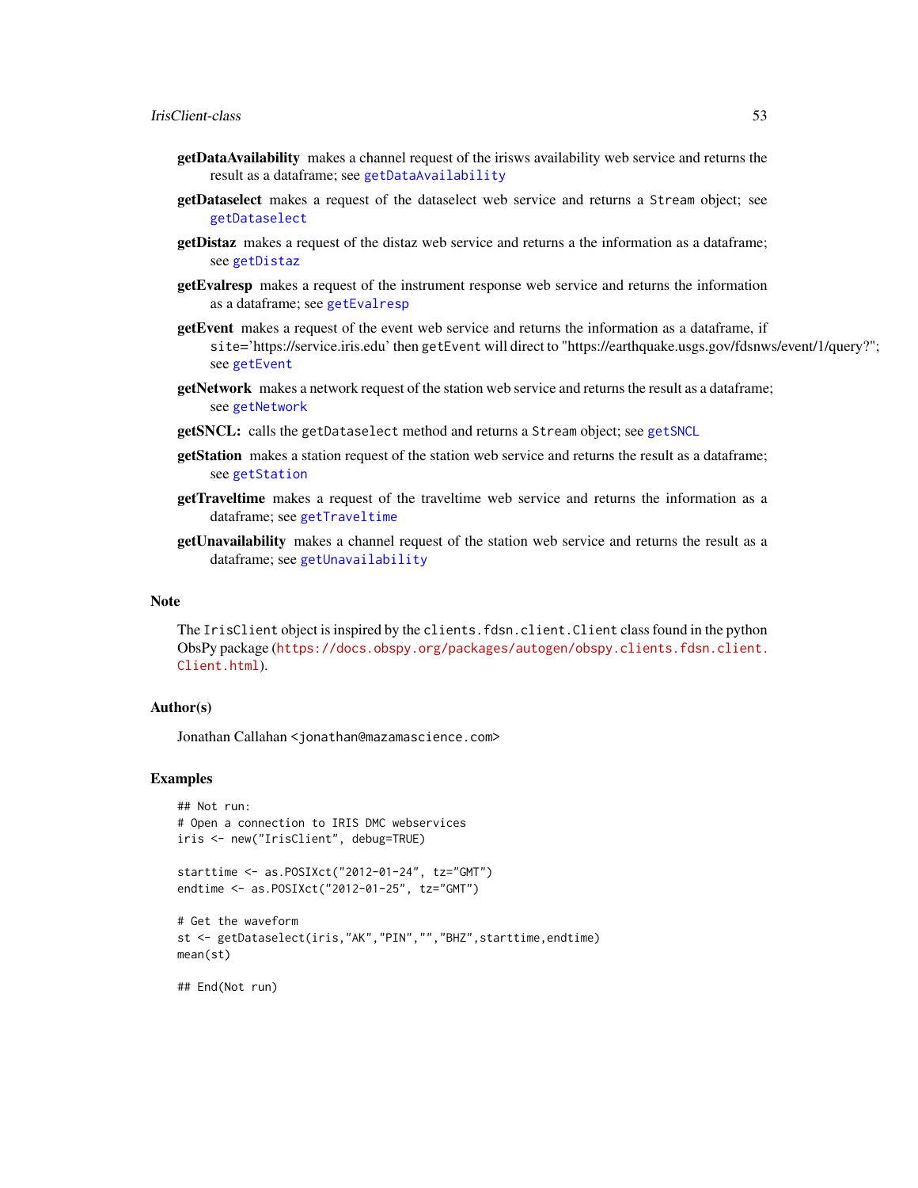**getDataAvailability** makes a channel request of the irisws availability web service and returns the result as a dataframe; see `getDataAvailability`

**getDataselect** makes a request of the dataselect web service and returns a `Stream` object; see `getDataselect`

**getDistaz** makes a request of the distaz web service and returns a the information as a dataframe; see `getDistaz`

**getEvalresp** makes a request of the instrument response web service and returns the information as a dataframe; see `getEvalresp`

**getEvent** makes a request of the event web service and returns the information as a dataframe, if `site`='https://service.iris.edu' then `getEvent` will direct to "https://earthquake.usgs.gov/fdsnws/event/1/query?"; see `getEvent`

**getNetwork** makes a network request of the station web service and returns the result as a dataframe; see `getNetwork`

**getSNCL:** calls the `getDataselect` method and returns a `Stream` object; see `getSNCL`

**getStation** makes a station request of the station web service and returns the result as a dataframe; see `getStation`

**getTraveltime** makes a request of the traveltime web service and returns the information as a dataframe; see `getTraveltime`

**getUnavailability** makes a channel request of the station web service and returns the result as a dataframe; see `getUnavailability`

## Note

The `IrisClient` object is inspired by the `clients.fdsn.client.Client` class found in the python ObsPy package (https://docs.obspy.org/packages/autogen/obspy.clients.fdsn.client.Client.html).

## Author(s)

Jonathan Callahan <jonathan@mazamascience.com>

## Examples

```
## Not run:
# Open a connection to IRIS DMC webservices
iris <- new("IrisClient", debug=TRUE)

starttime <- as.POSIXct("2012-01-24", tz="GMT")
endtime <- as.POSIXct("2012-01-25", tz="GMT")

# Get the waveform
st <- getDataselect(iris,"AK","PIN","","BHZ",starttime,endtime)
mean(st)

## End(Not run)
```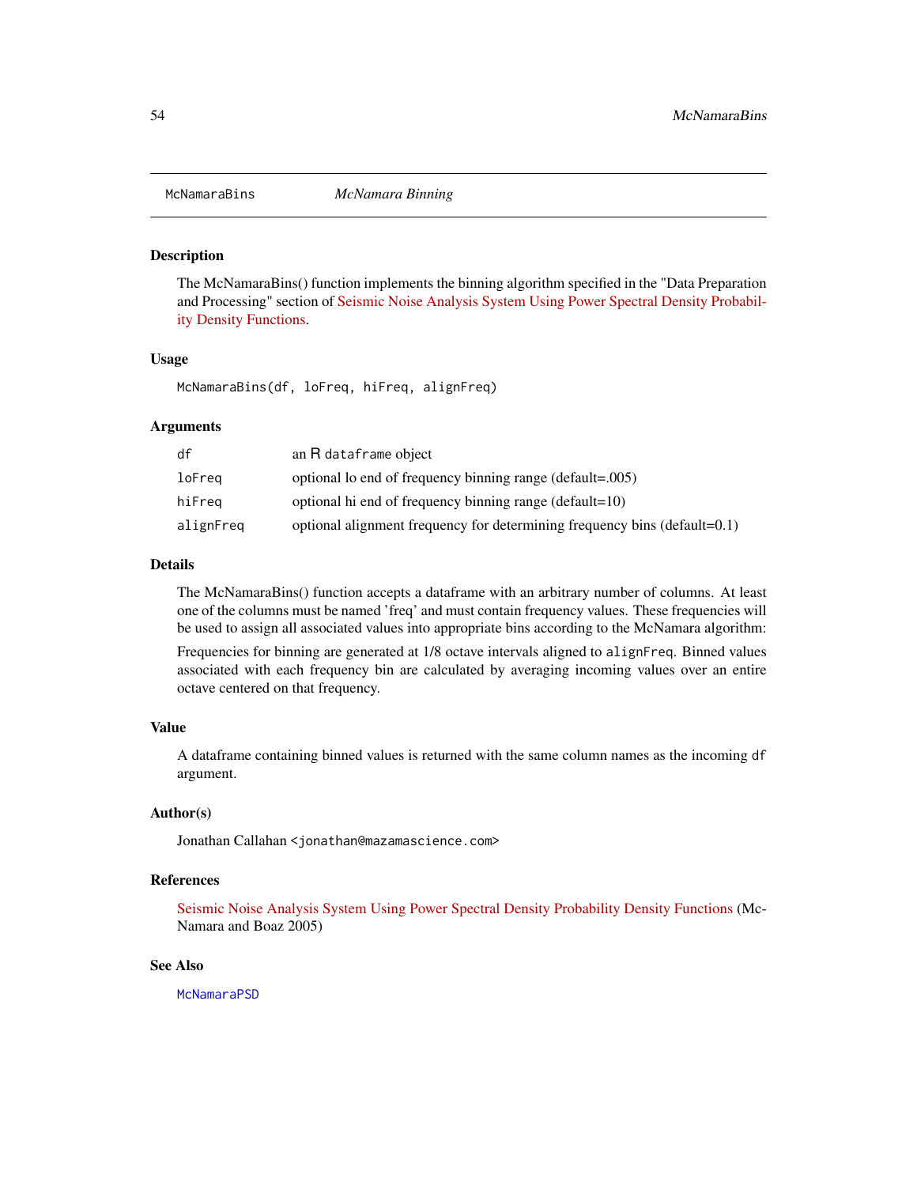## McNamaraBins    *McNamara Binning*

### Description

The McNamaraBins() function implements the binning algorithm specified in the "Data Preparation and Processing" section of Seismic Noise Analysis System Using Power Spectral Density Probability Density Functions.

### Usage

```
McNamaraBins(df, loFreq, hiFreq, alignFreq)
```

### Arguments

| | |
|---|---|
| `df` | an R `dataframe` object |
| `loFreq` | optional lo end of frequency binning range (default=.005) |
| `hiFreq` | optional hi end of frequency binning range (default=10) |
| `alignFreq` | optional alignment frequency for determining frequency bins (default=0.1) |

### Details

The McNamaraBins() function accepts a dataframe with an arbitrary number of columns. At least one of the columns must be named 'freq' and must contain frequency values. These frequencies will be used to assign all associated values into appropriate bins according to the McNamara algorithm:

Frequencies for binning are generated at 1/8 octave intervals aligned to `alignFreq`. Binned values associated with each frequency bin are calculated by averaging incoming values over an entire octave centered on that frequency.

### Value

A dataframe containing binned values is returned with the same column names as the incoming `df` argument.

### Author(s)

Jonathan Callahan <jonathan@mazamascience.com>

### References

Seismic Noise Analysis System Using Power Spectral Density Probability Density Functions (McNamara and Boaz 2005)

### See Also

`McNamaraPSD`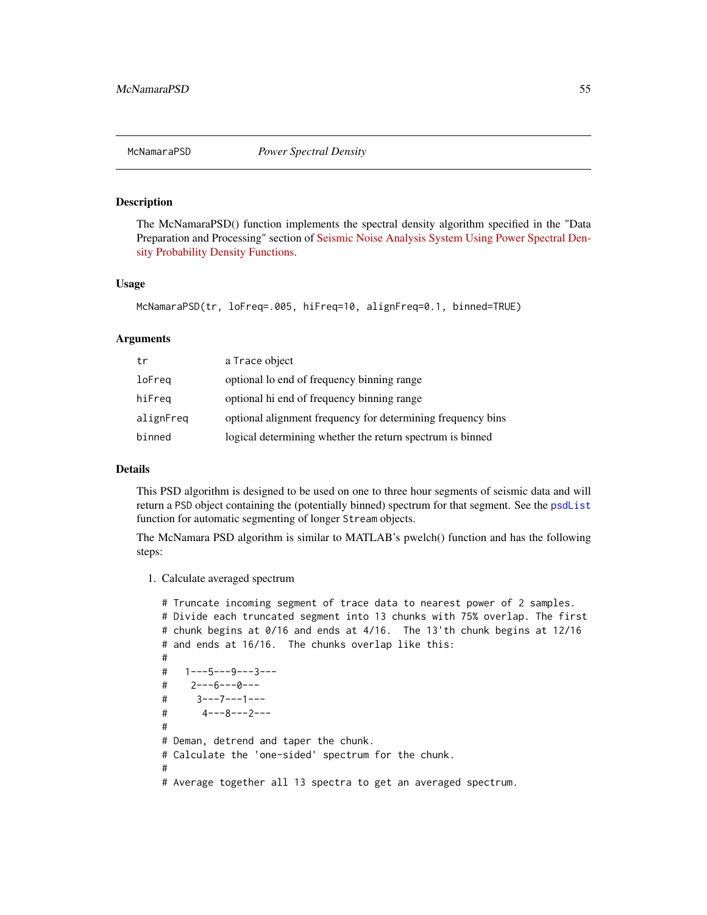McNamaraPSD *Power Spectral Density*

## Description

The McNamaraPSD() function implements the spectral density algorithm specified in the "Data Preparation and Processing" section of Seismic Noise Analysis System Using Power Spectral Density Probability Density Functions.

## Usage

```
McNamaraPSD(tr, loFreq=.005, hiFreq=10, alignFreq=0.1, binned=TRUE)
```

## Arguments

| | |
|---|---|
| tr | a Trace object |
| loFreq | optional lo end of frequency binning range |
| hiFreq | optional hi end of frequency binning range |
| alignFreq | optional alignment frequency for determining frequency bins |
| binned | logical determining whether the return spectrum is binned |

## Details

This PSD algorithm is designed to be used on one to three hour segments of seismic data and will return a PSD object containing the (potentially binned) spectrum for that segment. See the psdList function for automatic segmenting of longer Stream objects.

The McNamara PSD algorithm is similar to MATLAB's pwelch() function and has the following steps:

1. Calculate averaged spectrum

```
# Truncate incoming segment of trace data to nearest power of 2 samples.
# Divide each truncated segment into 13 chunks with 75% overlap. The first
# chunk begins at 0/16 and ends at 4/16.  The 13'th chunk begins at 12/16
# and ends at 16/16.  The chunks overlap like this:
#
#   1---5---9---3---
#    2---6---0---
#     3---7---1---
#      4---8---2---
#
# Deman, detrend and taper the chunk.
# Calculate the 'one-sided' spectrum for the chunk.
#
# Average together all 13 spectra to get an averaged spectrum.
```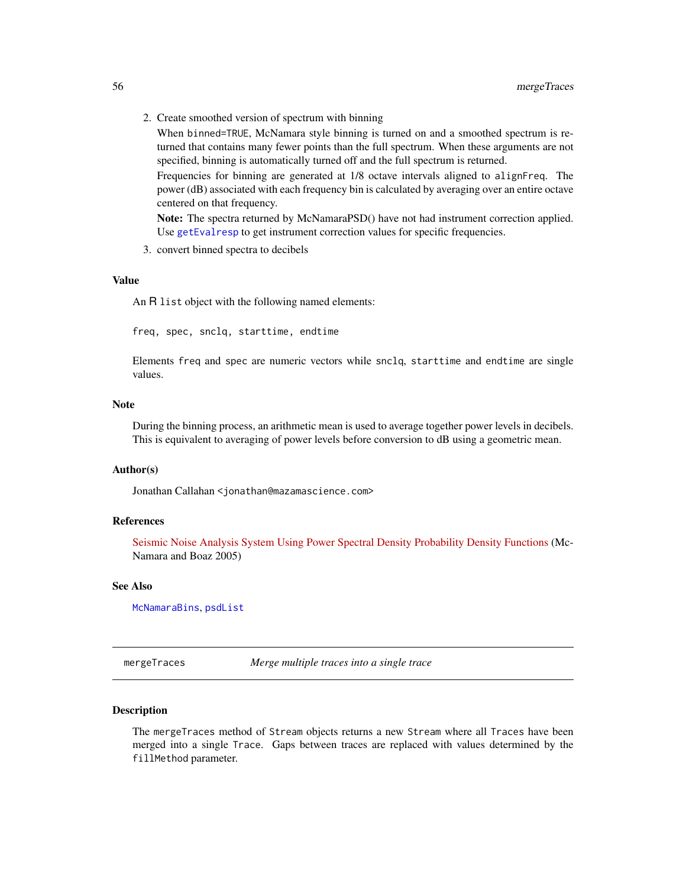2. Create smoothed version of spectrum with binning

   When `binned=TRUE`, McNamara style binning is turned on and a smoothed spectrum is returned that contains many fewer points than the full spectrum. When these arguments are not specified, binning is automatically turned off and the full spectrum is returned.

   Frequencies for binning are generated at 1/8 octave intervals aligned to `alignFreq`. The power (dB) associated with each frequency bin is calculated by averaging over an entire octave centered on that frequency.

   **Note:** The spectra returned by McNamaraPSD() have not had instrument correction applied. Use `getEvalresp` to get instrument correction values for specific frequencies.

3. convert binned spectra to decibels

### Value

An R `list` object with the following named elements:

`freq, spec, snclq, starttime, endtime`

Elements `freq` and `spec` are numeric vectors while `snclq`, `starttime` and `endtime` are single values.

### Note

During the binning process, an arithmetic mean is used to average together power levels in decibels. This is equivalent to averaging of power levels before conversion to dB using a geometric mean.

### Author(s)

Jonathan Callahan <jonathan@mazamascience.com>

### References

Seismic Noise Analysis System Using Power Spectral Density Probability Density Functions (McNamara and Boaz 2005)

### See Also

`McNamaraBins`, `psdList`

---

## mergeTraces — *Merge multiple traces into a single trace*

---

### Description

The `mergeTraces` method of `Stream` objects returns a new `Stream` where all `Traces` have been merged into a single `Trace`. Gaps between traces are replaced with values determined by the `fillMethod` parameter.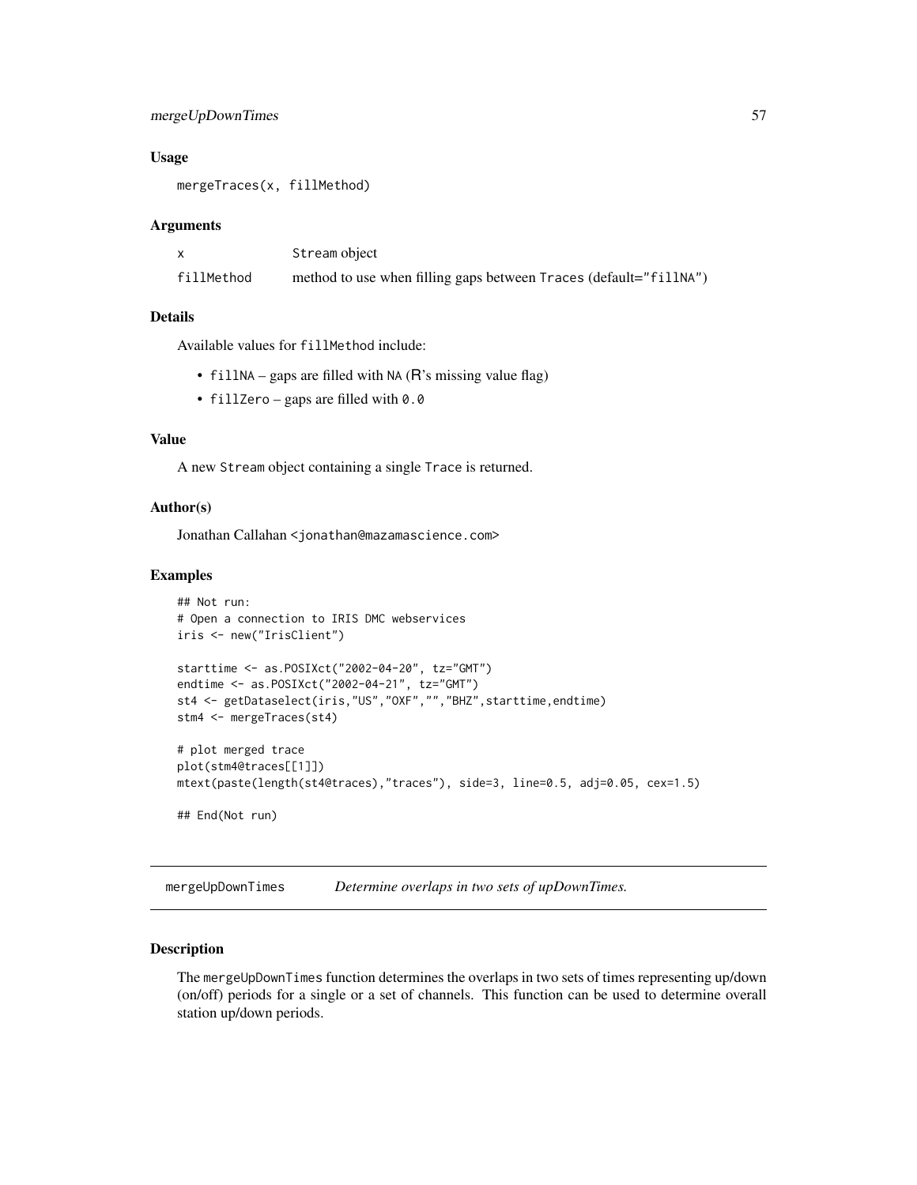### Usage

```
mergeTraces(x, fillMethod)
```

### Arguments

| | |
|---|---|
| x | Stream object |
| fillMethod | method to use when filling gaps between Traces (default="fillNA") |

### Details

Available values for fillMethod include:

- fillNA – gaps are filled with NA (R's missing value flag)
- fillZero – gaps are filled with 0.0

### Value

A new Stream object containing a single Trace is returned.

### Author(s)

Jonathan Callahan <jonathan@mazamascience.com>

### Examples

```
## Not run:
# Open a connection to IRIS DMC webservices
iris <- new("IrisClient")

starttime <- as.POSIXct("2002-04-20", tz="GMT")
endtime <- as.POSIXct("2002-04-21", tz="GMT")
st4 <- getDataselect(iris,"US","OXF","","BHZ",starttime,endtime)
stm4 <- mergeTraces(st4)

# plot merged trace
plot(stm4@traces[[1]])
mtext(paste(length(st4@traces),"traces"), side=3, line=0.5, adj=0.05, cex=1.5)

## End(Not run)
```

---

## mergeUpDownTimes — *Determine overlaps in two sets of upDownTimes.*

### Description

The mergeUpDownTimes function determines the overlaps in two sets of times representing up/down (on/off) periods for a single or a set of channels. This function can be used to determine overall station up/down periods.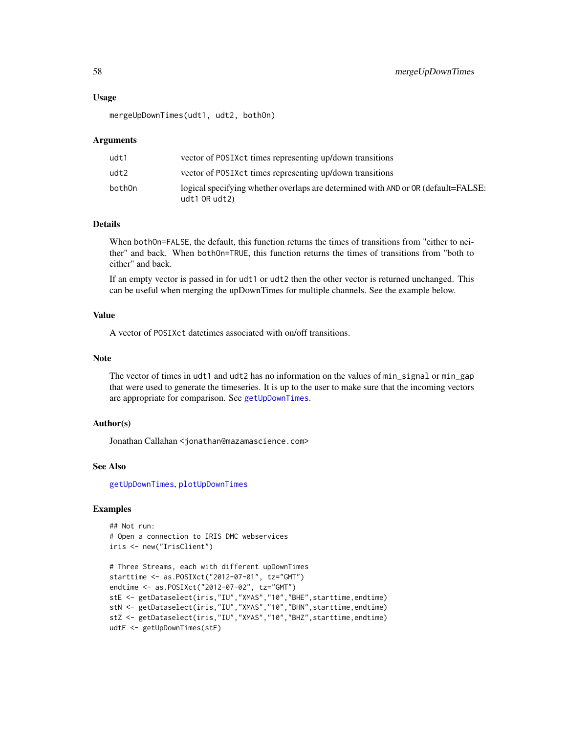## Usage

```
mergeUpDownTimes(udt1, udt2, bothOn)
```

## Arguments

| | |
|---|---|
| udt1 | vector of POSIXct times representing up/down transitions |
| udt2 | vector of POSIXct times representing up/down transitions |
| bothOn | logical specifying whether overlaps are determined with AND or OR (default=FALSE: udt1 OR udt2) |

## Details

When bothOn=FALSE, the default, this function returns the times of transitions from "either to neither" and back. When bothOn=TRUE, this function returns the times of transitions from "both to either" and back.

If an empty vector is passed in for udt1 or udt2 then the other vector is returned unchanged. This can be useful when merging the upDownTimes for multiple channels. See the example below.

## Value

A vector of POSIXct datetimes associated with on/off transitions.

## Note

The vector of times in udt1 and udt2 has no information on the values of min_signal or min_gap that were used to generate the timeseries. It is up to the user to make sure that the incoming vectors are appropriate for comparison. See getUpDownTimes.

## Author(s)

Jonathan Callahan <jonathan@mazamascience.com>

## See Also

getUpDownTimes, plotUpDownTimes

## Examples

```
## Not run:
# Open a connection to IRIS DMC webservices
iris <- new("IrisClient")

# Three Streams, each with different upDownTimes
starttime <- as.POSIXct("2012-07-01", tz="GMT")
endtime <- as.POSIXct("2012-07-02", tz="GMT")
stE <- getDataselect(iris,"IU","XMAS","10","BHE",starttime,endtime)
stN <- getDataselect(iris,"IU","XMAS","10","BHN",starttime,endtime)
stZ <- getDataselect(iris,"IU","XMAS","10","BHZ",starttime,endtime)
udtE <- getUpDownTimes(stE)
```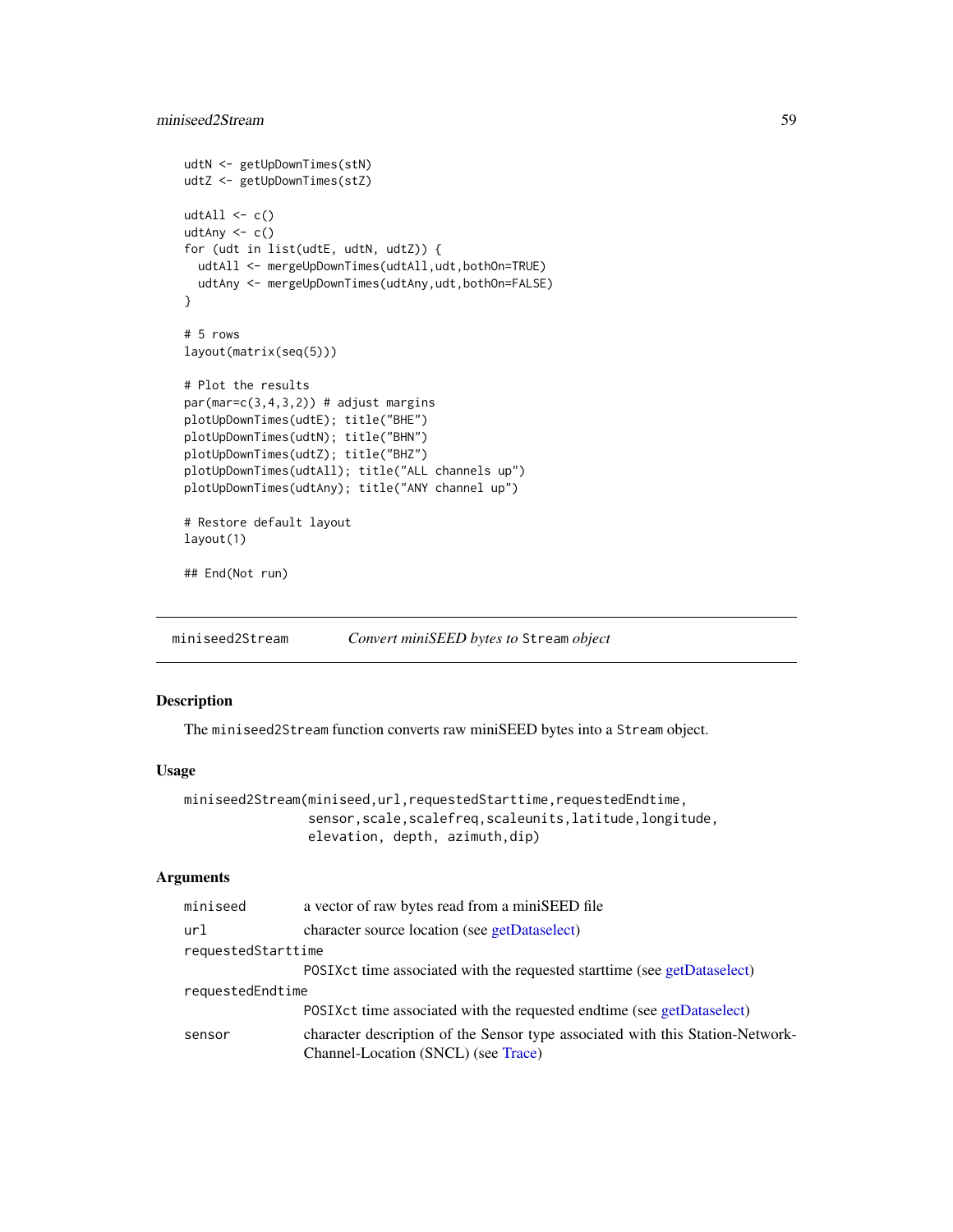```
udtN <- getUpDownTimes(stN)
udtZ <- getUpDownTimes(stZ)

udtAll <- c()
udtAny <- c()
for (udt in list(udtE, udtN, udtZ)) {
  udtAll <- mergeUpDownTimes(udtAll,udt,bothOn=TRUE)
  udtAny <- mergeUpDownTimes(udtAny,udt,bothOn=FALSE)
}

# 5 rows
layout(matrix(seq(5)))

# Plot the results
par(mar=c(3,4,3,2)) # adjust margins
plotUpDownTimes(udtE); title("BHE")
plotUpDownTimes(udtN); title("BHN")
plotUpDownTimes(udtZ); title("BHZ")
plotUpDownTimes(udtAll); title("ALL channels up")
plotUpDownTimes(udtAny); title("ANY channel up")

# Restore default layout
layout(1)

## End(Not run)
```

---

## miniseed2Stream — *Convert miniSEED bytes to* `Stream` *object*

### Description

The `miniseed2Stream` function converts raw miniSEED bytes into a `Stream` object.

### Usage

```
miniseed2Stream(miniseed,url,requestedStarttime,requestedEndtime,
                sensor,scale,scalefreq,scaleunits,latitude,longitude,
                elevation, depth, azimuth,dip)
```

### Arguments

| Argument | Description |
|---|---|
| `miniseed` | a vector of raw bytes read from a miniSEED file |
| `url` | character source location (see getDataselect) |
| `requestedStarttime` | `POSIXct` time associated with the requested starttime (see getDataselect) |
| `requestedEndtime` | `POSIXct` time associated with the requested endtime (see getDataselect) |
| `sensor` | character description of the Sensor type associated with this Station-Network-Channel-Location (SNCL) (see Trace) |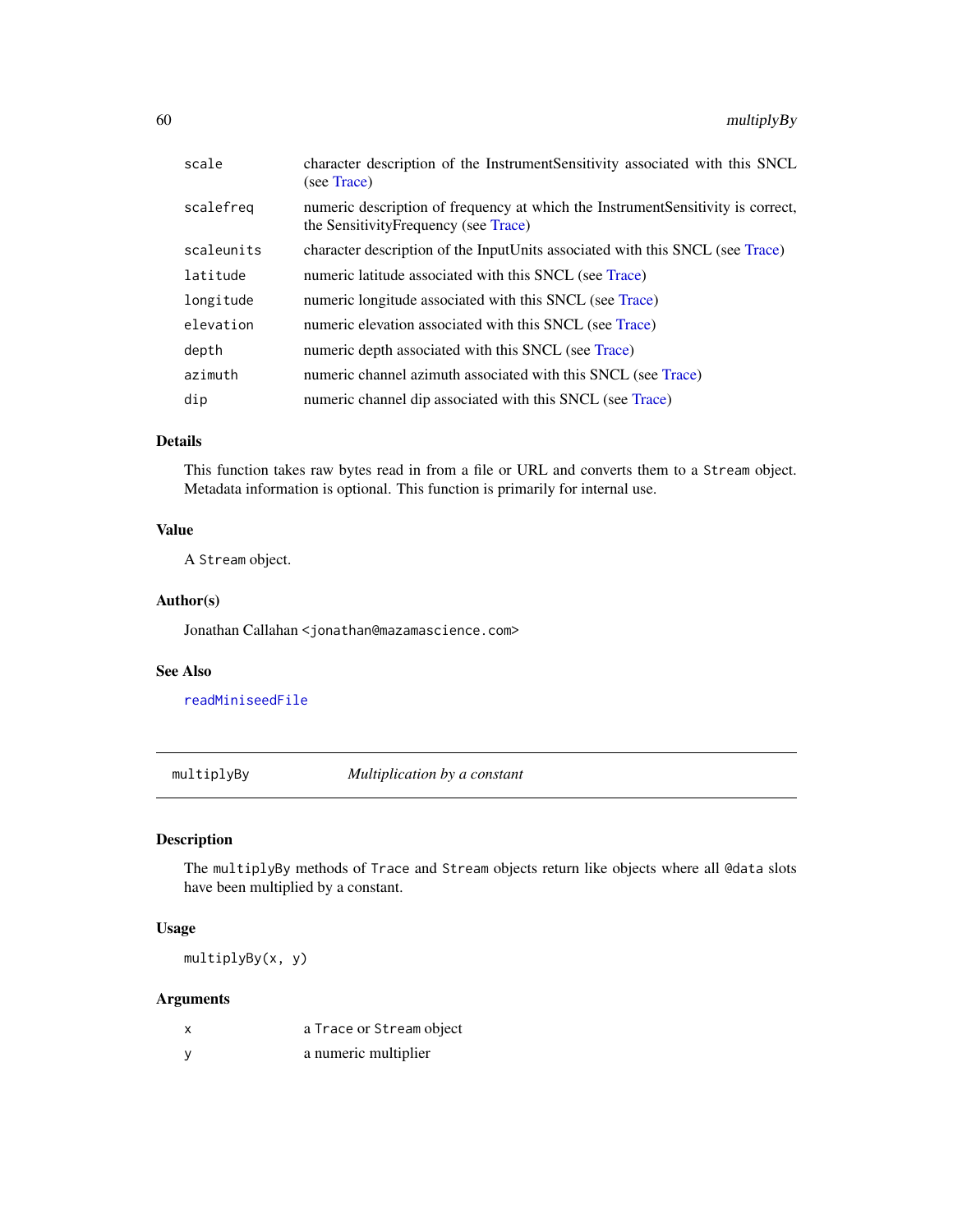| | |
|---|---|
| `scale` | character description of the InstrumentSensitivity associated with this SNCL (see Trace) |
| `scalefreq` | numeric description of frequency at which the InstrumentSensitivity is correct, the SensitivityFrequency (see Trace) |
| `scaleunits` | character description of the InputUnits associated with this SNCL (see Trace) |
| `latitude` | numeric latitude associated with this SNCL (see Trace) |
| `longitude` | numeric longitude associated with this SNCL (see Trace) |
| `elevation` | numeric elevation associated with this SNCL (see Trace) |
| `depth` | numeric depth associated with this SNCL (see Trace) |
| `azimuth` | numeric channel azimuth associated with this SNCL (see Trace) |
| `dip` | numeric channel dip associated with this SNCL (see Trace) |

### Details

This function takes raw bytes read in from a file or URL and converts them to a `Stream` object. Metadata information is optional. This function is primarily for internal use.

### Value

A `Stream` object.

### Author(s)

Jonathan Callahan <jonathan@mazamascience.com>

### See Also

`readMiniseedFile`

---

## `multiplyBy` *Multiplication by a constant*

### Description

The `multiplyBy` methods of `Trace` and `Stream` objects return like objects where all `@data` slots have been multiplied by a constant.

### Usage

```
multiplyBy(x, y)
```

### Arguments

| | |
|---|---|
| `x` | a `Trace` or `Stream` object |
| `y` | a numeric multiplier |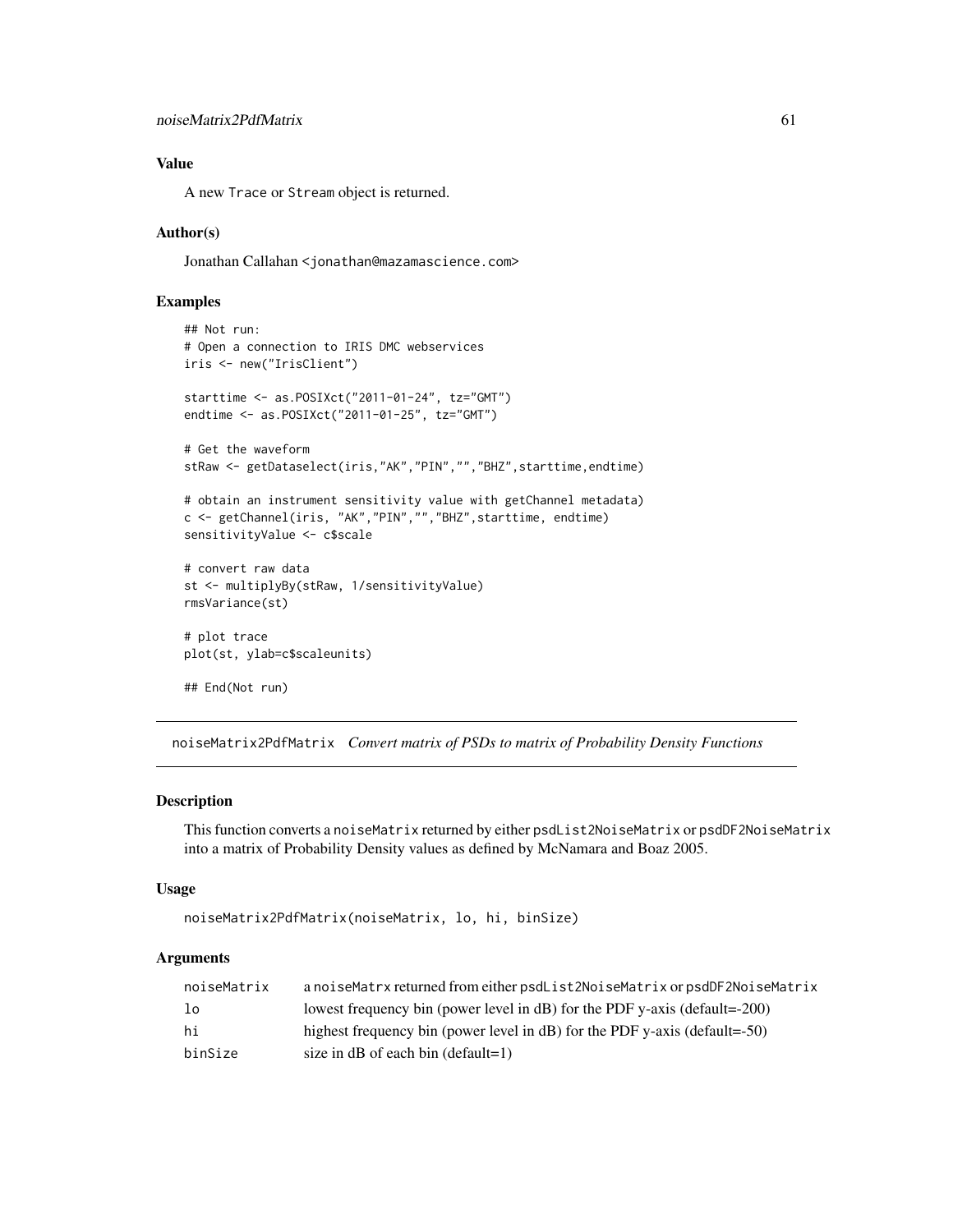### Value

A new Trace or Stream object is returned.

### Author(s)

Jonathan Callahan <jonathan@mazamascience.com>

### Examples

```
## Not run:
# Open a connection to IRIS DMC webservices
iris <- new("IrisClient")

starttime <- as.POSIXct("2011-01-24", tz="GMT")
endtime <- as.POSIXct("2011-01-25", tz="GMT")

# Get the waveform
stRaw <- getDataselect(iris,"AK","PIN","","BHZ",starttime,endtime)

# obtain an instrument sensitivity value with getChannel metadata)
c <- getChannel(iris, "AK","PIN","","BHZ",starttime, endtime)
sensitivityValue <- c$scale

# convert raw data
st <- multiplyBy(stRaw, 1/sensitivityValue)
rmsVariance(st)

# plot trace
plot(st, ylab=c$scaleunits)

## End(Not run)
```

---

## noiseMatrix2PdfMatrix *Convert matrix of PSDs to matrix of Probability Density Functions*

### Description

This function converts a noiseMatrix returned by either psdList2NoiseMatrix or psdDF2NoiseMatrix into a matrix of Probability Density values as defined by McNamara and Boaz 2005.

### Usage

```
noiseMatrix2PdfMatrix(noiseMatrix, lo, hi, binSize)
```

### Arguments

| | |
|---|---|
| noiseMatrix | a noiseMatrx returned from either psdList2NoiseMatrix or psdDF2NoiseMatrix |
| lo | lowest frequency bin (power level in dB) for the PDF y-axis (default=-200) |
| hi | highest frequency bin (power level in dB) for the PDF y-axis (default=-50) |
| binSize | size in dB of each bin (default=1) |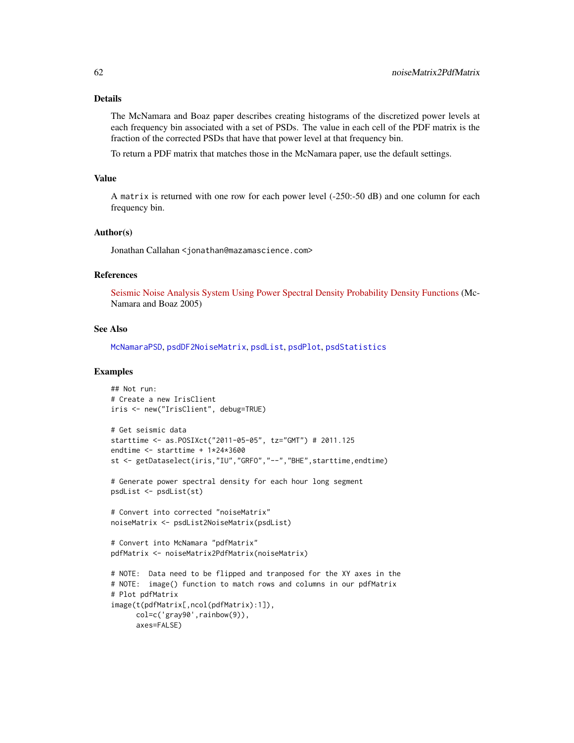## Details

The McNamara and Boaz paper describes creating histograms of the discretized power levels at each frequency bin associated with a set of PSDs. The value in each cell of the PDF matrix is the fraction of the corrected PSDs that have that power level at that frequency bin.

To return a PDF matrix that matches those in the McNamara paper, use the default settings.

## Value

A `matrix` is returned with one row for each power level (-250:-50 dB) and one column for each frequency bin.

## Author(s)

Jonathan Callahan <jonathan@mazamascience.com>

## References

Seismic Noise Analysis System Using Power Spectral Density Probability Density Functions (McNamara and Boaz 2005)

## See Also

`McNamaraPSD`, `psdDF2NoiseMatrix`, `psdList`, `psdPlot`, `psdStatistics`

## Examples

```
## Not run:
# Create a new IrisClient
iris <- new("IrisClient", debug=TRUE)

# Get seismic data
starttime <- as.POSIXct("2011-05-05", tz="GMT") # 2011.125
endtime <- starttime + 1*24*3600
st <- getDataselect(iris,"IU","GRFO","--","BHE",starttime,endtime)

# Generate power spectral density for each hour long segment
psdList <- psdList(st)

# Convert into corrected "noiseMatrix"
noiseMatrix <- psdList2NoiseMatrix(psdList)

# Convert into McNamara "pdfMatrix"
pdfMatrix <- noiseMatrix2PdfMatrix(noiseMatrix)

# NOTE:  Data need to be flipped and tranposed for the XY axes in the
# NOTE:  image() function to match rows and columns in our pdfMatrix
# Plot pdfMatrix
image(t(pdfMatrix[,ncol(pdfMatrix):1]),
      col=c('gray90',rainbow(9)),
      axes=FALSE)
```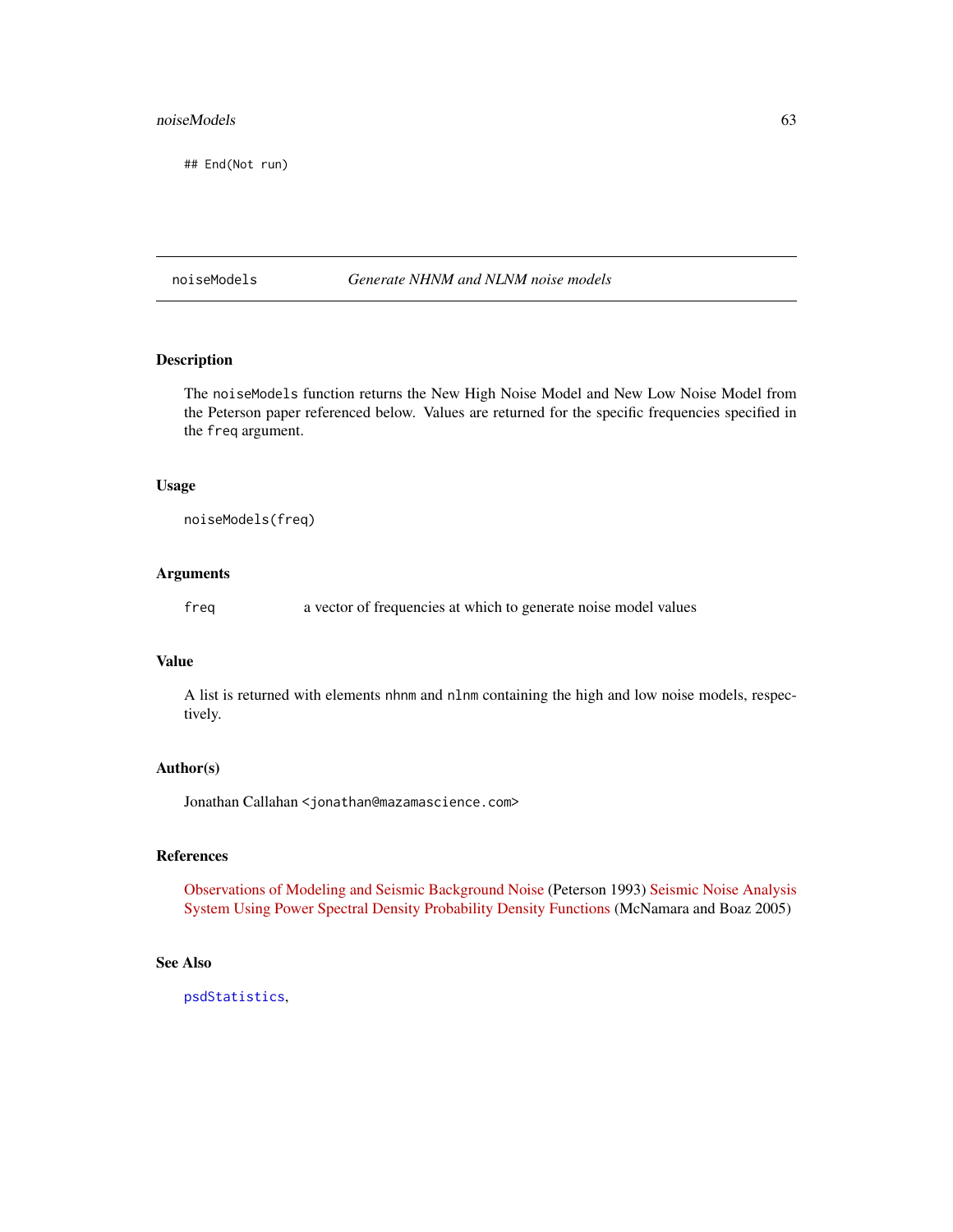```
## End(Not run)
```

## noiseModels — *Generate NHNM and NLNM noise models*

### Description

The `noiseModels` function returns the New High Noise Model and New Low Noise Model from the Peterson paper referenced below. Values are returned for the specific frequencies specified in the `freq` argument.

### Usage

```
noiseModels(freq)
```

### Arguments

| | |
|---|---|
| `freq` | a vector of frequencies at which to generate noise model values |

### Value

A list is returned with elements `nhnm` and `nlnm` containing the high and low noise models, respectively.

### Author(s)

Jonathan Callahan <jonathan@mazamascience.com>

### References

Observations of Modeling and Seismic Background Noise (Peterson 1993) Seismic Noise Analysis System Using Power Spectral Density Probability Density Functions (McNamara and Boaz 2005)

### See Also

`psdStatistics`,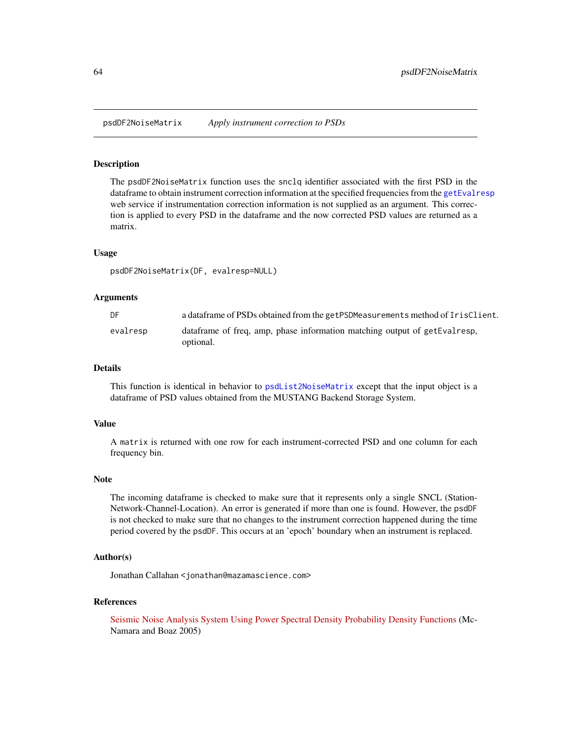psdDF2NoiseMatrix    *Apply instrument correction to PSDs*

## Description

The `psdDF2NoiseMatrix` function uses the `snclq` identifier associated with the first PSD in the dataframe to obtain instrument correction information at the specified frequencies from the `getEvalresp` web service if instrumentation correction information is not supplied as an argument. This correction is applied to every PSD in the dataframe and the now corrected PSD values are returned as a matrix.

## Usage

```
psdDF2NoiseMatrix(DF, evalresp=NULL)
```

## Arguments

| | |
|---|---|
| `DF` | a dataframe of PSDs obtained from the `getPSDMeasurements` method of `IrisClient`. |
| `evalresp` | dataframe of freq, amp, phase information matching output of `getEvalresp`, optional. |

## Details

This function is identical in behavior to `psdList2NoiseMatrix` except that the input object is a dataframe of PSD values obtained from the MUSTANG Backend Storage System.

## Value

A `matrix` is returned with one row for each instrument-corrected PSD and one column for each frequency bin.

## Note

The incoming dataframe is checked to make sure that it represents only a single SNCL (Station-Network-Channel-Location). An error is generated if more than one is found. However, the `psdDF` is not checked to make sure that no changes to the instrument correction happened during the time period covered by the `psdDF`. This occurs at an 'epoch' boundary when an instrument is replaced.

## Author(s)

Jonathan Callahan <jonathan@mazamascience.com>

## References

Seismic Noise Analysis System Using Power Spectral Density Probability Density Functions (McNamara and Boaz 2005)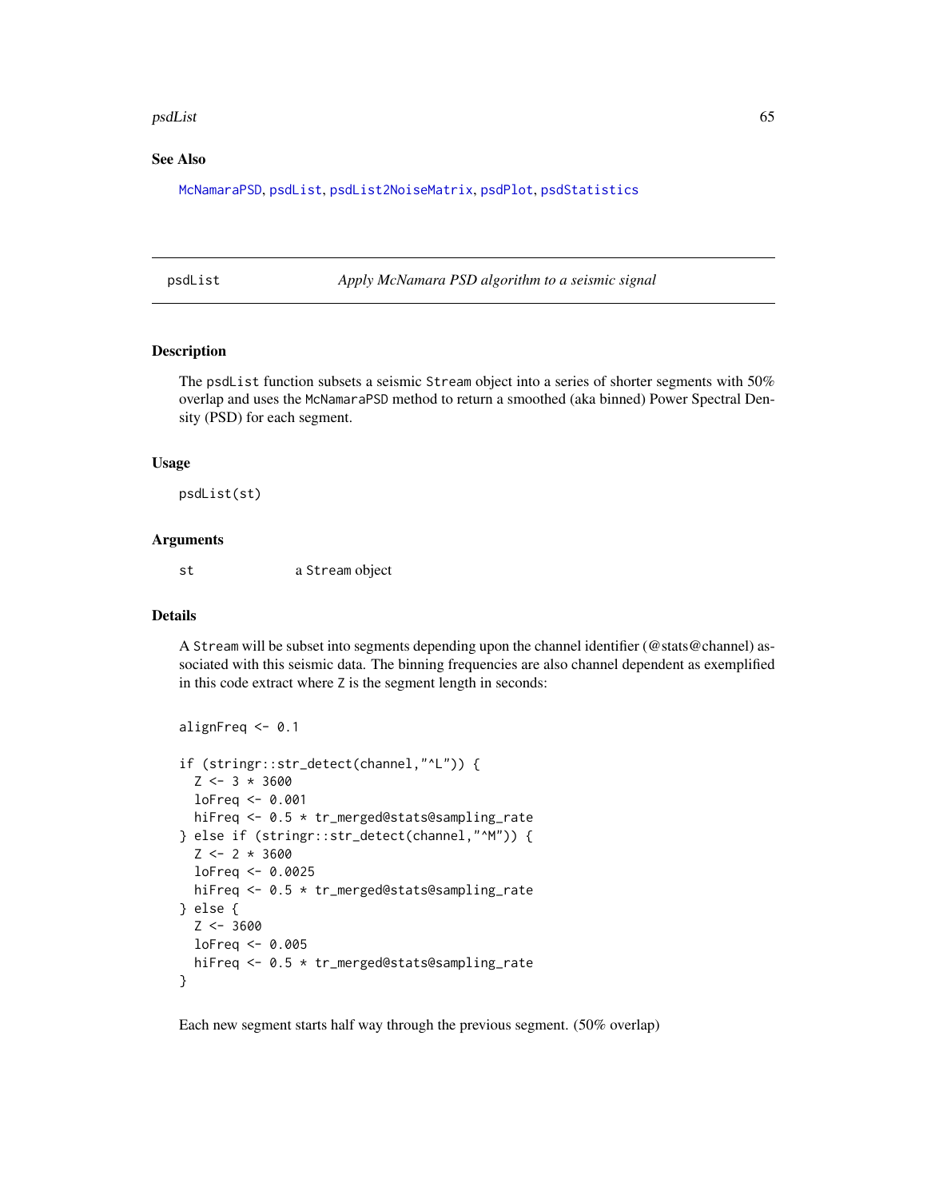## See Also

McNamaraPSD, psdList, psdList2NoiseMatrix, psdPlot, psdStatistics

---

# psdList — *Apply McNamara PSD algorithm to a seismic signal*

## Description

The psdList function subsets a seismic Stream object into a series of shorter segments with 50% overlap and uses the McNamaraPSD method to return a smoothed (aka binned) Power Spectral Density (PSD) for each segment.

## Usage

```
psdList(st)
```

## Arguments

| | |
|---|---|
| st | a Stream object |

## Details

A Stream will be subset into segments depending upon the channel identifier (@stats@channel) associated with this seismic data. The binning frequencies are also channel dependent as exemplified in this code extract where Z is the segment length in seconds:

```
alignFreq <- 0.1

if (stringr::str_detect(channel,"^L")) {
  Z <- 3 * 3600
  loFreq <- 0.001
  hiFreq <- 0.5 * tr_merged@stats@sampling_rate
} else if (stringr::str_detect(channel,"^M")) {
  Z <- 2 * 3600
  loFreq <- 0.0025
  hiFreq <- 0.5 * tr_merged@stats@sampling_rate
} else {
  Z <- 3600
  loFreq <- 0.005
  hiFreq <- 0.5 * tr_merged@stats@sampling_rate
}
```

Each new segment starts half way through the previous segment. (50% overlap)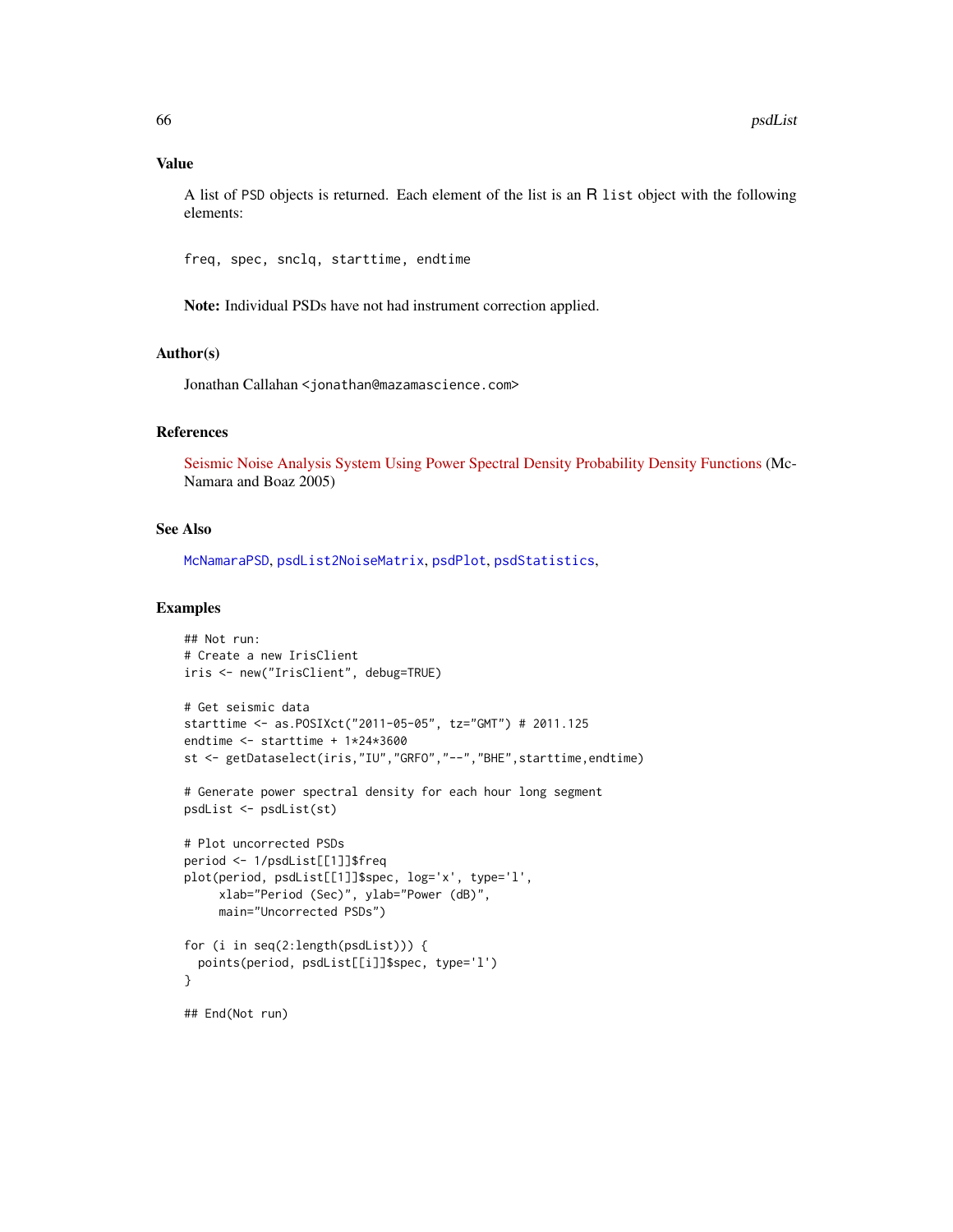## Value

A list of PSD objects is returned. Each element of the list is an R `list` object with the following elements:

`freq, spec, snclq, starttime, endtime`

**Note:** Individual PSDs have not had instrument correction applied.

## Author(s)

Jonathan Callahan <jonathan@mazamascience.com>

## References

Seismic Noise Analysis System Using Power Spectral Density Probability Density Functions (McNamara and Boaz 2005)

## See Also

`McNamaraPSD`, `psdList2NoiseMatrix`, `psdPlot`, `psdStatistics`,

## Examples

```
## Not run:
# Create a new IrisClient
iris <- new("IrisClient", debug=TRUE)

# Get seismic data
starttime <- as.POSIXct("2011-05-05", tz="GMT") # 2011.125
endtime <- starttime + 1*24*3600
st <- getDataselect(iris,"IU","GRFO","--","BHE",starttime,endtime)

# Generate power spectral density for each hour long segment
psdList <- psdList(st)

# Plot uncorrected PSDs
period <- 1/psdList[[1]]$freq
plot(period, psdList[[1]]$spec, log='x', type='l',
     xlab="Period (Sec)", ylab="Power (dB)",
     main="Uncorrected PSDs")

for (i in seq(2:length(psdList))) {
  points(period, psdList[[i]]$spec, type='l')
}

## End(Not run)
```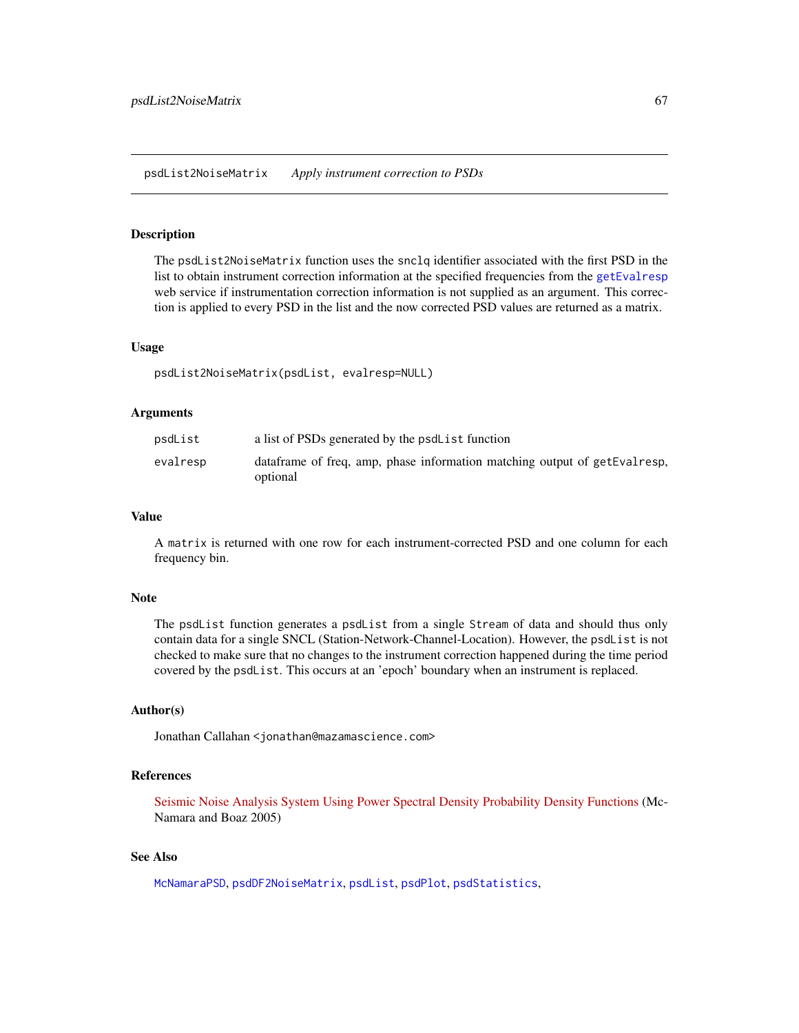psdList2NoiseMatrix *Apply instrument correction to PSDs*

## Description

The `psdList2NoiseMatrix` function uses the `snclq` identifier associated with the first PSD in the list to obtain instrument correction information at the specified frequencies from the `getEvalresp` web service if instrumentation correction information is not supplied as an argument. This correction is applied to every PSD in the list and the now corrected PSD values are returned as a matrix.

## Usage

```
psdList2NoiseMatrix(psdList, evalresp=NULL)
```

## Arguments

| | |
|---|---|
| psdList | a list of PSDs generated by the `psdList` function |
| evalresp | dataframe of freq, amp, phase information matching output of `getEvalresp`, optional |

## Value

A `matrix` is returned with one row for each instrument-corrected PSD and one column for each frequency bin.

## Note

The `psdList` function generates a `psdList` from a single `Stream` of data and should thus only contain data for a single SNCL (Station-Network-Channel-Location). However, the `psdList` is not checked to make sure that no changes to the instrument correction happened during the time period covered by the `psdList`. This occurs at an 'epoch' boundary when an instrument is replaced.

## Author(s)

Jonathan Callahan <jonathan@mazamascience.com>

## References

Seismic Noise Analysis System Using Power Spectral Density Probability Density Functions (McNamara and Boaz 2005)

## See Also

`McNamaraPSD`, `psdDF2NoiseMatrix`, `psdList`, `psdPlot`, `psdStatistics`,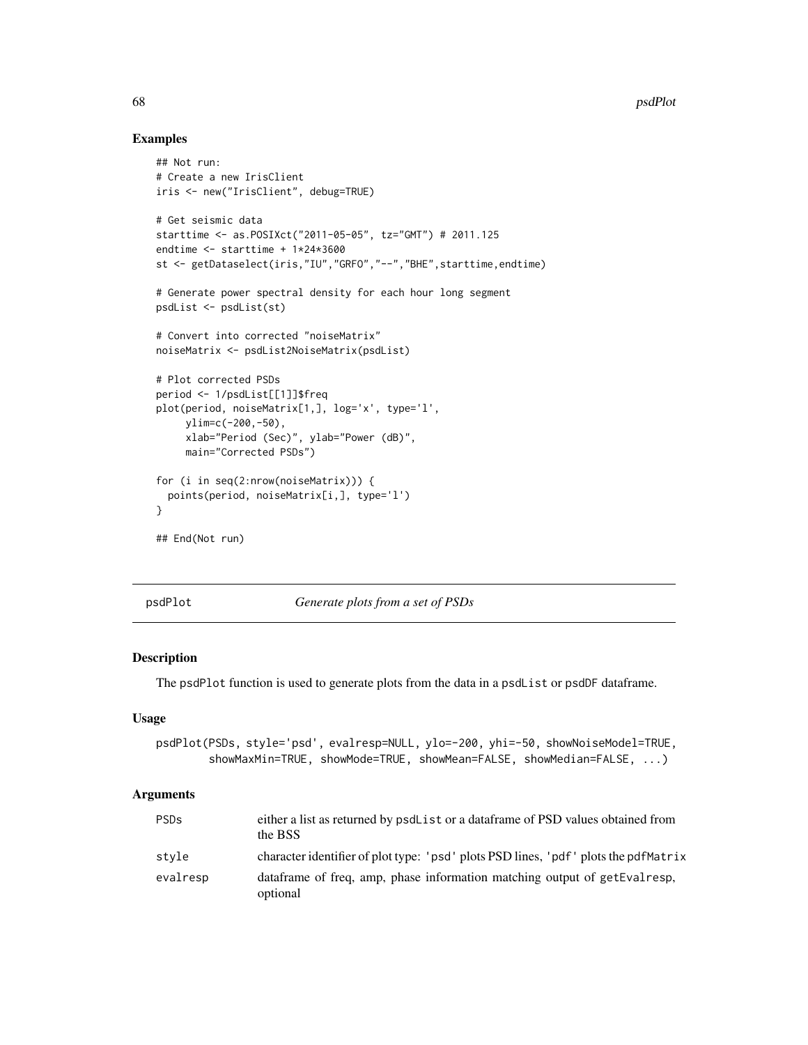## Examples

```
## Not run:
# Create a new IrisClient
iris <- new("IrisClient", debug=TRUE)

# Get seismic data
starttime <- as.POSIXct("2011-05-05", tz="GMT") # 2011.125
endtime <- starttime + 1*24*3600
st <- getDataselect(iris,"IU","GRFO","--","BHE",starttime,endtime)

# Generate power spectral density for each hour long segment
psdList <- psdList(st)

# Convert into corrected "noiseMatrix"
noiseMatrix <- psdList2NoiseMatrix(psdList)

# Plot corrected PSDs
period <- 1/psdList[[1]]$freq
plot(period, noiseMatrix[1,], log='x', type='l',
     ylim=c(-200,-50),
     xlab="Period (Sec)", ylab="Power (dB)",
     main="Corrected PSDs")

for (i in seq(2:nrow(noiseMatrix))) {
  points(period, noiseMatrix[i,], type='l')
}

## End(Not run)
```

---

psdPlot *Generate plots from a set of PSDs*

---

## Description

The psdPlot function is used to generate plots from the data in a psdList or psdDF dataframe.

## Usage

```
psdPlot(PSDs, style='psd', evalresp=NULL, ylo=-200, yhi=-50, showNoiseModel=TRUE,
        showMaxMin=TRUE, showMode=TRUE, showMean=FALSE, showMedian=FALSE, ...)
```

## Arguments

| | |
|---|---|
| PSDs | either a list as returned by psdList or a dataframe of PSD values obtained from the BSS |
| style | character identifier of plot type: 'psd' plots PSD lines, 'pdf' plots the pdfMatrix |
| evalresp | dataframe of freq, amp, phase information matching output of getEvalresp, optional |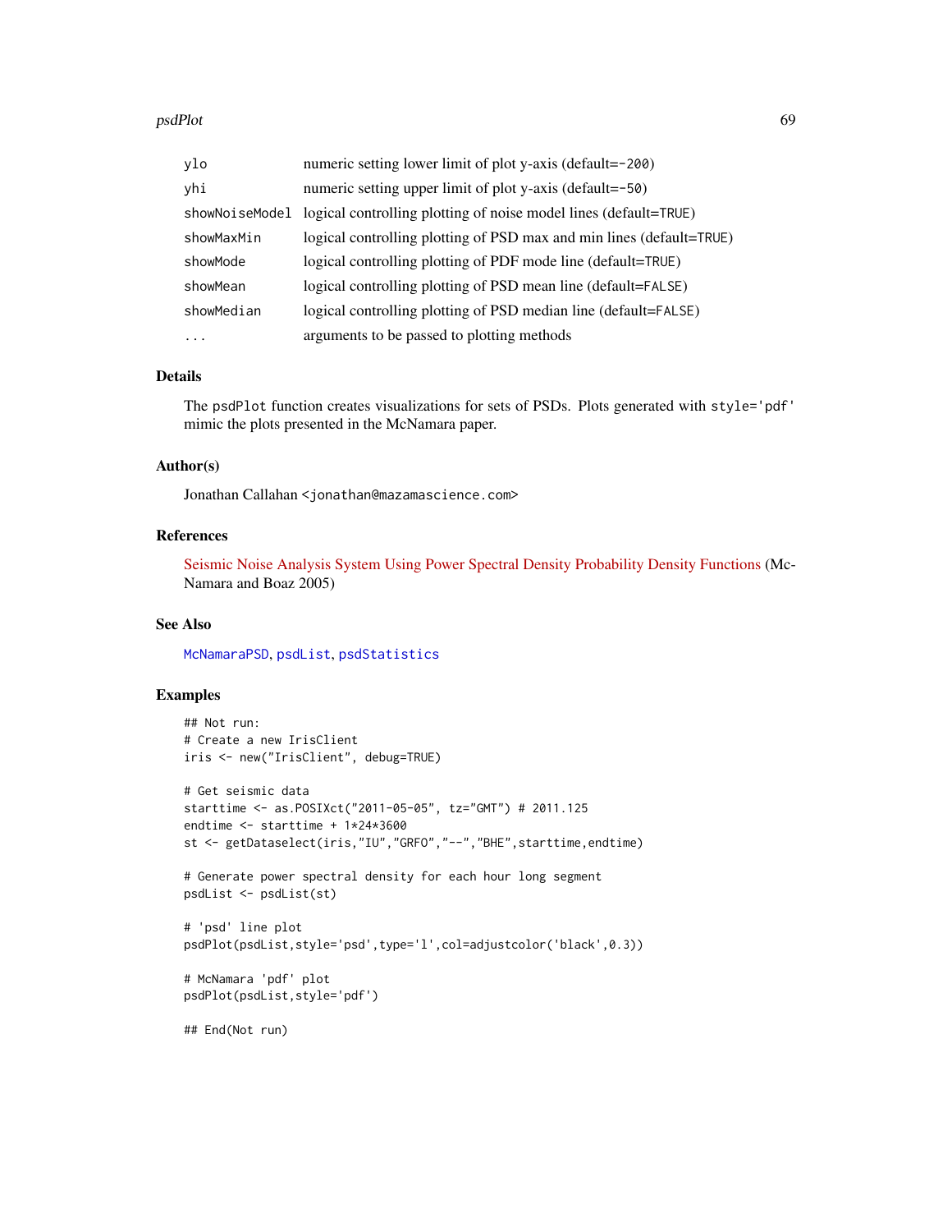| | |
|---|---|
| `ylo` | numeric setting lower limit of plot y-axis (default=`-200`) |
| `yhi` | numeric setting upper limit of plot y-axis (default=`-50`) |
| `showNoiseModel` | logical controlling plotting of noise model lines (default=`TRUE`) |
| `showMaxMin` | logical controlling plotting of PSD max and min lines (default=`TRUE`) |
| `showMode` | logical controlling plotting of PDF mode line (default=`TRUE`) |
| `showMean` | logical controlling plotting of PSD mean line (default=`FALSE`) |
| `showMedian` | logical controlling plotting of PSD median line (default=`FALSE`) |
| `...` | arguments to be passed to plotting methods |

## Details

The `psdPlot` function creates visualizations for sets of PSDs. Plots generated with `style='pdf'` mimic the plots presented in the McNamara paper.

## Author(s)

Jonathan Callahan <jonathan@mazamascience.com>

## References

Seismic Noise Analysis System Using Power Spectral Density Probability Density Functions (McNamara and Boaz 2005)

## See Also

`McNamaraPSD`, `psdList`, `psdStatistics`

## Examples

```
## Not run:
# Create a new IrisClient
iris <- new("IrisClient", debug=TRUE)

# Get seismic data
starttime <- as.POSIXct("2011-05-05", tz="GMT") # 2011.125
endtime <- starttime + 1*24*3600
st <- getDataselect(iris,"IU","GRFO","--","BHE",starttime,endtime)

# Generate power spectral density for each hour long segment
psdList <- psdList(st)

# 'psd' line plot
psdPlot(psdList,style='psd',type='l',col=adjustcolor('black',0.3))

# McNamara 'pdf' plot
psdPlot(psdList,style='pdf')

## End(Not run)
```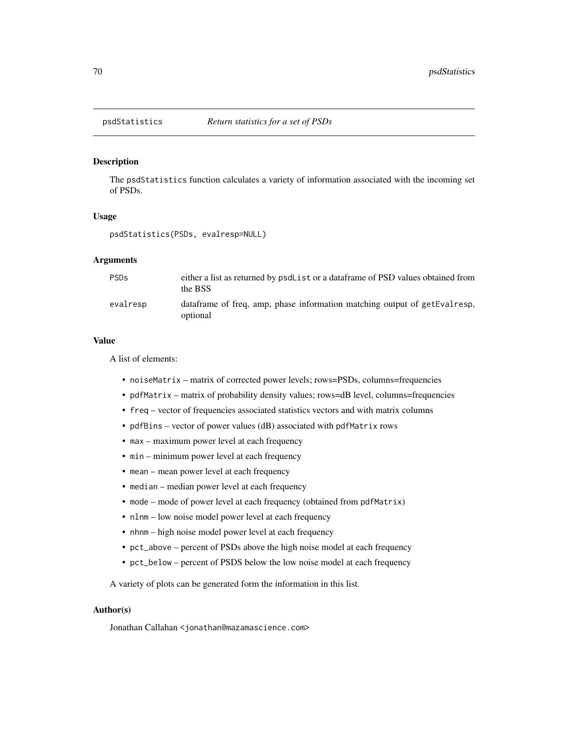psdStatistics *Return statistics for a set of PSDs*

## Description

The `psdStatistics` function calculates a variety of information associated with the incoming set of PSDs.

## Usage

```
psdStatistics(PSDs, evalresp=NULL)
```

## Arguments

| | |
|---|---|
| `PSDs` | either a list as returned by `psdList` or a dataframe of PSD values obtained from the BSS |
| `evalresp` | dataframe of freq, amp, phase information matching output of `getEvalresp`, optional |

## Value

A list of elements:

- `noiseMatrix` – matrix of corrected power levels; rows=PSDs, columns=frequencies
- `pdfMatrix` – matrix of probability density values; rows=dB level, columns=frequencies
- `freq` – vector of frequencies associated statistics vectors and with matrix columns
- `pdfBins` – vector of power values (dB) associated with `pdfMatrix` rows
- `max` – maximum power level at each frequency
- `min` – minimum power level at each frequency
- `mean` – mean power level at each frequency
- `median` – median power level at each frequency
- `mode` – mode of power level at each frequency (obtained from `pdfMatrix`)
- `nlnm` – low noise model power level at each frequency
- `nhnm` – high noise model power level at each frequency
- `pct_above` – percent of PSDs above the high noise model at each frequency
- `pct_below` – percent of PSDS below the low noise model at each frequency

A variety of plots can be generated form the information in this list.

## Author(s)

Jonathan Callahan <jonathan@mazamascience.com>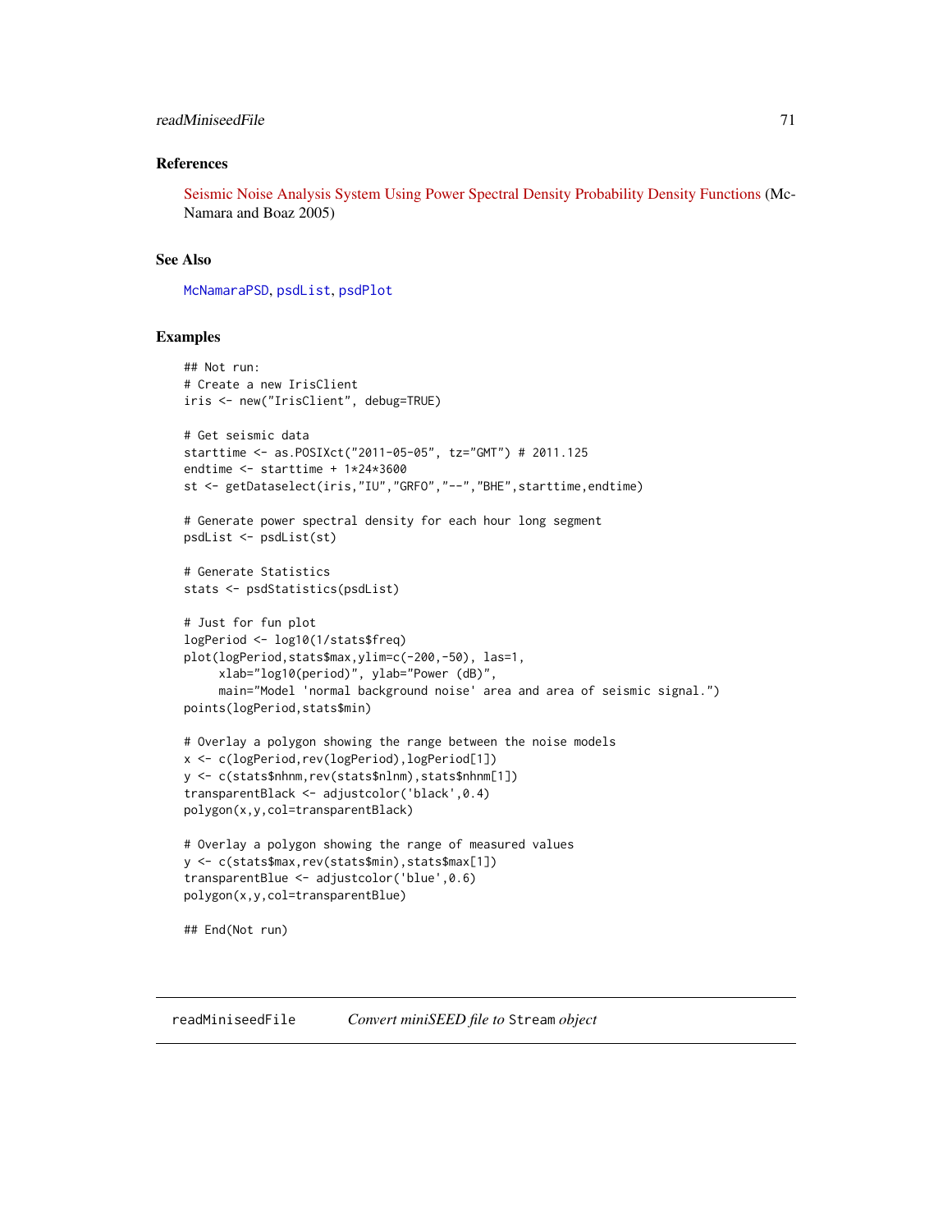### References

Seismic Noise Analysis System Using Power Spectral Density Probability Density Functions (McNamara and Boaz 2005)

### See Also

`McNamaraPSD`, `psdList`, `psdPlot`

### Examples

```
## Not run:
# Create a new IrisClient
iris <- new("IrisClient", debug=TRUE)

# Get seismic data
starttime <- as.POSIXct("2011-05-05", tz="GMT") # 2011.125
endtime <- starttime + 1*24*3600
st <- getDataselect(iris,"IU","GRFO","--","BHE",starttime,endtime)

# Generate power spectral density for each hour long segment
psdList <- psdList(st)

# Generate Statistics
stats <- psdStatistics(psdList)

# Just for fun plot
logPeriod <- log10(1/stats$freq)
plot(logPeriod,stats$max,ylim=c(-200,-50), las=1,
     xlab="log10(period)", ylab="Power (dB)",
     main="Model 'normal background noise' area and area of seismic signal.")
points(logPeriod,stats$min)

# Overlay a polygon showing the range between the noise models
x <- c(logPeriod,rev(logPeriod),logPeriod[1])
y <- c(stats$nhnm,rev(stats$nlnm),stats$nhnm[1])
transparentBlack <- adjustcolor('black',0.4)
polygon(x,y,col=transparentBlack)

# Overlay a polygon showing the range of measured values
y <- c(stats$max,rev(stats$min),stats$max[1])
transparentBlue <- adjustcolor('blue',0.6)
polygon(x,y,col=transparentBlue)

## End(Not run)
```

---

## readMiniseedFile    *Convert miniSEED file to* `Stream` *object*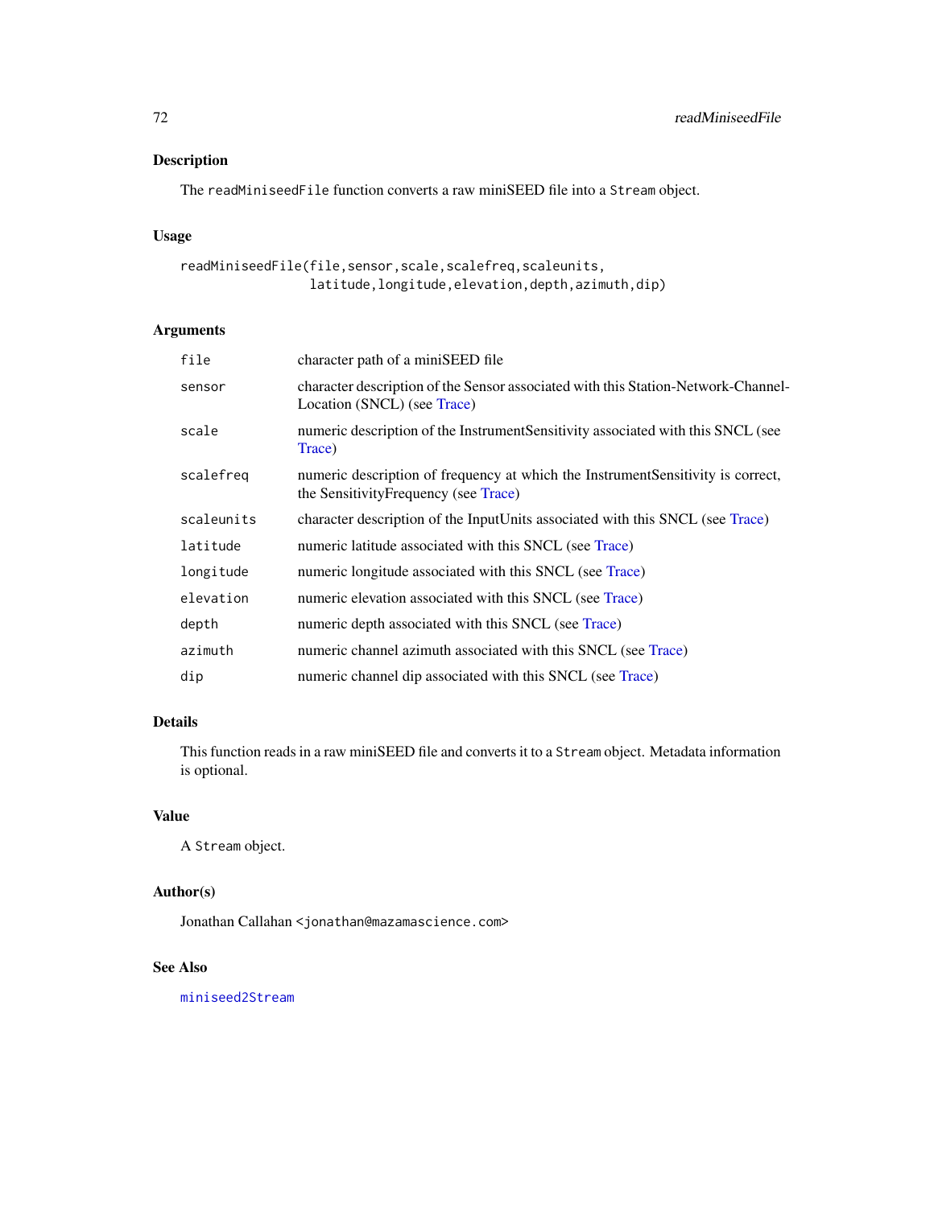### Description

The `readMiniseedFile` function converts a raw miniSEED file into a `Stream` object.

### Usage

```
readMiniseedFile(file,sensor,scale,scalefreq,scaleunits,
                 latitude,longitude,elevation,depth,azimuth,dip)
```

### Arguments

| | |
|---|---|
| `file` | character path of a miniSEED file |
| `sensor` | character description of the Sensor associated with this Station-Network-Channel-Location (SNCL) (see Trace) |
| `scale` | numeric description of the InstrumentSensitivity associated with this SNCL (see Trace) |
| `scalefreq` | numeric description of frequency at which the InstrumentSensitivity is correct, the SensitivityFrequency (see Trace) |
| `scaleunits` | character description of the InputUnits associated with this SNCL (see Trace) |
| `latitude` | numeric latitude associated with this SNCL (see Trace) |
| `longitude` | numeric longitude associated with this SNCL (see Trace) |
| `elevation` | numeric elevation associated with this SNCL (see Trace) |
| `depth` | numeric depth associated with this SNCL (see Trace) |
| `azimuth` | numeric channel azimuth associated with this SNCL (see Trace) |
| `dip` | numeric channel dip associated with this SNCL (see Trace) |

### Details

This function reads in a raw miniSEED file and converts it to a `Stream` object. Metadata information is optional.

### Value

A `Stream` object.

### Author(s)

Jonathan Callahan <jonathan@mazamascience.com>

### See Also

`miniseed2Stream`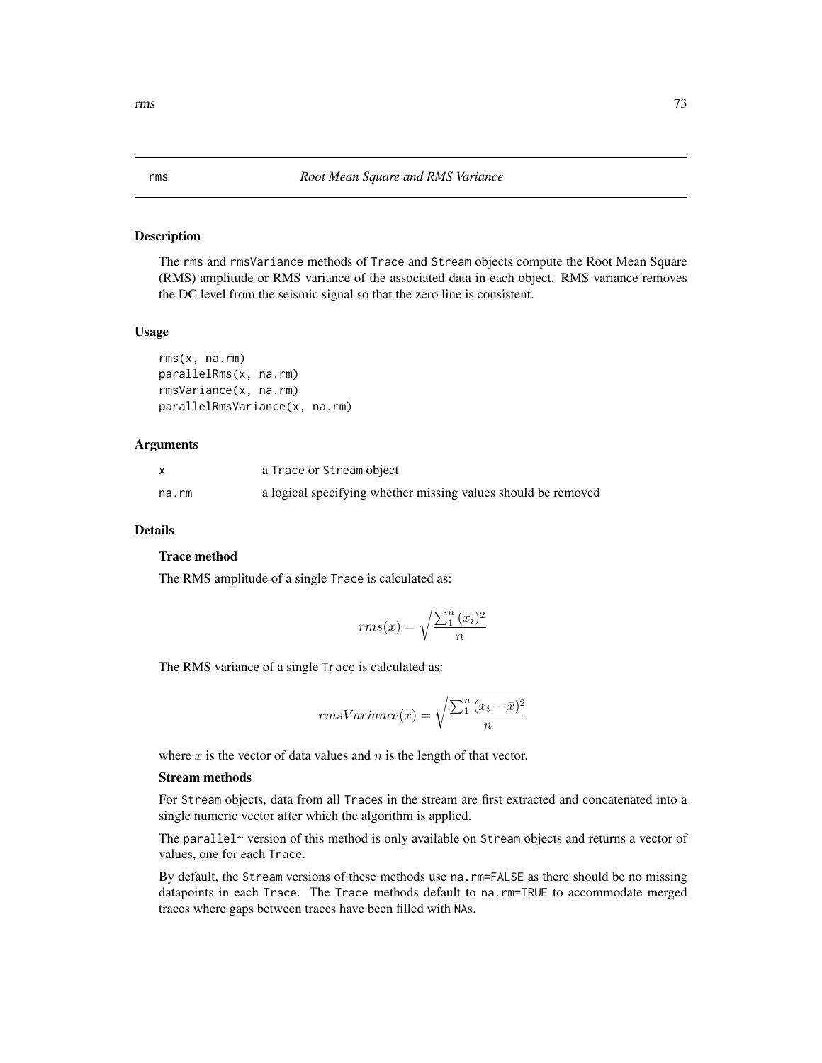rms *Root Mean Square and RMS Variance*

## Description

The rms and rmsVariance methods of Trace and Stream objects compute the Root Mean Square (RMS) amplitude or RMS variance of the associated data in each object. RMS variance removes the DC level from the seismic signal so that the zero line is consistent.

## Usage

```
rms(x, na.rm)
parallelRms(x, na.rm)
rmsVariance(x, na.rm)
parallelRmsVariance(x, na.rm)
```

## Arguments

| | |
|---|---|
| x | a Trace or Stream object |
| na.rm | a logical specifying whether missing values should be removed |

## Details

### Trace method

The RMS amplitude of a single Trace is calculated as:

$$rms(x) = \sqrt{\frac{\sum_1^n (x_i)^2}{n}}$$

The RMS variance of a single Trace is calculated as:

$$rmsVariance(x) = \sqrt{\frac{\sum_1^n (x_i - \bar{x})^2}{n}}$$

where $x$ is the vector of data values and $n$ is the length of that vector.

### Stream methods

For Stream objects, data from all Traces in the stream are first extracted and concatenated into a single numeric vector after which the algorithm is applied.

The parallel~ version of this method is only available on Stream objects and returns a vector of values, one for each Trace.

By default, the Stream versions of these methods use na.rm=FALSE as there should be no missing datapoints in each Trace. The Trace methods default to na.rm=TRUE to accommodate merged traces where gaps between traces have been filled with NAs.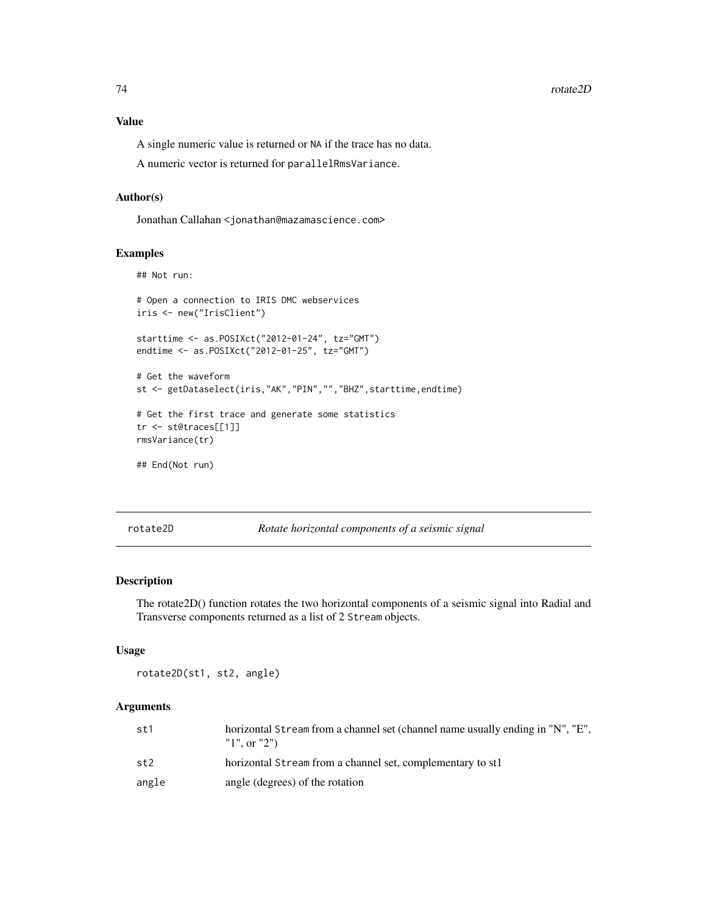### Value

A single numeric value is returned or NA if the trace has no data.

A numeric vector is returned for parallelRmsVariance.

### Author(s)

Jonathan Callahan <jonathan@mazamascience.com>

### Examples

```
## Not run:

# Open a connection to IRIS DMC webservices
iris <- new("IrisClient")

starttime <- as.POSIXct("2012-01-24", tz="GMT")
endtime <- as.POSIXct("2012-01-25", tz="GMT")

# Get the waveform
st <- getDataselect(iris,"AK","PIN","","BHZ",starttime,endtime)

# Get the first trace and generate some statistics
tr <- st@traces[[1]]
rmsVariance(tr)

## End(Not run)
```

---

## rotate2D — *Rotate horizontal components of a seismic signal*

---

### Description

The rotate2D() function rotates the two horizontal components of a seismic signal into Radial and Transverse components returned as a list of 2 Stream objects.

### Usage

```
rotate2D(st1, st2, angle)
```

### Arguments

| | |
|---|---|
| st1 | horizontal Stream from a channel set (channel name usually ending in "N", "E", "1", or "2") |
| st2 | horizontal Stream from a channel set, complementary to st1 |
| angle | angle (degrees) of the rotation |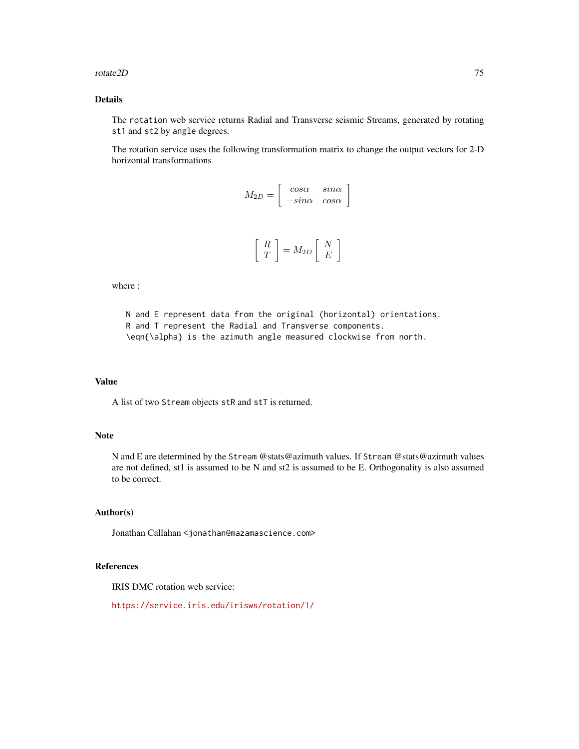## Details

The `rotation` web service returns Radial and Transverse seismic Streams, generated by rotating `st1` and `st2` by `angle` degrees.

The rotation service uses the following transformation matrix to change the output vectors for 2-D horizontal transformations

$$M_{2D} = \begin{bmatrix} cos\alpha & sin\alpha \\ -sin\alpha & cos\alpha \end{bmatrix}$$

$$\begin{bmatrix} R \\ T \end{bmatrix} = M_{2D} \begin{bmatrix} N \\ E \end{bmatrix}$$

where :

```
N and E represent data from the original (horizontal) orientations.
R and T represent the Radial and Transverse components.
\eqn{\alpha} is the azimuth angle measured clockwise from north.
```

## Value

A list of two `Stream` objects `stR` and `stT` is returned.

## Note

N and E are determined by the `Stream` @stats@azimuth values. If `Stream` @stats@azimuth values are not defined, st1 is assumed to be N and st2 is assumed to be E. Orthogonality is also assumed to be correct.

## Author(s)

Jonathan Callahan <`jonathan@mazamascience.com`>

## References

IRIS DMC rotation web service:

`https://service.iris.edu/irisws/rotation/1/`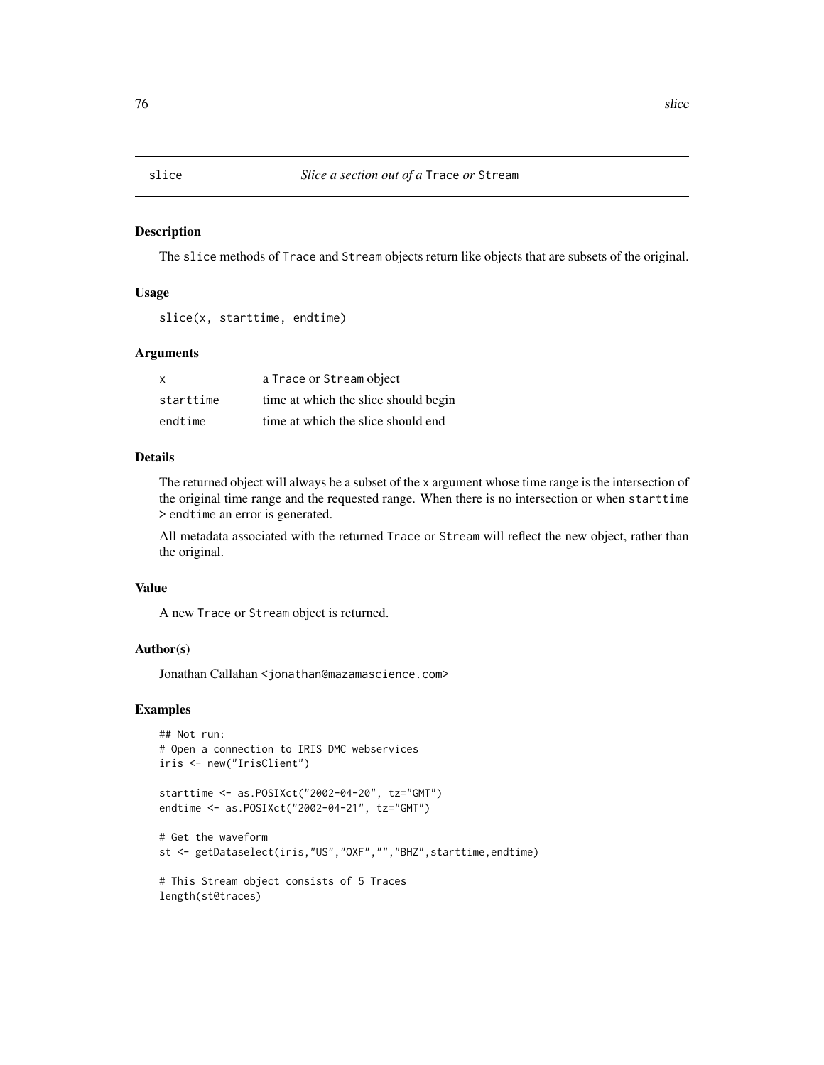# slice — *Slice a section out of a* Trace *or* Stream

## Description

The slice methods of Trace and Stream objects return like objects that are subsets of the original.

## Usage

```
slice(x, starttime, endtime)
```

## Arguments

| | |
|---|---|
| x | a Trace or Stream object |
| starttime | time at which the slice should begin |
| endtime | time at which the slice should end |

## Details

The returned object will always be a subset of the x argument whose time range is the intersection of the original time range and the requested range. When there is no intersection or when starttime > endtime an error is generated.

All metadata associated with the returned Trace or Stream will reflect the new object, rather than the original.

## Value

A new Trace or Stream object is returned.

## Author(s)

Jonathan Callahan <jonathan@mazamascience.com>

## Examples

```
## Not run:
# Open a connection to IRIS DMC webservices
iris <- new("IrisClient")

starttime <- as.POSIXct("2002-04-20", tz="GMT")
endtime <- as.POSIXct("2002-04-21", tz="GMT")

# Get the waveform
st <- getDataselect(iris,"US","OXF","","BHZ",starttime,endtime)

# This Stream object consists of 5 Traces
length(st@traces)
```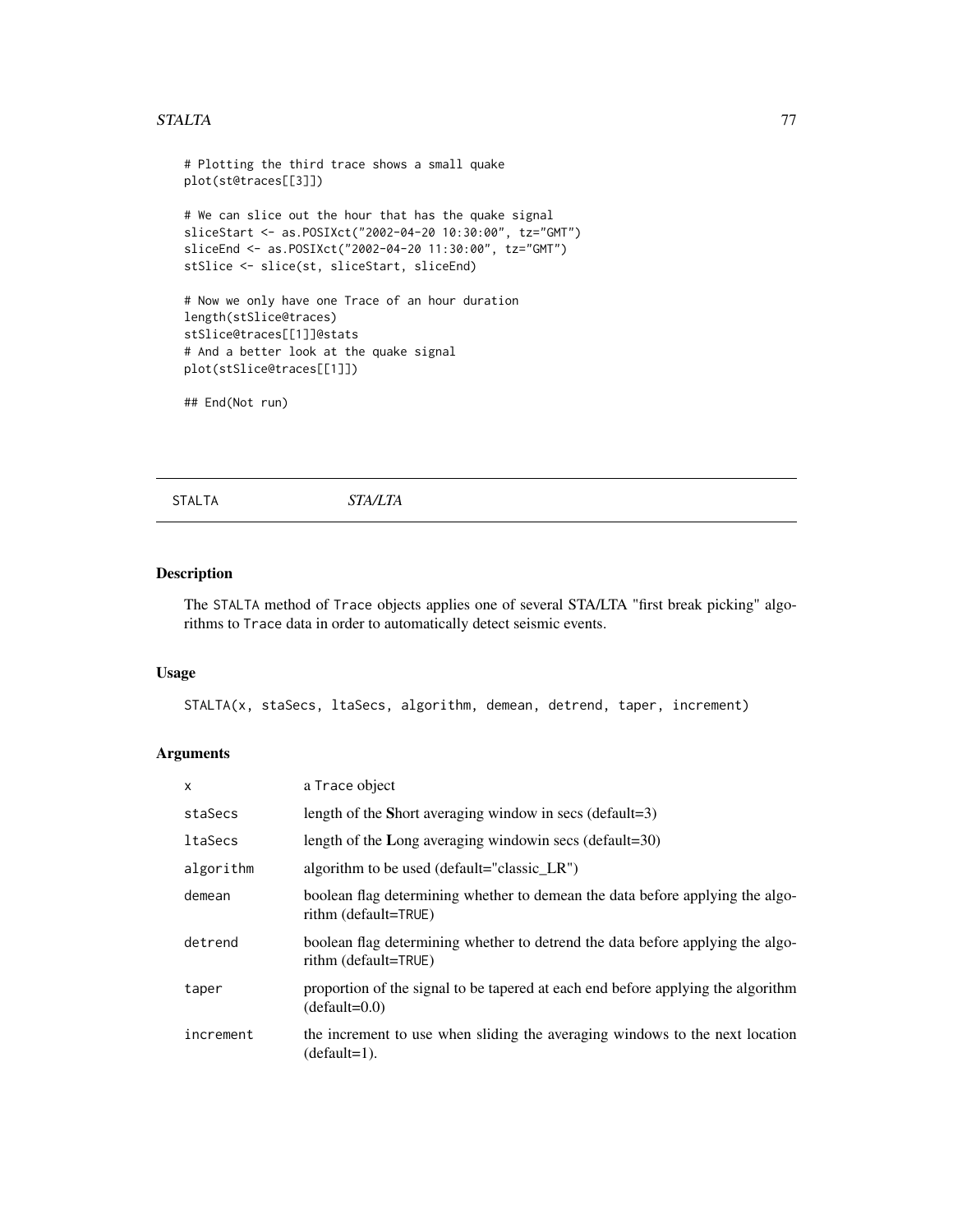```
# Plotting the third trace shows a small quake
plot(st@traces[[3]])

# We can slice out the hour that has the quake signal
sliceStart <- as.POSIXct("2002-04-20 10:30:00", tz="GMT")
sliceEnd <- as.POSIXct("2002-04-20 11:30:00", tz="GMT")
stSlice <- slice(st, sliceStart, sliceEnd)

# Now we only have one Trace of an hour duration
length(stSlice@traces)
stSlice@traces[[1]]@stats
# And a better look at the quake signal
plot(stSlice@traces[[1]])

## End(Not run)
```

---

## STALTA *STA/LTA*

---

### Description

The `STALTA` method of `Trace` objects applies one of several STA/LTA "first break picking" algorithms to `Trace` data in order to automatically detect seismic events.

### Usage

```
STALTA(x, staSecs, ltaSecs, algorithm, demean, detrend, taper, increment)
```

### Arguments

| | |
|---|---|
| `x` | a `Trace` object |
| `staSecs` | length of the **S**hort averaging window in secs (default=3) |
| `ltaSecs` | length of the **L**ong averaging windowin secs (default=30) |
| `algorithm` | algorithm to be used (default="classic_LR") |
| `demean` | boolean flag determining whether to demean the data before applying the algorithm (default=`TRUE`) |
| `detrend` | boolean flag determining whether to detrend the data before applying the algorithm (default=`TRUE`) |
| `taper` | proportion of the signal to be tapered at each end before applying the algorithm (default=0.0) |
| `increment` | the increment to use when sliding the averaging windows to the next location (default=1). |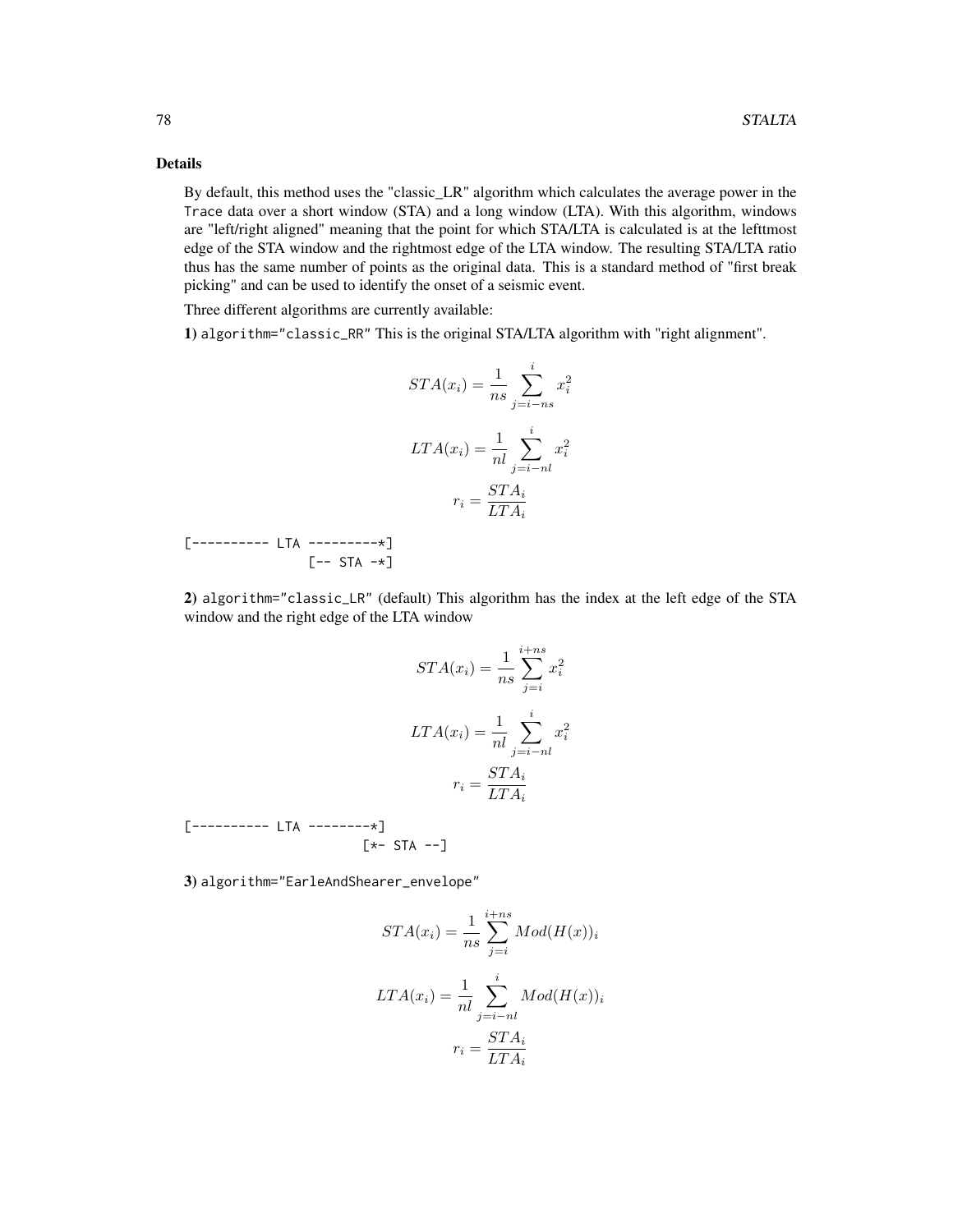### Details

By default, this method uses the "classic_LR" algorithm which calculates the average power in the `Trace` data over a short window (STA) and a long window (LTA). With this algorithm, windows are "left/right aligned" meaning that the point for which STA/LTA is calculated is at the lefttmost edge of the STA window and the rightmost edge of the LTA window. The resulting STA/LTA ratio thus has the same number of points as the original data. This is a standard method of "first break picking" and can be used to identify the onset of a seismic event.

Three different algorithms are currently available:

**1)** `algorithm="classic_RR"` This is the original STA/LTA algorithm with "right alignment".

$$STA(x_i) = \frac{1}{ns} \sum_{j=i-ns}^{i} x_i^2$$

$$LTA(x_i) = \frac{1}{nl} \sum_{j=i-nl}^{i} x_i^2$$

$$r_i = \frac{STA_i}{LTA_i}$$

```
[---------- LTA ---------*]
                [-- STA -*]
```

**2)** `algorithm="classic_LR"` (default) This algorithm has the index at the left edge of the STA window and the right edge of the LTA window

$$STA(x_i) = \frac{1}{ns} \sum_{j=i}^{i+ns} x_i^2$$

$$LTA(x_i) = \frac{1}{nl} \sum_{j=i-nl}^{i} x_i^2$$

$$r_i = \frac{STA_i}{LTA_i}$$

```
[---------- LTA --------*]
                        [*- STA --]
```

**3)** `algorithm="EarleAndShearer_envelope"`

$$STA(x_i) = \frac{1}{ns} \sum_{j=i}^{i+ns} Mod(H(x))_i$$

$$LTA(x_i) = \frac{1}{nl} \sum_{j=i-nl}^{i} Mod(H(x))_i$$

$$r_i = \frac{STA_i}{LTA_i}$$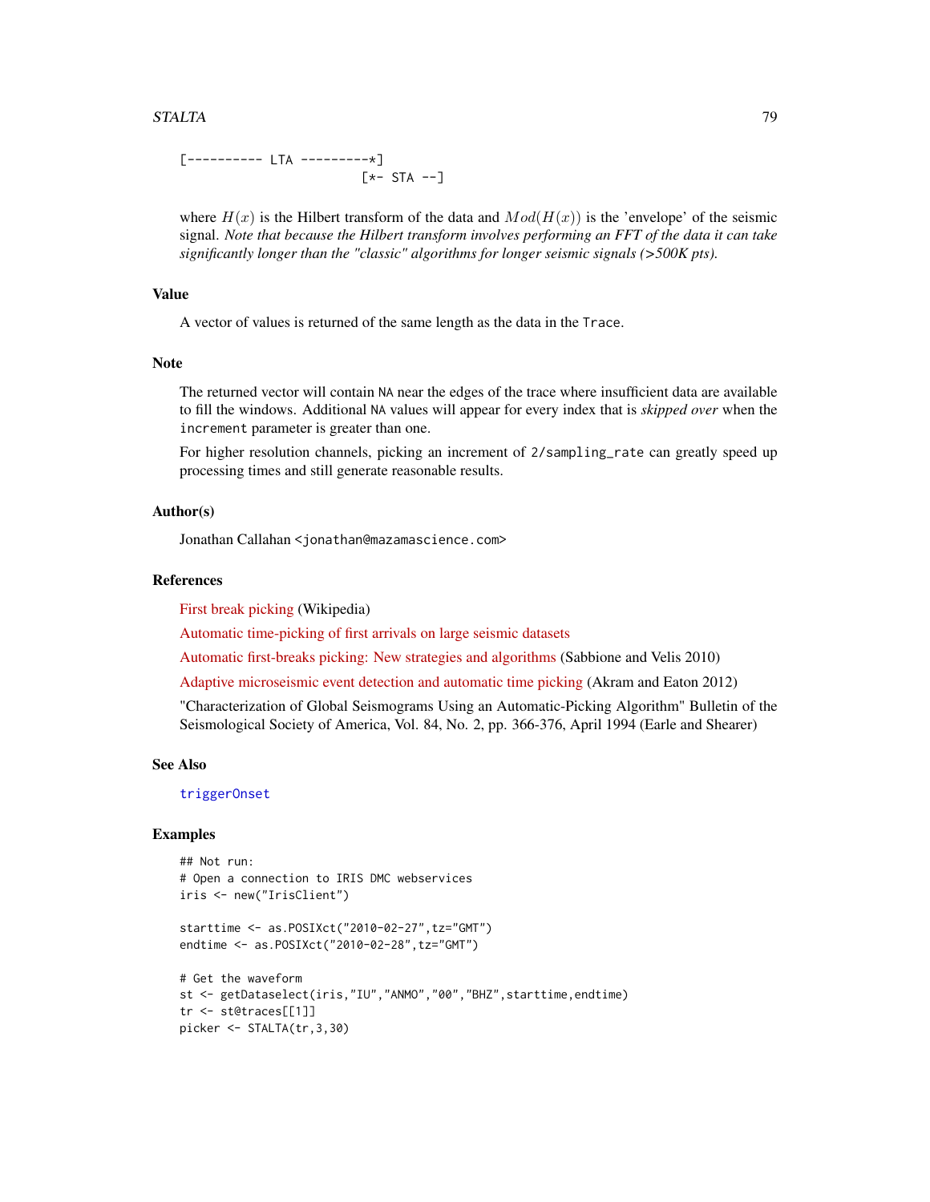```
[---------- LTA ---------*]
                        [*- STA --]
```

where $H(x)$ is the Hilbert transform of the data and $Mod(H(x))$ is the 'envelope' of the seismic signal. *Note that because the Hilbert transform involves performing an FFT of the data it can take significantly longer than the "classic" algorithms for longer seismic signals (>500K pts).*

### Value

A vector of values is returned of the same length as the data in the `Trace`.

### Note

The returned vector will contain `NA` near the edges of the trace where insufficient data are available to fill the windows. Additional `NA` values will appear for every index that is *skipped over* when the `increment` parameter is greater than one.

For higher resolution channels, picking an increment of `2/sampling_rate` can greatly speed up processing times and still generate reasonable results.

### Author(s)

Jonathan Callahan <jonathan@mazamascience.com>

### References

First break picking (Wikipedia)

Automatic time-picking of first arrivals on large seismic datasets

Automatic first-breaks picking: New strategies and algorithms (Sabbione and Velis 2010)

Adaptive microseismic event detection and automatic time picking (Akram and Eaton 2012)

"Characterization of Global Seismograms Using an Automatic-Picking Algorithm" Bulletin of the Seismological Society of America, Vol. 84, No. 2, pp. 366-376, April 1994 (Earle and Shearer)

### See Also

`triggerOnset`

### Examples

```
## Not run:
# Open a connection to IRIS DMC webservices
iris <- new("IrisClient")

starttime <- as.POSIXct("2010-02-27",tz="GMT")
endtime <- as.POSIXct("2010-02-28",tz="GMT")

# Get the waveform
st <- getDataselect(iris,"IU","ANMO","00","BHZ",starttime,endtime)
tr <- st@traces[[1]]
picker <- STALTA(tr,3,30)
```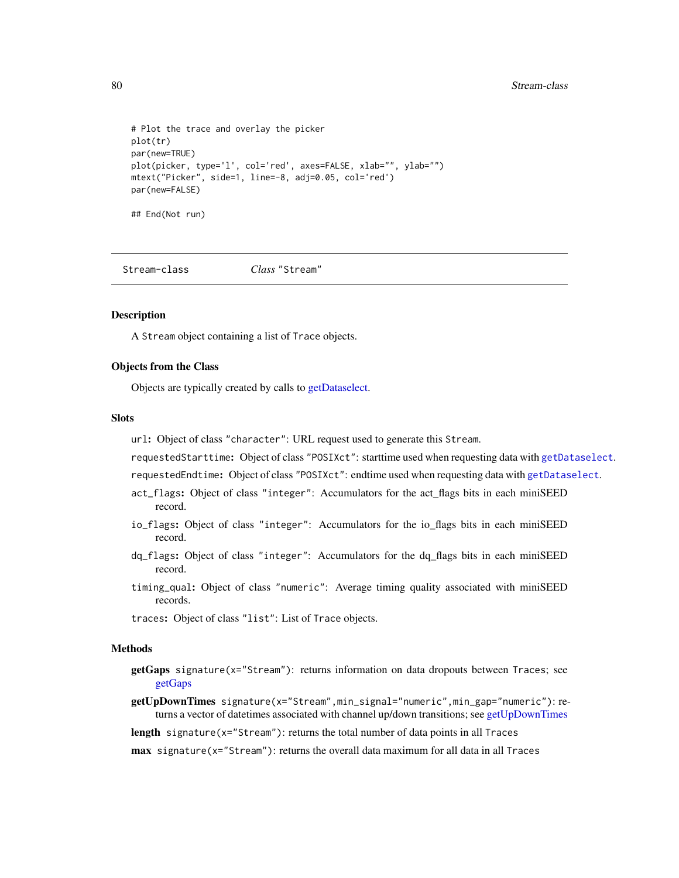```
# Plot the trace and overlay the picker
plot(tr)
par(new=TRUE)
plot(picker, type='l', col='red', axes=FALSE, xlab="", ylab="")
mtext("Picker", side=1, line=-8, adj=0.05, col='red')
par(new=FALSE)

## End(Not run)
```

---

Stream-class *Class* "Stream"

---

## Description

A Stream object containing a list of Trace objects.

## Objects from the Class

Objects are typically created by calls to getDataselect.

## Slots

- url: Object of class "character": URL request used to generate this Stream.
- requestedStarttime: Object of class "POSIXct": starttime used when requesting data with getDataselect.
- requestedEndtime: Object of class "POSIXct": endtime used when requesting data with getDataselect.
- act_flags: Object of class "integer": Accumulators for the act_flags bits in each miniSEED record.
- io_flags: Object of class "integer": Accumulators for the io_flags bits in each miniSEED record.
- dq_flags: Object of class "integer": Accumulators for the dq_flags bits in each miniSEED record.
- timing_qual: Object of class "numeric": Average timing quality associated with miniSEED records.
- traces: Object of class "list": List of Trace objects.

## Methods

**getGaps** signature(x="Stream"): returns information on data dropouts between Traces; see getGaps

**getUpDownTimes** signature(x="Stream",min_signal="numeric",min_gap="numeric"): returns a vector of datetimes associated with channel up/down transitions; see getUpDownTimes

**length** signature(x="Stream"): returns the total number of data points in all Traces

**max** signature(x="Stream"): returns the overall data maximum for all data in all Traces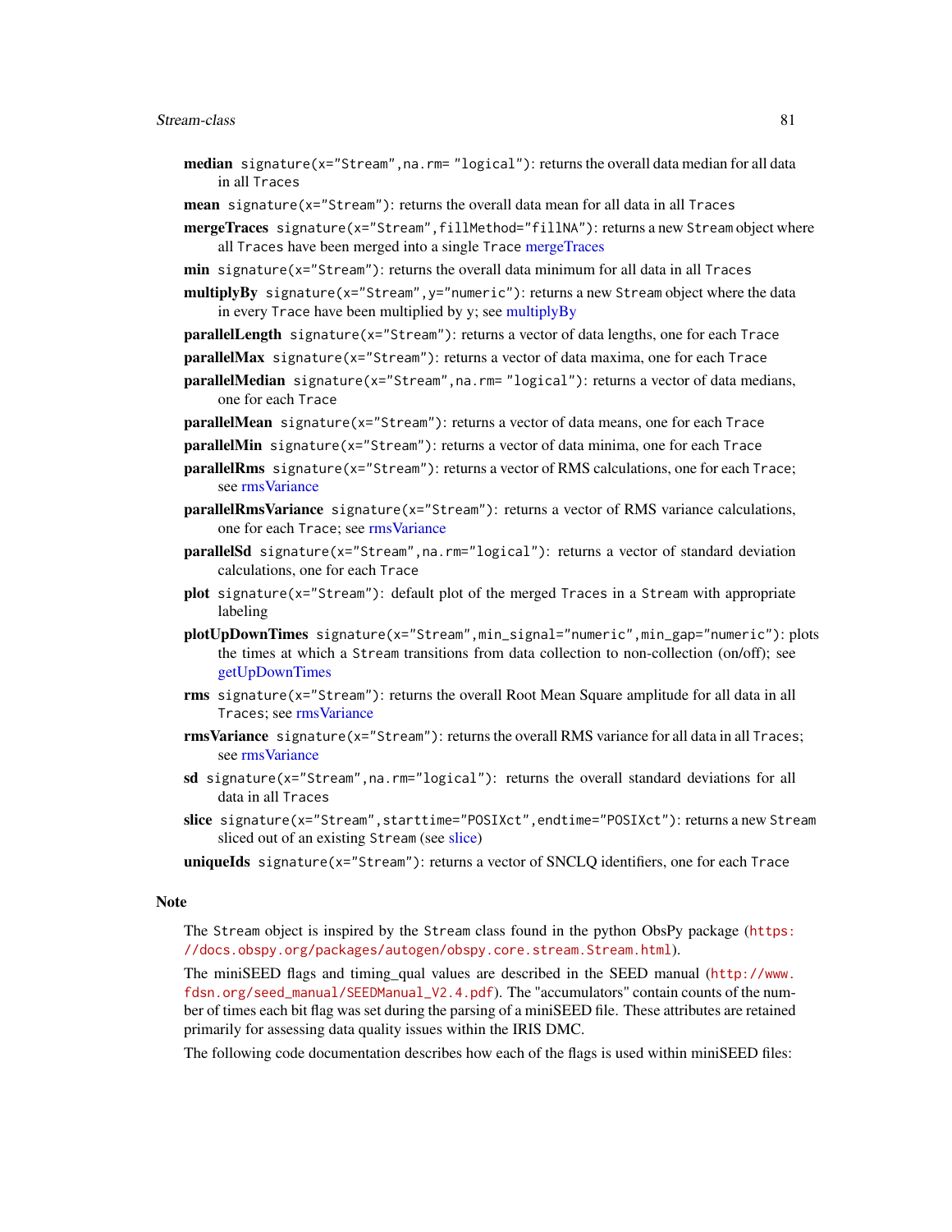**median** `signature(x="Stream",na.rm= "logical")`: returns the overall data median for all data in all `Traces`

**mean** `signature(x="Stream")`: returns the overall data mean for all data in all `Traces`

**mergeTraces** `signature(x="Stream",fillMethod="fillNA")`: returns a new `Stream` object where all `Traces` have been merged into a single `Trace` mergeTraces

**min** `signature(x="Stream")`: returns the overall data minimum for all data in all `Traces`

**multiplyBy** `signature(x="Stream",y="numeric")`: returns a new `Stream` object where the data in every `Trace` have been multiplied by y; see multiplyBy

**parallelLength** `signature(x="Stream")`: returns a vector of data lengths, one for each `Trace`

**parallelMax** `signature(x="Stream")`: returns a vector of data maxima, one for each `Trace`

**parallelMedian** `signature(x="Stream",na.rm= "logical")`: returns a vector of data medians, one for each `Trace`

**parallelMean** `signature(x="Stream")`: returns a vector of data means, one for each `Trace`

**parallelMin** `signature(x="Stream")`: returns a vector of data minima, one for each `Trace`

**parallelRms** `signature(x="Stream")`: returns a vector of RMS calculations, one for each `Trace`; see rmsVariance

**parallelRmsVariance** `signature(x="Stream")`: returns a vector of RMS variance calculations, one for each `Trace`; see rmsVariance

**parallelSd** `signature(x="Stream",na.rm="logical")`: returns a vector of standard deviation calculations, one for each `Trace`

**plot** `signature(x="Stream")`: default plot of the merged `Traces` in a `Stream` with appropriate labeling

**plotUpDownTimes** `signature(x="Stream",min_signal="numeric",min_gap="numeric")`: plots the times at which a `Stream` transitions from data collection to non-collection (on/off); see getUpDownTimes

**rms** `signature(x="Stream")`: returns the overall Root Mean Square amplitude for all data in all `Traces`; see rmsVariance

**rmsVariance** `signature(x="Stream")`: returns the overall RMS variance for all data in all `Traces`; see rmsVariance

**sd** `signature(x="Stream",na.rm="logical")`: returns the overall standard deviations for all data in all `Traces`

**slice** `signature(x="Stream",starttime="POSIXct",endtime="POSIXct")`: returns a new `Stream` sliced out of an existing `Stream` (see slice)

**uniqueIds** `signature(x="Stream")`: returns a vector of SNCLQ identifiers, one for each `Trace`

## Note

The `Stream` object is inspired by the `Stream` class found in the python ObsPy package (https://docs.obspy.org/packages/autogen/obspy.core.stream.Stream.html).

The miniSEED flags and timing_qual values are described in the SEED manual (http://www.fdsn.org/seed_manual/SEEDManual_V2.4.pdf). The "accumulators" contain counts of the number of times each bit flag was set during the parsing of a miniSEED file. These attributes are retained primarily for assessing data quality issues within the IRIS DMC.

The following code documentation describes how each of the flags is used within miniSEED files: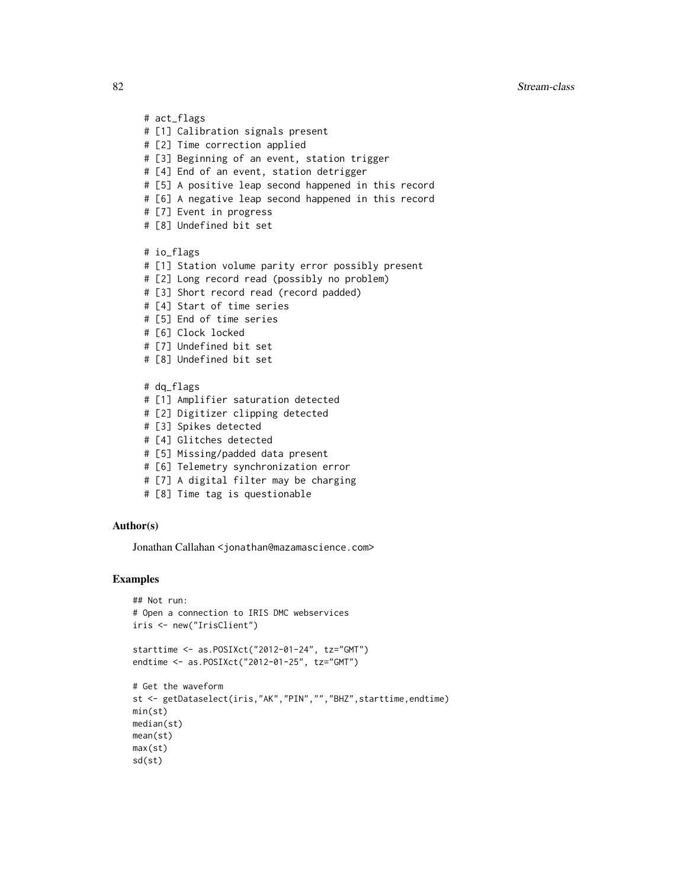```
# act_flags
# [1] Calibration signals present
# [2] Time correction applied
# [3] Beginning of an event, station trigger
# [4] End of an event, station detrigger
# [5] A positive leap second happened in this record
# [6] A negative leap second happened in this record
# [7] Event in progress
# [8] Undefined bit set

# io_flags
# [1] Station volume parity error possibly present
# [2] Long record read (possibly no problem)
# [3] Short record read (record padded)
# [4] Start of time series
# [5] End of time series
# [6] Clock locked
# [7] Undefined bit set
# [8] Undefined bit set

# dq_flags
# [1] Amplifier saturation detected
# [2] Digitizer clipping detected
# [3] Spikes detected
# [4] Glitches detected
# [5] Missing/padded data present
# [6] Telemetry synchronization error
# [7] A digital filter may be charging
# [8] Time tag is questionable
```

### Author(s)

Jonathan Callahan <jonathan@mazamascience.com>

### Examples

```
## Not run:
# Open a connection to IRIS DMC webservices
iris <- new("IrisClient")

starttime <- as.POSIXct("2012-01-24", tz="GMT")
endtime <- as.POSIXct("2012-01-25", tz="GMT")

# Get the waveform
st <- getDataselect(iris,"AK","PIN","","BHZ",starttime,endtime)
min(st)
median(st)
mean(st)
max(st)
sd(st)
```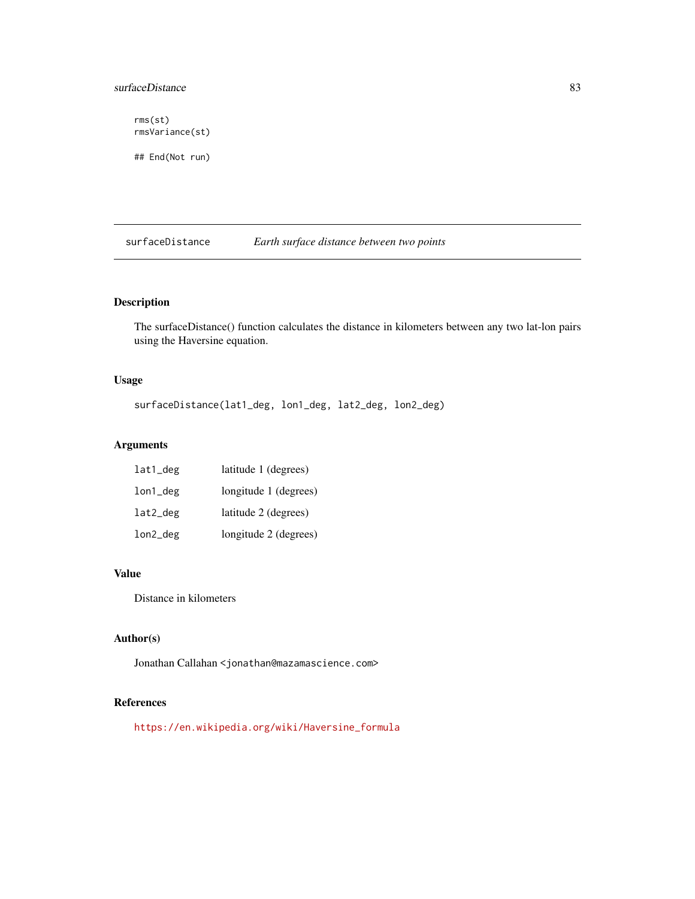```
rms(st)
rmsVariance(st)

## End(Not run)
```

---

## surfaceDistance — *Earth surface distance between two points*

---

### Description

The surfaceDistance() function calculates the distance in kilometers between any two lat-lon pairs using the Haversine equation.

### Usage

```
surfaceDistance(lat1_deg, lon1_deg, lat2_deg, lon2_deg)
```

### Arguments

| | |
|---|---|
| `lat1_deg` | latitude 1 (degrees) |
| `lon1_deg` | longitude 1 (degrees) |
| `lat2_deg` | latitude 2 (degrees) |
| `lon2_deg` | longitude 2 (degrees) |

### Value

Distance in kilometers

### Author(s)

Jonathan Callahan <jonathan@mazamascience.com>

### References

https://en.wikipedia.org/wiki/Haversine_formula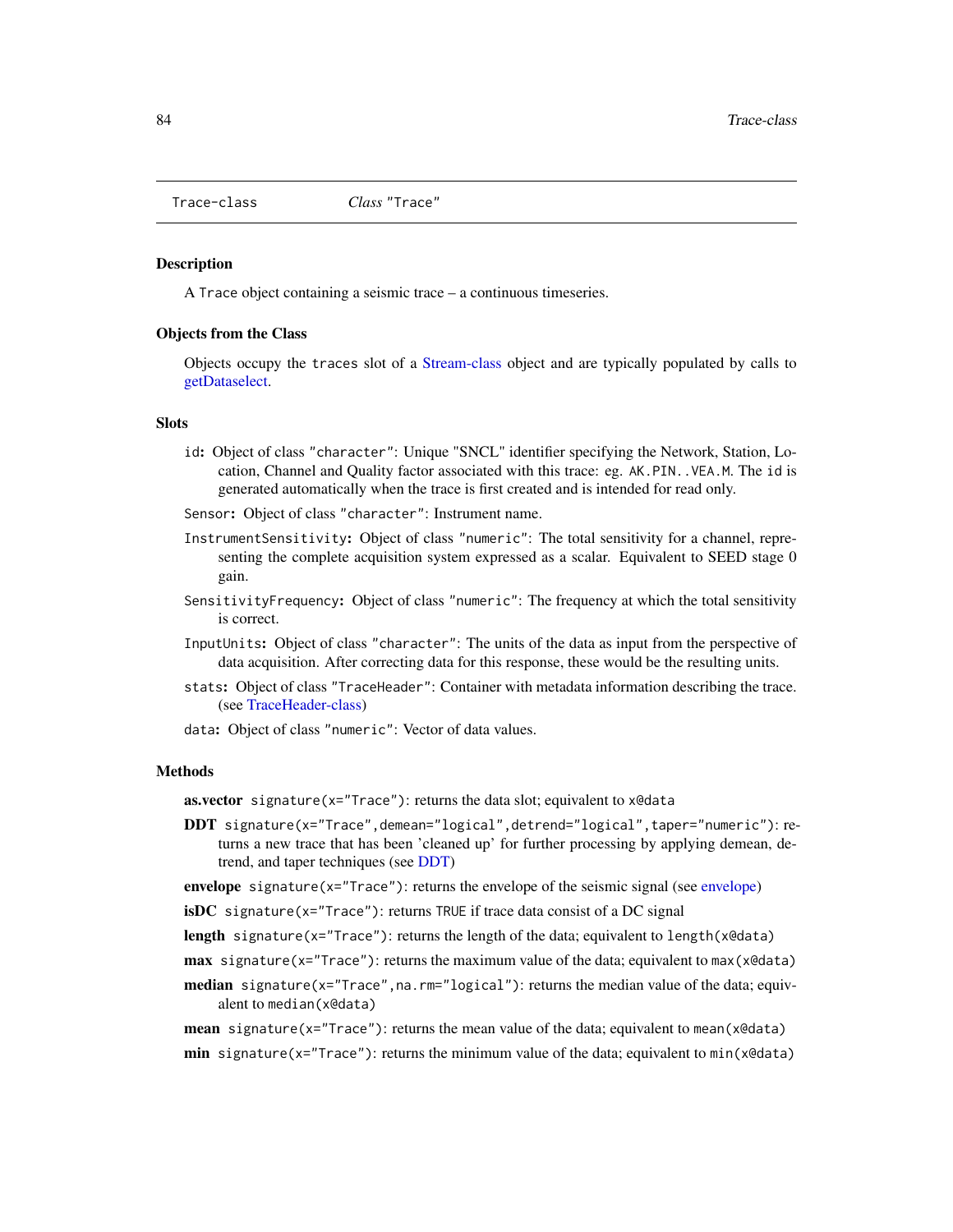Trace-class *Class* "Trace"

### Description

A Trace object containing a seismic trace – a continuous timeseries.

### Objects from the Class

Objects occupy the traces slot of a Stream-class object and are typically populated by calls to getDataselect.

### Slots

- `id`: Object of class "character": Unique "SNCL" identifier specifying the Network, Station, Location, Channel and Quality factor associated with this trace: eg. AK.PIN..VEA.M. The id is generated automatically when the trace is first created and is intended for read only.
- `Sensor`: Object of class "character": Instrument name.
- `InstrumentSensitivity`: Object of class "numeric": The total sensitivity for a channel, representing the complete acquisition system expressed as a scalar. Equivalent to SEED stage 0 gain.
- `SensitivityFrequency`: Object of class "numeric": The frequency at which the total sensitivity is correct.
- `InputUnits`: Object of class "character": The units of the data as input from the perspective of data acquisition. After correcting data for this response, these would be the resulting units.
- `stats`: Object of class "TraceHeader": Container with metadata information describing the trace. (see TraceHeader-class)
- `data`: Object of class "numeric": Vector of data values.

### Methods

- **as.vector** `signature(x="Trace")`: returns the data slot; equivalent to `x@data`
- **DDT** `signature(x="Trace",demean="logical",detrend="logical",taper="numeric")`: returns a new trace that has been 'cleaned up' for further processing by applying demean, detrend, and taper techniques (see DDT)
- **envelope** `signature(x="Trace")`: returns the envelope of the seismic signal (see envelope)
- **isDC** `signature(x="Trace")`: returns TRUE if trace data consist of a DC signal
- **length** `signature(x="Trace")`: returns the length of the data; equivalent to `length(x@data)`
- **max** `signature(x="Trace")`: returns the maximum value of the data; equivalent to `max(x@data)`
- **median** `signature(x="Trace",na.rm="logical")`: returns the median value of the data; equivalent to `median(x@data)`
- **mean** `signature(x="Trace")`: returns the mean value of the data; equivalent to `mean(x@data)`
- **min** `signature(x="Trace")`: returns the minimum value of the data; equivalent to `min(x@data)`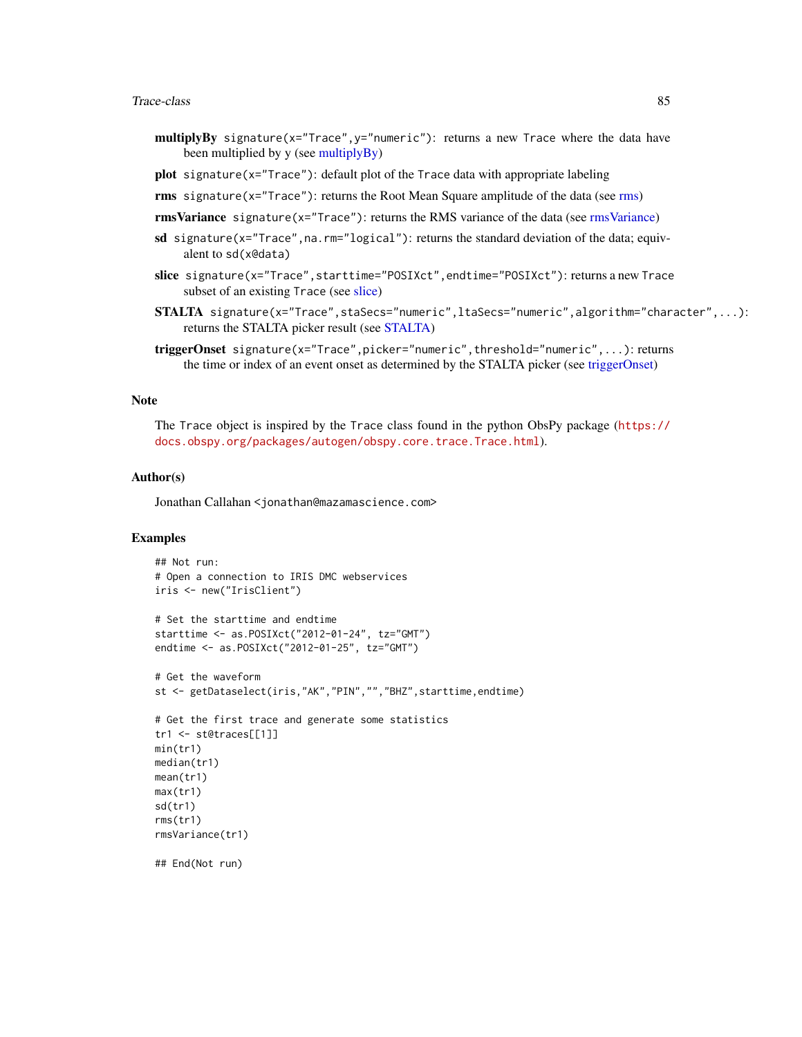**multiplyBy** `signature(x="Trace",y="numeric")`: returns a new Trace where the data have been multiplied by y (see multiplyBy)

**plot** `signature(x="Trace")`: default plot of the Trace data with appropriate labeling

**rms** `signature(x="Trace")`: returns the Root Mean Square amplitude of the data (see rms)

**rmsVariance** `signature(x="Trace")`: returns the RMS variance of the data (see rmsVariance)

**sd** `signature(x="Trace",na.rm="logical")`: returns the standard deviation of the data; equivalent to `sd(x@data)`

**slice** `signature(x="Trace",starttime="POSIXct",endtime="POSIXct")`: returns a new Trace subset of an existing Trace (see slice)

**STALTA** `signature(x="Trace",staSecs="numeric",ltaSecs="numeric",algorithm="character",...)`: returns the STALTA picker result (see STALTA)

**triggerOnset** `signature(x="Trace",picker="numeric",threshold="numeric",...)`: returns the time or index of an event onset as determined by the STALTA picker (see triggerOnset)

## Note

The Trace object is inspired by the Trace class found in the python ObsPy package (https://docs.obspy.org/packages/autogen/obspy.core.trace.Trace.html).

## Author(s)

Jonathan Callahan <jonathan@mazamascience.com>

## Examples

```
## Not run:
# Open a connection to IRIS DMC webservices
iris <- new("IrisClient")

# Set the starttime and endtime
starttime <- as.POSIXct("2012-01-24", tz="GMT")
endtime <- as.POSIXct("2012-01-25", tz="GMT")

# Get the waveform
st <- getDataselect(iris,"AK","PIN","","BHZ",starttime,endtime)

# Get the first trace and generate some statistics
tr1 <- st@traces[[1]]
min(tr1)
median(tr1)
mean(tr1)
max(tr1)
sd(tr1)
rms(tr1)
rmsVariance(tr1)

## End(Not run)
```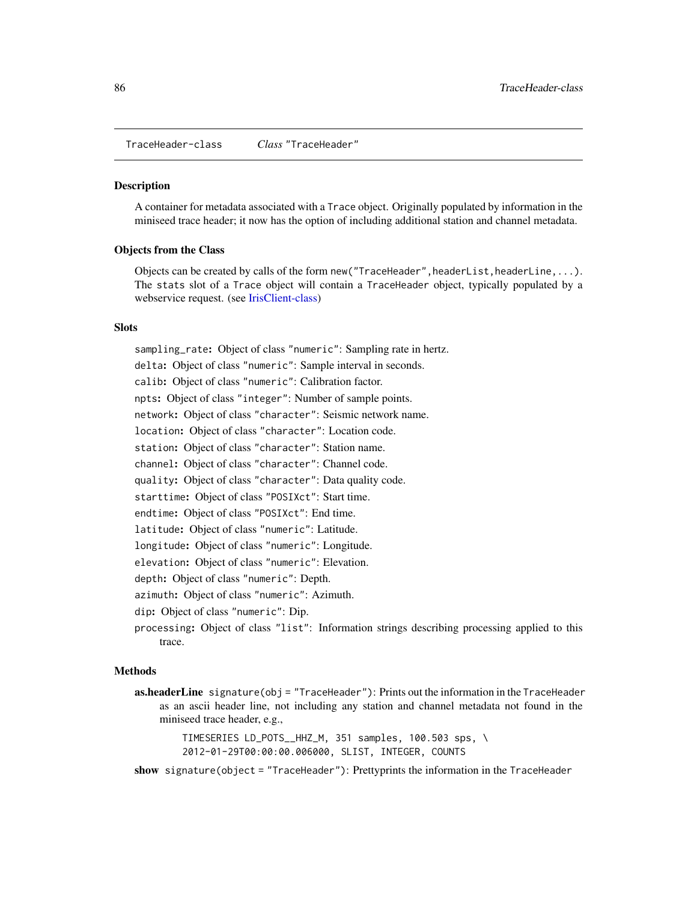TraceHeader-class *Class* "TraceHeader"

## Description

A container for metadata associated with a Trace object. Originally populated by information in the miniseed trace header; it now has the option of including additional station and channel metadata.

## Objects from the Class

Objects can be created by calls of the form new("TraceHeader",headerList,headerLine,...). The stats slot of a Trace object will contain a TraceHeader object, typically populated by a webservice request. (see IrisClient-class)

## Slots

- sampling_rate**:** Object of class "numeric": Sampling rate in hertz.
- delta**:** Object of class "numeric": Sample interval in seconds.
- calib**:** Object of class "numeric": Calibration factor.
- npts**:** Object of class "integer": Number of sample points.
- network**:** Object of class "character": Seismic network name.
- location**:** Object of class "character": Location code.
- station**:** Object of class "character": Station name.
- channel**:** Object of class "character": Channel code.
- quality**:** Object of class "character": Data quality code.
- starttime**:** Object of class "POSIXct": Start time.
- endtime**:** Object of class "POSIXct": End time.
- latitude**:** Object of class "numeric": Latitude.
- longitude**:** Object of class "numeric": Longitude.
- elevation**:** Object of class "numeric": Elevation.
- depth**:** Object of class "numeric": Depth.
- azimuth**:** Object of class "numeric": Azimuth.
- dip**:** Object of class "numeric": Dip.
- processing**:** Object of class "list": Information strings describing processing applied to this trace.

## Methods

**as.headerLine** signature(obj = "TraceHeader"): Prints out the information in the TraceHeader as an ascii header line, not including any station and channel metadata not found in the miniseed trace header, e.g.,

```
TIMESERIES LD_POTS__HHZ_M, 351 samples, 100.503 sps, \
2012-01-29T00:00:00.006000, SLIST, INTEGER, COUNTS
```

**show** signature(object = "TraceHeader"): Prettyprints the information in the TraceHeader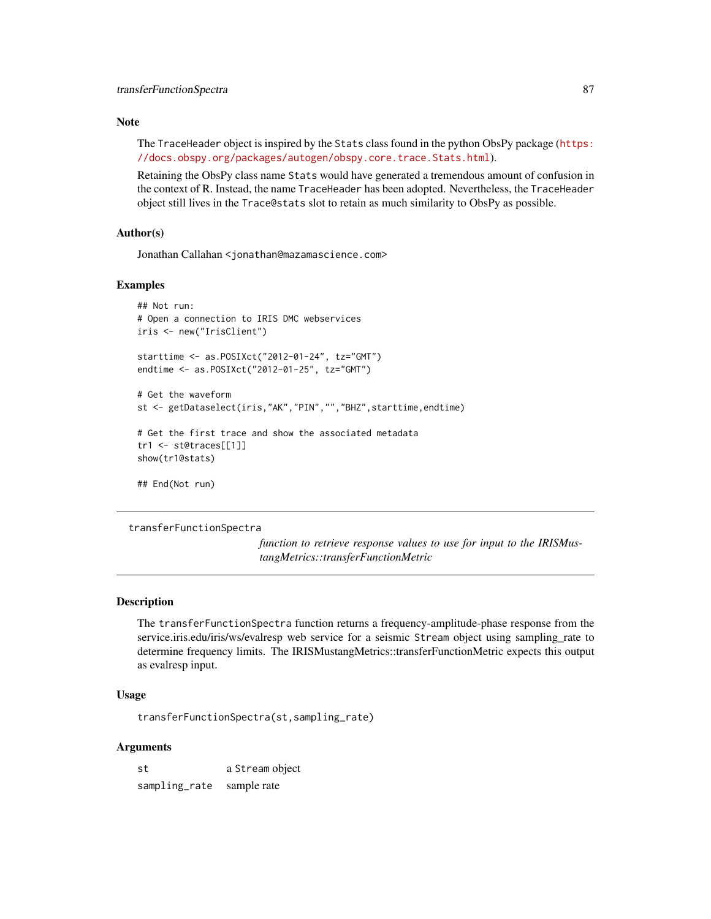### Note

The TraceHeader object is inspired by the Stats class found in the python ObsPy package (https://docs.obspy.org/packages/autogen/obspy.core.trace.Stats.html).

Retaining the ObsPy class name Stats would have generated a tremendous amount of confusion in the context of R. Instead, the name TraceHeader has been adopted. Nevertheless, the TraceHeader object still lives in the Trace@stats slot to retain as much similarity to ObsPy as possible.

### Author(s)

Jonathan Callahan <jonathan@mazamascience.com>

### Examples

```
## Not run:
# Open a connection to IRIS DMC webservices
iris <- new("IrisClient")

starttime <- as.POSIXct("2012-01-24", tz="GMT")
endtime <- as.POSIXct("2012-01-25", tz="GMT")

# Get the waveform
st <- getDataselect(iris,"AK","PIN","","BHZ",starttime,endtime)

# Get the first trace and show the associated metadata
tr1 <- st@traces[[1]]
show(tr1@stats)

## End(Not run)
```

---

## transferFunctionSpectra

*function to retrieve response values to use for input to the IRISMustangMetrics::transferFunctionMetric*

---

### Description

The transferFunctionSpectra function returns a frequency-amplitude-phase response from the service.iris.edu/iris/ws/evalresp web service for a seismic Stream object using sampling_rate to determine frequency limits. The IRISMustangMetrics::transferFunctionMetric expects this output as evalresp input.

### Usage

```
transferFunctionSpectra(st,sampling_rate)
```

### Arguments

| | |
|---|---|
| st | a Stream object |
| sampling_rate | sample rate |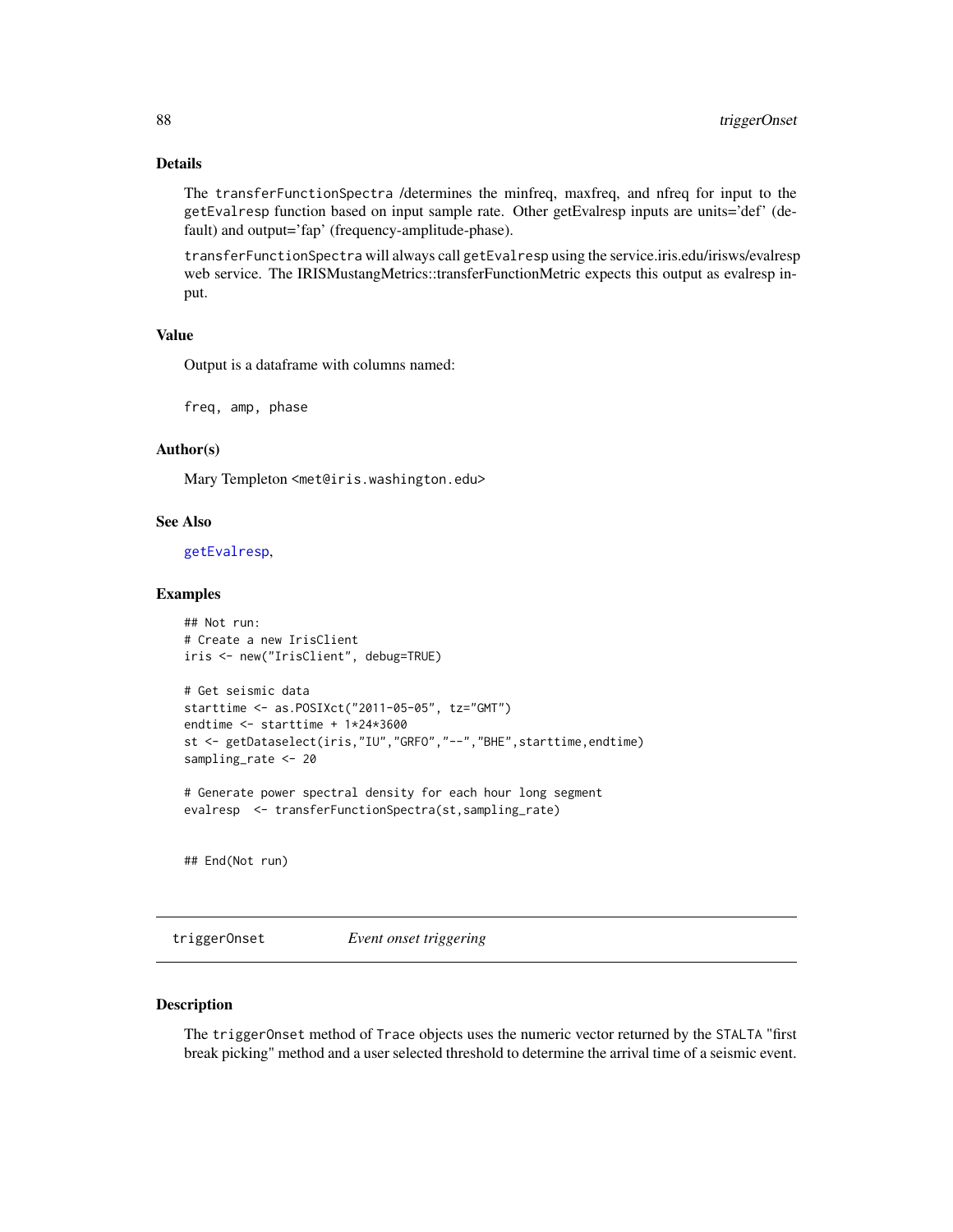## Details

The `transferFunctionSpectra` /determines the minfreq, maxfreq, and nfreq for input to the `getEvalresp` function based on input sample rate. Other getEvalresp inputs are units='def' (default) and output='fap' (frequency-amplitude-phase).

`transferFunctionSpectra` will always call `getEvalresp` using the service.iris.edu/irisws/evalresp web service. The IRISMustangMetrics::transferFunctionMetric expects this output as evalresp input.

## Value

Output is a dataframe with columns named:

```
freq, amp, phase
```

## Author(s)

Mary Templeton <met@iris.washington.edu>

## See Also

getEvalresp,

## Examples

```
## Not run:
# Create a new IrisClient
iris <- new("IrisClient", debug=TRUE)

# Get seismic data
starttime <- as.POSIXct("2011-05-05", tz="GMT")
endtime <- starttime + 1*24*3600
st <- getDataselect(iris,"IU","GRFO","--","BHE",starttime,endtime)
sampling_rate <- 20

# Generate power spectral density for each hour long segment
evalresp  <- transferFunctionSpectra(st,sampling_rate)


## End(Not run)
```

---

# triggerOnset *Event onset triggering*

## Description

The `triggerOnset` method of `Trace` objects uses the numeric vector returned by the `STALTA` "first break picking" method and a user selected threshold to determine the arrival time of a seismic event.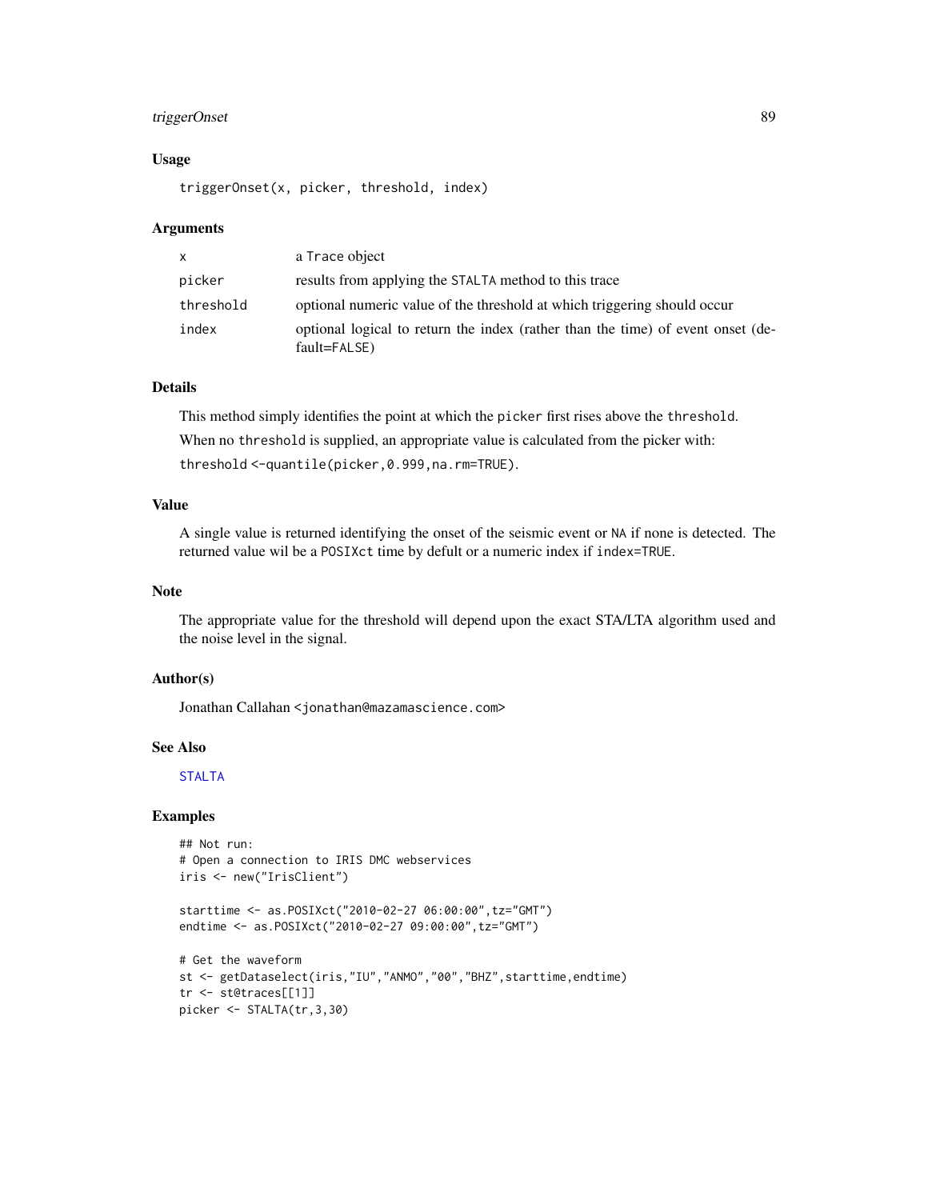### Usage

```
triggerOnset(x, picker, threshold, index)
```

### Arguments

| | |
|---|---|
| x | a Trace object |
| picker | results from applying the STALTA method to this trace |
| threshold | optional numeric value of the threshold at which triggering should occur |
| index | optional logical to return the index (rather than the time) of event onset (default=FALSE) |

### Details

This method simply identifies the point at which the picker first rises above the threshold.

When no threshold is supplied, an appropriate value is calculated from the picker with:

threshold <-quantile(picker,0.999,na.rm=TRUE).

### Value

A single value is returned identifying the onset of the seismic event or NA if none is detected. The returned value wil be a POSIXct time by defult or a numeric index if index=TRUE.

### Note

The appropriate value for the threshold will depend upon the exact STA/LTA algorithm used and the noise level in the signal.

### Author(s)

Jonathan Callahan <jonathan@mazamascience.com>

### See Also

STALTA

### Examples

```
## Not run:
# Open a connection to IRIS DMC webservices
iris <- new("IrisClient")

starttime <- as.POSIXct("2010-02-27 06:00:00",tz="GMT")
endtime <- as.POSIXct("2010-02-27 09:00:00",tz="GMT")

# Get the waveform
st <- getDataselect(iris,"IU","ANMO","00","BHZ",starttime,endtime)
tr <- st@traces[[1]]
picker <- STALTA(tr,3,30)
```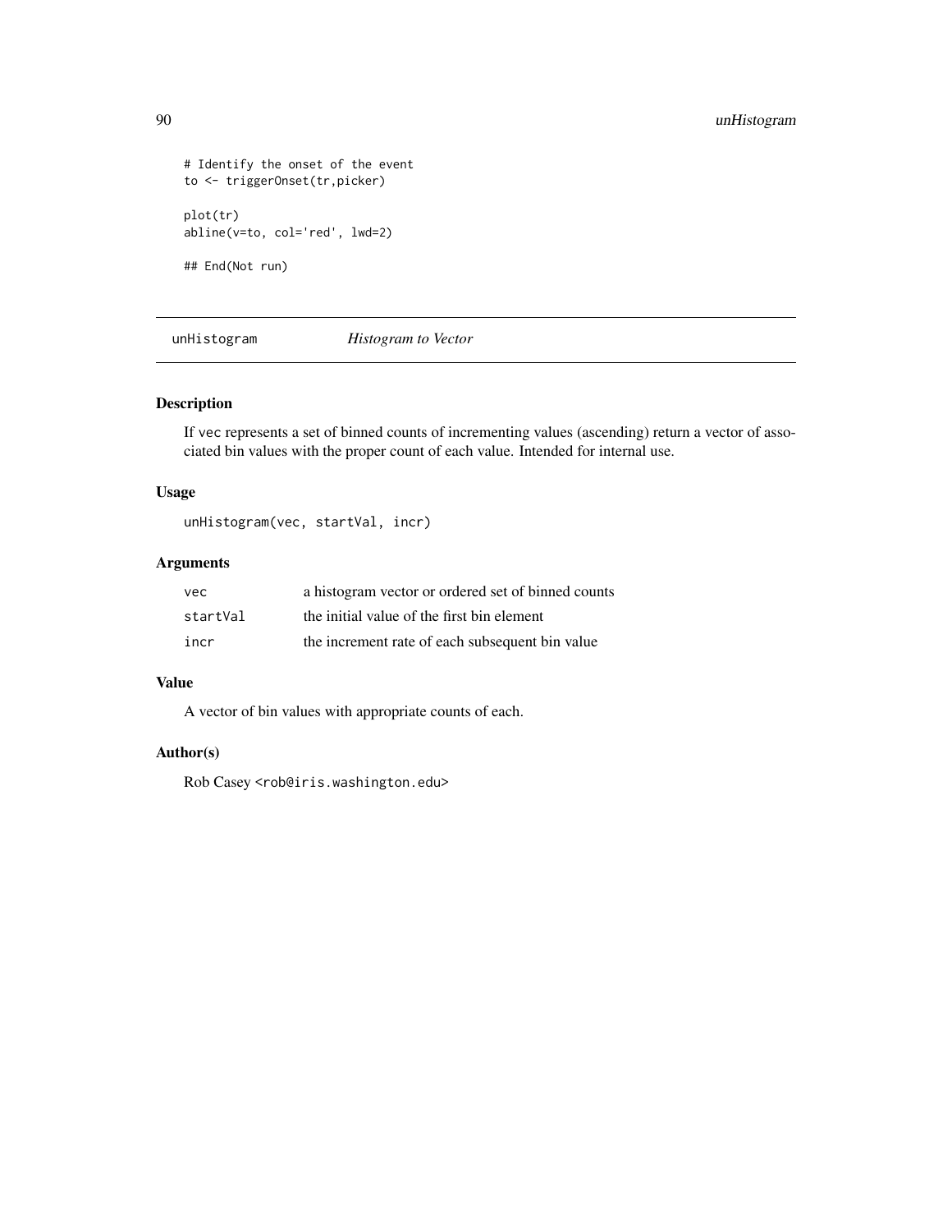```
# Identify the onset of the event
to <- triggerOnset(tr,picker)

plot(tr)
abline(v=to, col='red', lwd=2)

## End(Not run)
```

---

## unHistogram *Histogram to Vector*

---

### Description

If vec represents a set of binned counts of incrementing values (ascending) return a vector of associated bin values with the proper count of each value. Intended for internal use.

### Usage

```
unHistogram(vec, startVal, incr)
```

### Arguments

| | |
|---|---|
| vec | a histogram vector or ordered set of binned counts |
| startVal | the initial value of the first bin element |
| incr | the increment rate of each subsequent bin value |

### Value

A vector of bin values with appropriate counts of each.

### Author(s)

Rob Casey <rob@iris.washington.edu>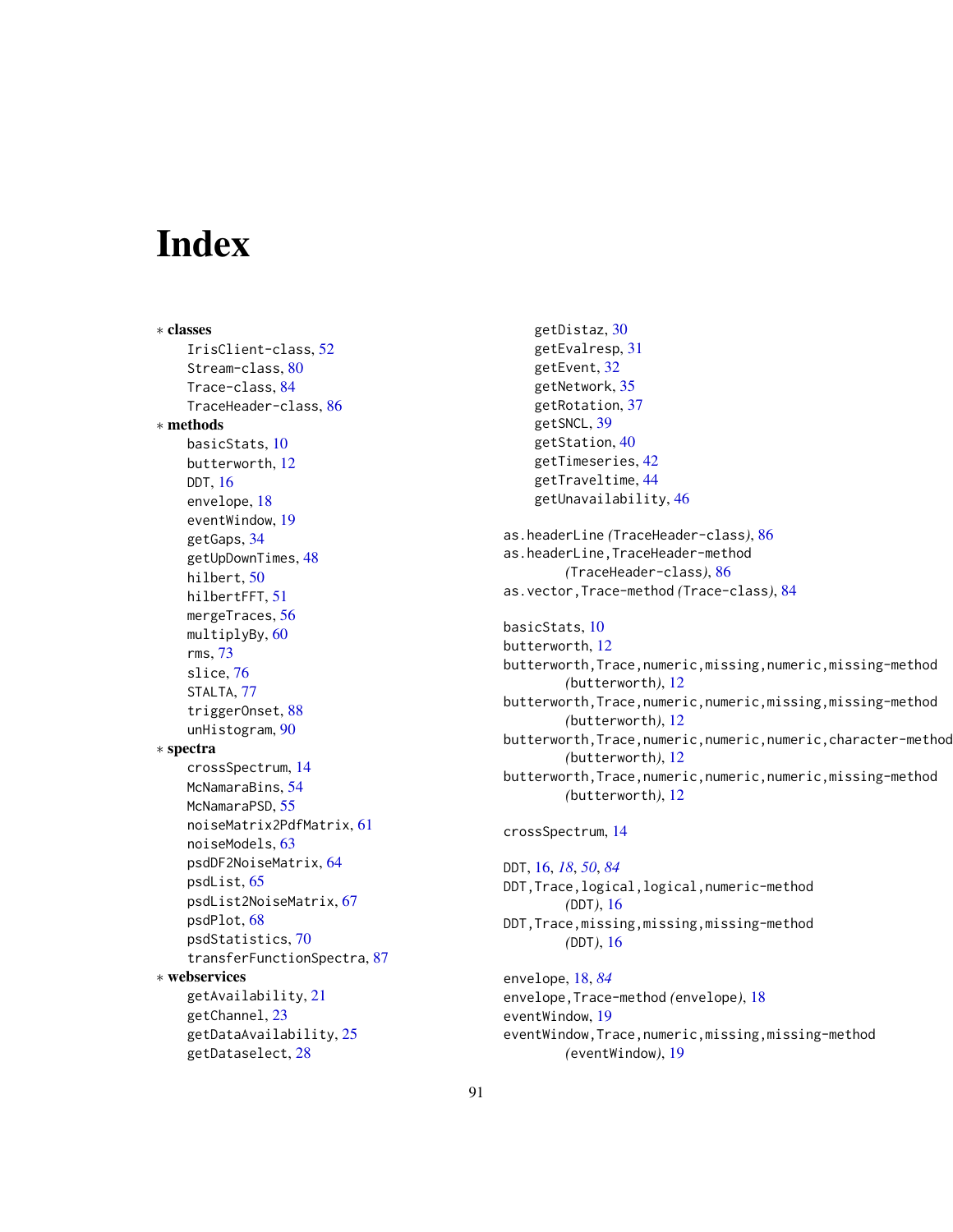# Index

∗ **classes**
- IrisClient-class, 52
- Stream-class, 80
- Trace-class, 84
- TraceHeader-class, 86

∗ **methods**
- basicStats, 10
- butterworth, 12
- DDT, 16
- envelope, 18
- eventWindow, 19
- getGaps, 34
- getUpDownTimes, 48
- hilbert, 50
- hilbertFFT, 51
- mergeTraces, 56
- multiplyBy, 60
- rms, 73
- slice, 76
- STALTA, 77
- triggerOnset, 88
- unHistogram, 90

∗ **spectra**
- crossSpectrum, 14
- McNamaraBins, 54
- McNamaraPSD, 55
- noiseMatrix2PdfMatrix, 61
- noiseModels, 63
- psdDF2NoiseMatrix, 64
- psdList, 65
- psdList2NoiseMatrix, 67
- psdPlot, 68
- psdStatistics, 70
- transferFunctionSpectra, 87

∗ **webservices**
- getAvailability, 21
- getChannel, 23
- getDataAvailability, 25
- getDataselect, 28
- getDistaz, 30
- getEvalresp, 31
- getEvent, 32
- getNetwork, 35
- getRotation, 37
- getSNCL, 39
- getStation, 40
- getTimeseries, 42
- getTraveltime, 44
- getUnavailability, 46

as.headerLine *(TraceHeader-class)*, 86
as.headerLine,TraceHeader-method *(TraceHeader-class)*, 86
as.vector,Trace-method *(Trace-class)*, 84

basicStats, 10
butterworth, 12
butterworth,Trace,numeric,missing,numeric,missing-method *(butterworth)*, 12
butterworth,Trace,numeric,numeric,missing,missing-method *(butterworth)*, 12
butterworth,Trace,numeric,numeric,numeric,character-method *(butterworth)*, 12
butterworth,Trace,numeric,numeric,numeric,missing-method *(butterworth)*, 12

crossSpectrum, 14

DDT, 16, *18*, *50*, *84*
DDT,Trace,logical,logical,numeric-method *(DDT)*, 16
DDT,Trace,missing,missing,missing-method *(DDT)*, 16

envelope, 18, *84*
envelope,Trace-method *(envelope)*, 18
eventWindow, 19
eventWindow,Trace,numeric,missing,missing-method *(eventWindow)*, 19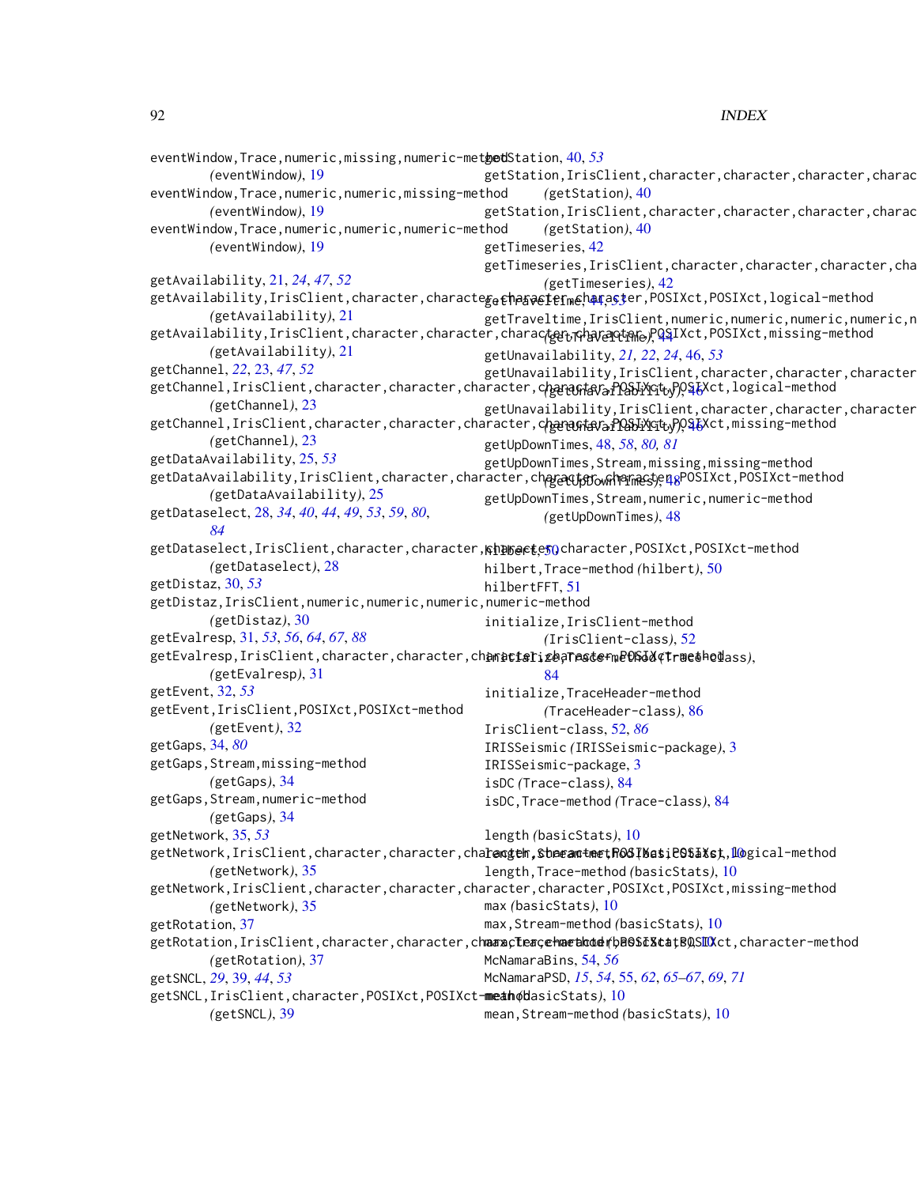eventWindow,Trace,numeric,missing,numeric-method (eventWindow), 19
eventWindow,Trace,numeric,numeric,missing-method (eventWindow), 19
eventWindow,Trace,numeric,numeric,numeric-method (eventWindow), 19

getAvailability, 21, *24*, *47*, *52*
getAvailability,IrisClient,character,character,character,character,POSIXct,POSIXct,logical-method (getAvailability), 21
getAvailability,IrisClient,character,character,character,character,POSIXct,POSIXct,missing-method (getAvailability), 21
getChannel, *22*, 23, *47*, *52*
getChannel,IrisClient,character,character,character,character,POSIXct,POSIXct,logical-method (getChannel), 23
getChannel,IrisClient,character,character,character,character,POSIXct,POSIXct,missing-method (getChannel), 23
getDataAvailability, 25, *53*
getDataAvailability,IrisClient,character,character,character,character,POSIXct,POSIXct-method (getDataAvailability), 25
getDataselect, 28, *34*, *40*, *44*, *49*, *53*, *59*, *80*, *84*
getDataselect,IrisClient,character,character,character,character,POSIXct,POSIXct-method (getDataselect), 28
getDistaz, 30, *53*
getDistaz,IrisClient,numeric,numeric,numeric,numeric-method (getDistaz), 30
getEvalresp, 31, *53*, *56*, *64*, *67*, *88*
getEvalresp,IrisClient,character,character,character,character,POSIXct-method (getEvalresp), 31
getEvent, 32, *53*
getEvent,IrisClient,POSIXct,POSIXct-method (getEvent), 32
getGaps, 34, *80*
getGaps,Stream,missing-method (getGaps), 34
getGaps,Stream,numeric-method (getGaps), 34
getNetwork, 35, *53*
getNetwork,IrisClient,character,character,character,character,POSIXct,POSIXct,logical-method (getNetwork), 35
getNetwork,IrisClient,character,character,character,character,POSIXct,POSIXct,missing-method (getNetwork), 35
getRotation, 37
getRotation,IrisClient,character,character,character,character,POSIXct,POSIXct,character-method (getRotation), 37
getSNCL, *29*, 39, *44*, *53*
getSNCL,IrisClient,character,POSIXct,POSIXct-method (getSNCL), 39
getStation, 40, *53*
getStation,IrisClient,character,character,character,charac
(getStation), 40
getStation,IrisClient,character,character,character,charac
(getStation), 40
getTimeseries, 42
getTimeseries,IrisClient,character,character,character,cha
(getTimeseries), 42
getTraveltime, 44, *53*
getTraveltime,IrisClient,numeric,numeric,numeric,numeric,n
(getTraveltime), 44
getUnavailability, *21*, *22*, *24*, 46, *53*
getUnavailability,IrisClient,character,character,character
(getUnavailability), 46
getUnavailability,IrisClient,character,character,character
(getUnavailability), 46
getUpDownTimes, 48, *58*, *80*, *81*
getUpDownTimes,Stream,missing,missing-method (getUpDownTimes), 48
getUpDownTimes,Stream,numeric,numeric-method (getUpDownTimes), 48

hilbert, 50
hilbert,Trace-method (hilbert), 50
hilbertFFT, 51

initialize,IrisClient-method (IrisClient-class), 52
initialize,Trace-method (Trace-class), 84
initialize,TraceHeader-method (TraceHeader-class), 86
IrisClient-class, 52, *86*
IRISSeismic (IRISSeismic-package), 3
IRISSeismic-package, 3
isDC (Trace-class), 84
isDC,Trace-method (Trace-class), 84

length (basicStats), 10
length,Stream-method (basicStats), 10
length,Trace-method (basicStats), 10

max (basicStats), 10
max,Stream-method (basicStats), 10
max,Trace-method (basicStats), 10
McNamaraBins, 54, *56*
McNamaraPSD, *15*, 54, 55, *62*, *65–67*, *69*, *71*
mean (basicStats), 10
mean,Stream-method (basicStats), 10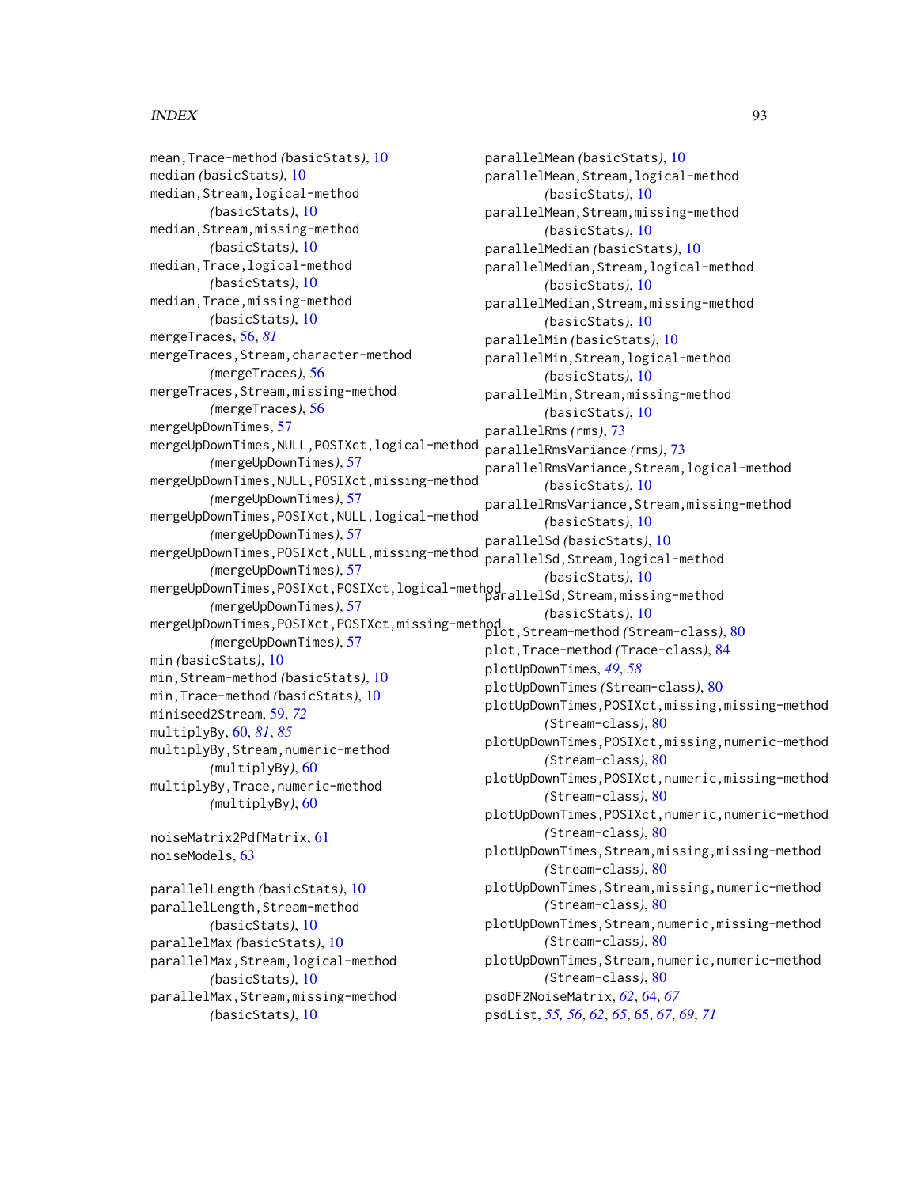mean,Trace-method *(basicStats)*, 10
median *(basicStats)*, 10
median,Stream,logical-method *(basicStats)*, 10
median,Stream,missing-method *(basicStats)*, 10
median,Trace,logical-method *(basicStats)*, 10
median,Trace,missing-method *(basicStats)*, 10
mergeTraces, 56, *81*
mergeTraces,Stream,character-method *(mergeTraces)*, 56
mergeTraces,Stream,missing-method *(mergeTraces)*, 56
mergeUpDownTimes, 57
mergeUpDownTimes,NULL,POSIXct,logical-method *(mergeUpDownTimes)*, 57
mergeUpDownTimes,NULL,POSIXct,missing-method *(mergeUpDownTimes)*, 57
mergeUpDownTimes,POSIXct,NULL,logical-method *(mergeUpDownTimes)*, 57
mergeUpDownTimes,POSIXct,NULL,missing-method *(mergeUpDownTimes)*, 57
mergeUpDownTimes,POSIXct,POSIXct,logical-method *(mergeUpDownTimes)*, 57
mergeUpDownTimes,POSIXct,POSIXct,missing-method *(mergeUpDownTimes)*, 57
min *(basicStats)*, 10
min,Stream-method *(basicStats)*, 10
min,Trace-method *(basicStats)*, 10
miniseed2Stream, 59, *72*
multiplyBy, 60, *81*, *85*
multiplyBy,Stream,numeric-method *(multiplyBy)*, 60
multiplyBy,Trace,numeric-method *(multiplyBy)*, 60

noiseMatrix2PdfMatrix, 61
noiseModels, 63

parallelLength *(basicStats)*, 10
parallelLength,Stream-method *(basicStats)*, 10
parallelMax *(basicStats)*, 10
parallelMax,Stream,logical-method *(basicStats)*, 10
parallelMax,Stream,missing-method *(basicStats)*, 10
parallelMean *(basicStats)*, 10
parallelMean,Stream,logical-method *(basicStats)*, 10
parallelMean,Stream,missing-method *(basicStats)*, 10
parallelMedian *(basicStats)*, 10
parallelMedian,Stream,logical-method *(basicStats)*, 10
parallelMedian,Stream,missing-method *(basicStats)*, 10
parallelMin *(basicStats)*, 10
parallelMin,Stream,logical-method *(basicStats)*, 10
parallelMin,Stream,missing-method *(basicStats)*, 10
parallelRms *(rms)*, 73
parallelRmsVariance *(rms)*, 73
parallelRmsVariance,Stream,logical-method *(basicStats)*, 10
parallelRmsVariance,Stream,missing-method *(basicStats)*, 10
parallelSd *(basicStats)*, 10
parallelSd,Stream,logical-method *(basicStats)*, 10
parallelSd,Stream,missing-method *(basicStats)*, 10
plot,Stream-method *(Stream-class)*, 80
plot,Trace-method *(Trace-class)*, 84
plotUpDownTimes, *49*, *58*
plotUpDownTimes *(Stream-class)*, 80
plotUpDownTimes,POSIXct,missing,missing-method *(Stream-class)*, 80
plotUpDownTimes,POSIXct,missing,numeric-method *(Stream-class)*, 80
plotUpDownTimes,POSIXct,numeric,missing-method *(Stream-class)*, 80
plotUpDownTimes,POSIXct,numeric,numeric-method *(Stream-class)*, 80
plotUpDownTimes,Stream,missing,missing-method *(Stream-class)*, 80
plotUpDownTimes,Stream,missing,numeric-method *(Stream-class)*, 80
plotUpDownTimes,Stream,numeric,missing-method *(Stream-class)*, 80
plotUpDownTimes,Stream,numeric,numeric-method *(Stream-class)*, 80
psdDF2NoiseMatrix, *62*, 64, *67*
psdList, *55*, *56*, *62*, *65*, 65, *67*, *69*, *71*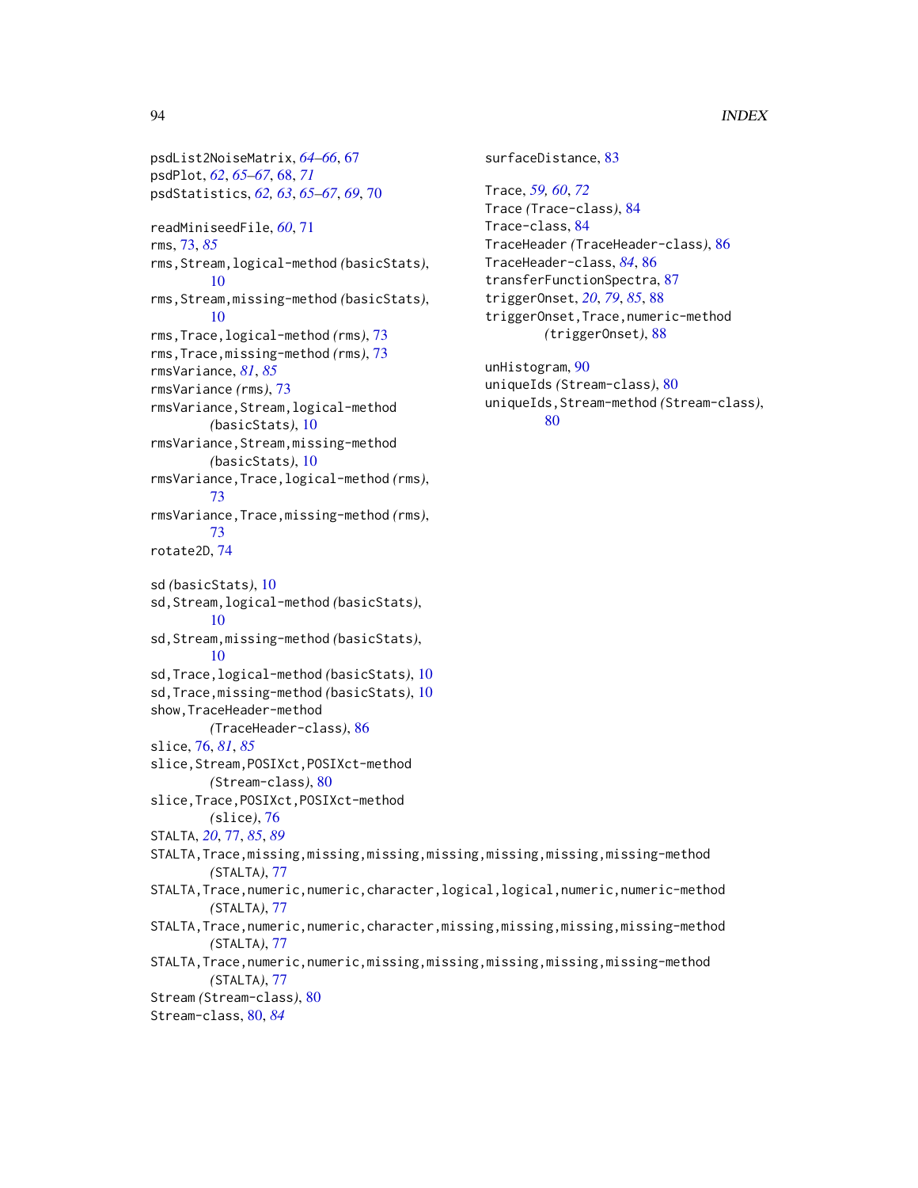psdList2NoiseMatrix, *64–66*, 67
psdPlot, *62*, *65–67*, 68, *71*
psdStatistics, *62, 63*, *65–67*, *69*, 70

readMiniseedFile, *60*, 71
rms, 73, *85*
rms,Stream,logical-method *(*basicStats*)*, 10
rms,Stream,missing-method *(*basicStats*)*, 10
rms,Trace,logical-method *(*rms*)*, 73
rms,Trace,missing-method *(*rms*)*, 73
rmsVariance, *81*, *85*
rmsVariance *(*rms*)*, 73
rmsVariance,Stream,logical-method *(*basicStats*)*, 10
rmsVariance,Stream,missing-method *(*basicStats*)*, 10
rmsVariance,Trace,logical-method *(*rms*)*, 73
rmsVariance,Trace,missing-method *(*rms*)*, 73
rotate2D, 74

sd *(*basicStats*)*, 10
sd,Stream,logical-method *(*basicStats*)*, 10
sd,Stream,missing-method *(*basicStats*)*, 10
sd,Trace,logical-method *(*basicStats*)*, 10
sd,Trace,missing-method *(*basicStats*)*, 10
show,TraceHeader-method *(*TraceHeader-class*)*, 86
slice, 76, *81*, *85*
slice,Stream,POSIXct,POSIXct-method *(*Stream-class*)*, 80
slice,Trace,POSIXct,POSIXct-method *(*slice*)*, 76
STALTA, *20*, 77, *85*, *89*
STALTA,Trace,missing,missing,missing,missing,missing,missing,missing-method *(*STALTA*)*, 77
STALTA,Trace,numeric,numeric,character,logical,logical,numeric,numeric-method *(*STALTA*)*, 77
STALTA,Trace,numeric,numeric,character,missing,missing,missing,missing-method *(*STALTA*)*, 77
STALTA,Trace,numeric,numeric,missing,missing,missing,missing,missing-method *(*STALTA*)*, 77
Stream *(*Stream-class*)*, 80
Stream-class, 80, *84*

surfaceDistance, 83

Trace, *59, 60*, *72*
Trace *(*Trace-class*)*, 84
Trace-class, 84
TraceHeader *(*TraceHeader-class*)*, 86
TraceHeader-class, *84*, 86
transferFunctionSpectra, 87
triggerOnset, *20*, *79*, *85*, 88
triggerOnset,Trace,numeric-method *(*triggerOnset*)*, 88

unHistogram, 90
uniqueIds *(*Stream-class*)*, 80
uniqueIds,Stream-method *(*Stream-class*)*, 80